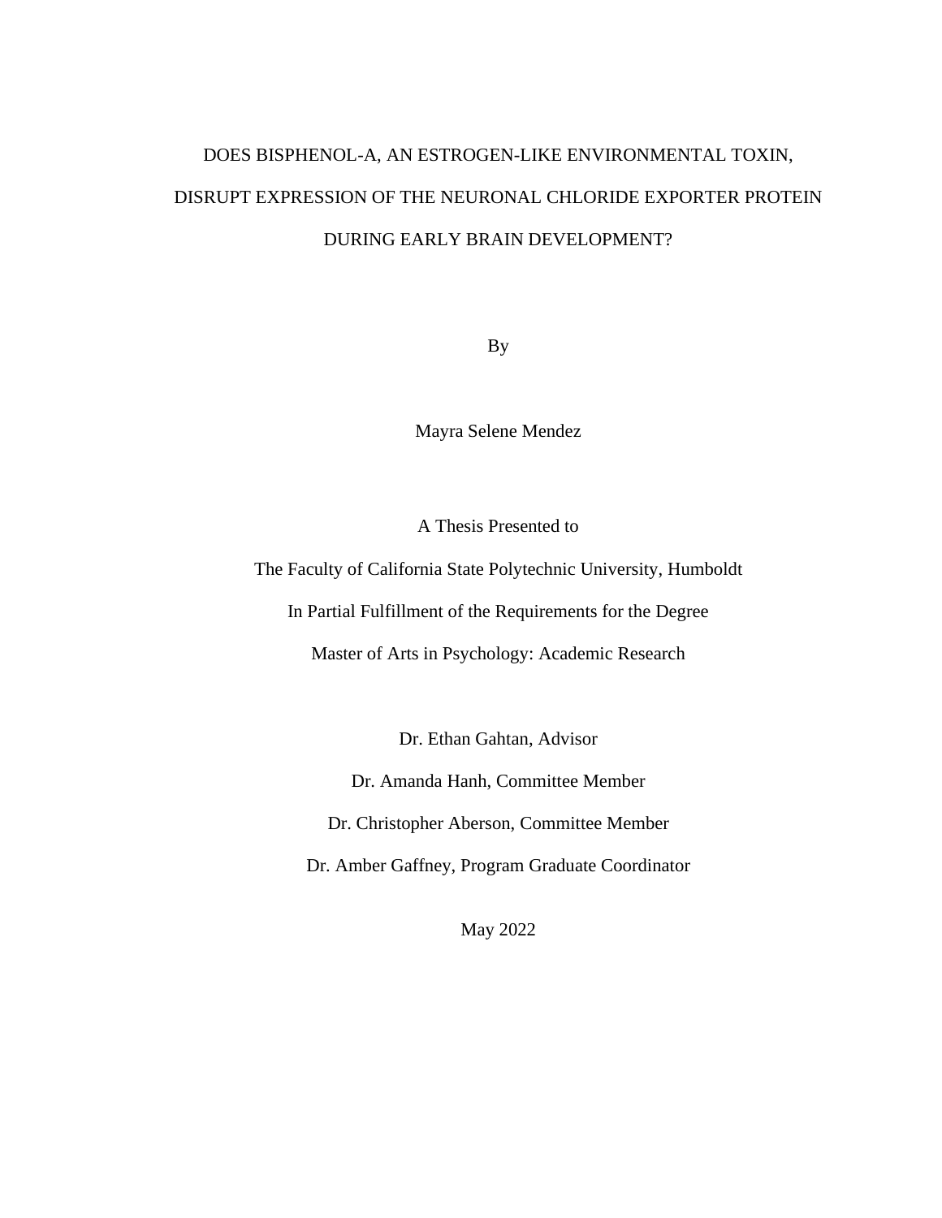# DOES BISPHENOL-A, AN ESTROGEN-LIKE ENVIRONMENTAL TOXIN, DISRUPT EXPRESSION OF THE NEURONAL CHLORIDE EXPORTER PROTEIN DURING EARLY BRAIN DEVELOPMENT?

By

Mayra Selene Mendez

A Thesis Presented to

The Faculty of California State Polytechnic University, Humboldt

In Partial Fulfillment of the Requirements for the Degree

Master of Arts in Psychology: Academic Research

Dr. Ethan Gahtan, Advisor

Dr. Amanda Hahn, Committee Member

Dr. Christopher Aberson, Committee Member

Dr. Amber Gaffney, Program Graduate Coordinator

May 2022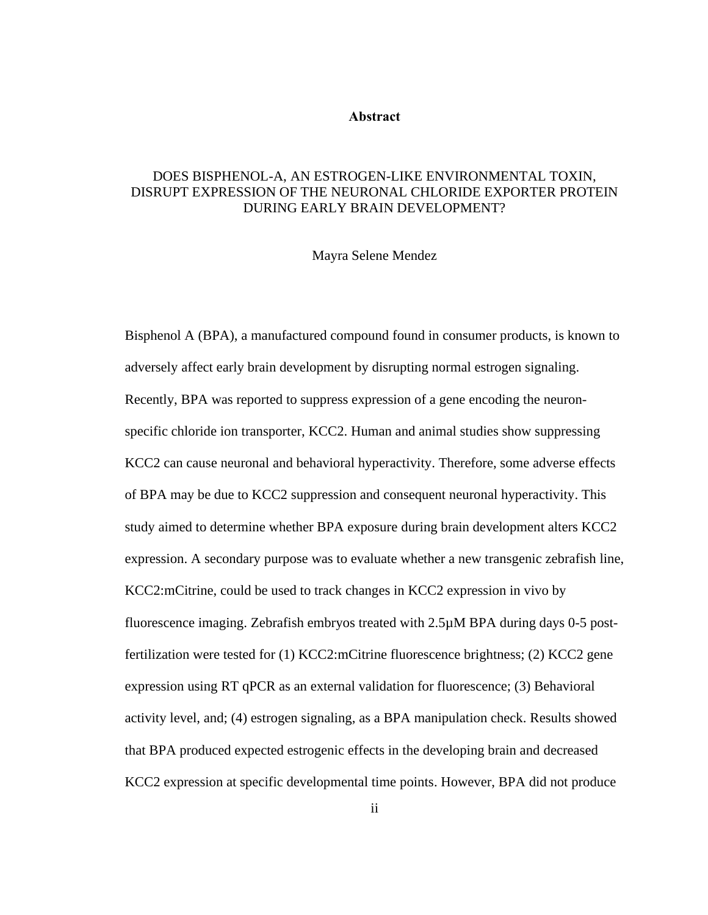# Abstract

## DOES BISPHENOL-A, AN ESTROGEN-LIKE ENVIRONMENTAL TOXIN, DISRUPT EXPRESSION OF THE NEURONAL CHLORIDE EXPORTER PROTEIN DURING EARLY BRAIN DEVELOPMENT?

Mayra Selene Mendez

Bisphenol A (BPA), a manufactured compound found in consumer products, is known to adversely affect early brain development by disrupting normal estrogen signaling. Recently, BPA was reported to suppress expression of a gene encoding the neuron-specific chloride ion transporter, KCC2. Human and animal studies show suppressing KCC2 can cause neuronal and behavioral hyperactivity. Therefore, some adverse effects of BPA may be due to KCC2 suppression and consequent neuronal hyperactivity. This study aimed to determine whether BPA exposure during brain development alters KCC2 expression. A secondary purpose was to evaluate whether a new transgenic zebrafish line, KCC2:mCitrine, could be used to track changes in KCC2 expression in vivo by fluorescence imaging. Zebrafish embryos treated with 2.5µM BPA during days 0-5 post-fertilization were tested for (1) KCC2:mCitrine fluorescence brightness; (2) KCC2 gene expression using RT qPCR as an external validation for fluorescence; (3) Behavioral activity level, and; (4) estrogen signaling, as a BPA manipulation check. Results showed that BPA produced expected estrogenic effects in the developing brain and decreased KCC2 expression at specific developmental time points. However, BPA did not produce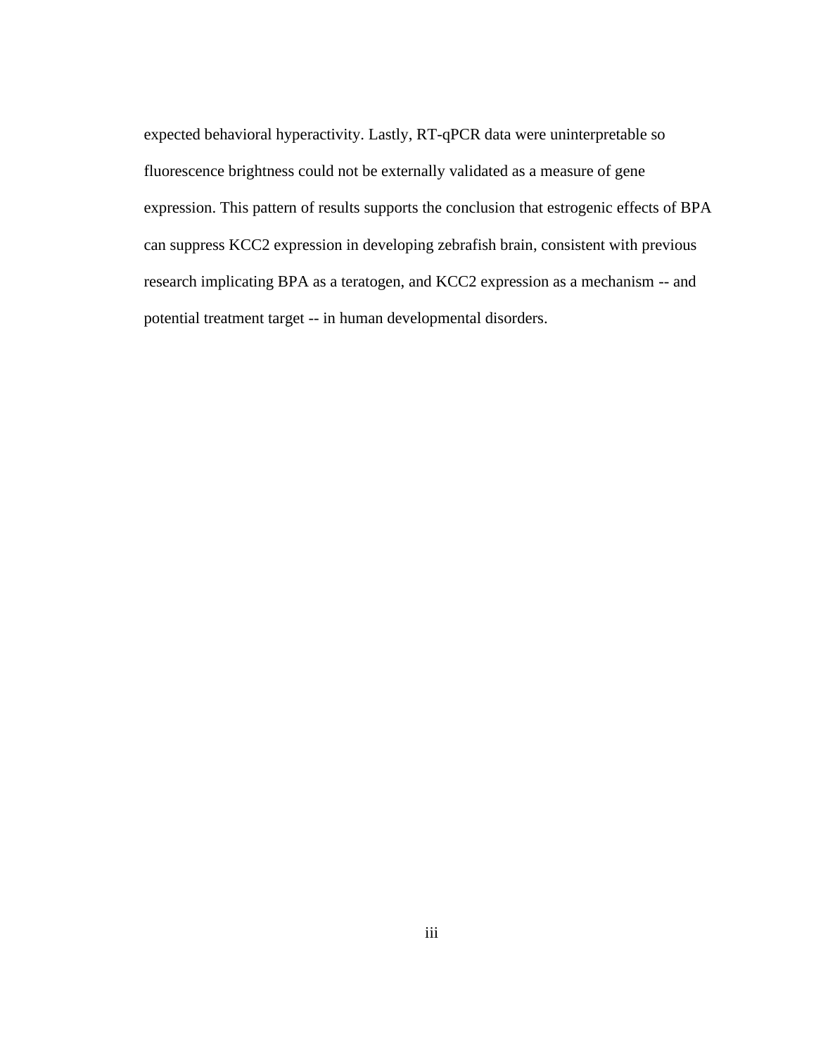expected behavioral hyperactivity. Lastly, RT-qPCR data were uninterpretable so fluorescence brightness could not be externally validated as a measure of gene expression. This pattern of results supports the conclusion that estrogenic effects of BPA can suppress KCC2 expression in developing zebrafish brain, consistent with previous research implicating BPA as a teratogen, and KCC2 expression as a mechanism -- and potential treatment target -- in human developmental disorders.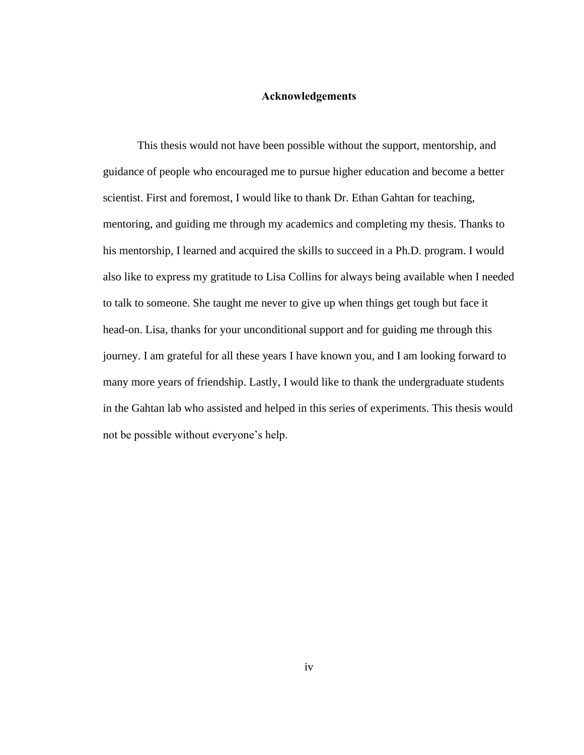# Acknowledgements

This thesis would not have been possible without the support, mentorship, and guidance of people who encouraged me to pursue higher education and become a better scientist. First and foremost, I would like to thank Dr. Ethan Gahtan for teaching, mentoring, and guiding me through my academics and completing my thesis. Thanks to his mentorship, I learned and acquired the skills to succeed in a Ph.D. program. I would also like to express my gratitude to Lisa Collins for always being available when I needed to talk to someone. She taught me never to give up when things get tough but face it head-on. Lisa, thanks for your unconditional support and for guiding me through this journey. I am grateful for all these years I have known you, and I am looking forward to many more years of friendship. Lastly, I would like to thank the undergraduate students in the Gahtan lab who assisted and helped in this series of experiments. This thesis would not be possible without everyone's help.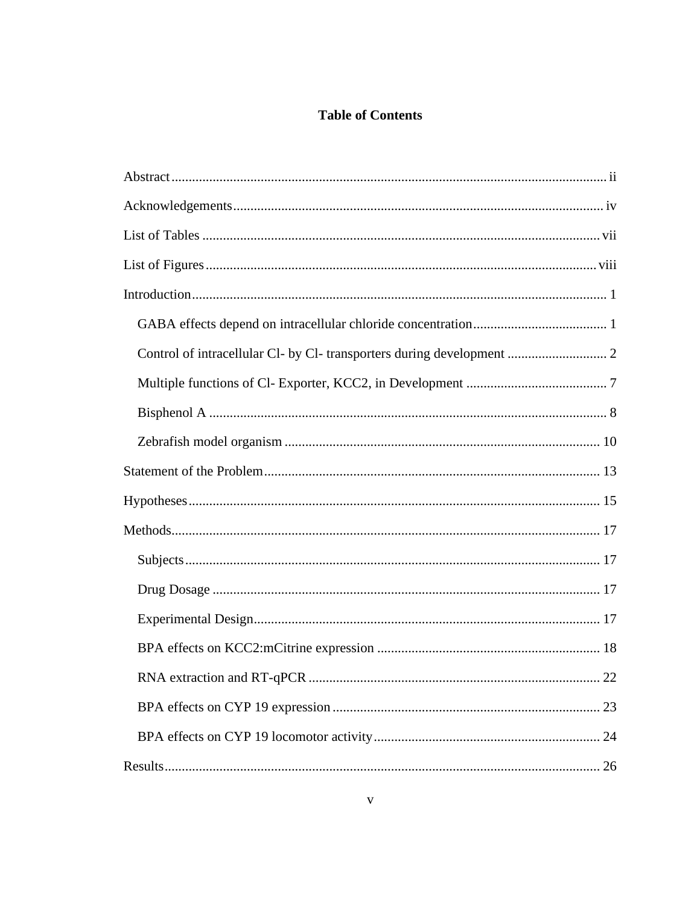# Table of Contents

Abstract ..... ii

Acknowledgements ..... iv

List of Tables ..... vii

List of Figures ..... viii

Introduction ..... 1

- GABA effects depend on intracellular chloride concentration ..... 1
- Control of intracellular Cl- by Cl- transporters during development ..... 2
- Multiple functions of Cl- Exporter, KCC2, in Development ..... 7
- Bisphenol A ..... 8
- Zebrafish model organism ..... 10

Statement of the Problem ..... 13

Hypotheses ..... 15

Methods ..... 17

- Subjects ..... 17
- Drug Dosage ..... 17
- Experimental Design ..... 17
- BPA effects on KCC2:mCitrine expression ..... 18
- RNA extraction and RT-qPCR ..... 22
- BPA effects on CYP 19 expression ..... 23
- BPA effects on CYP 19 locomotor activity ..... 24

Results ..... 26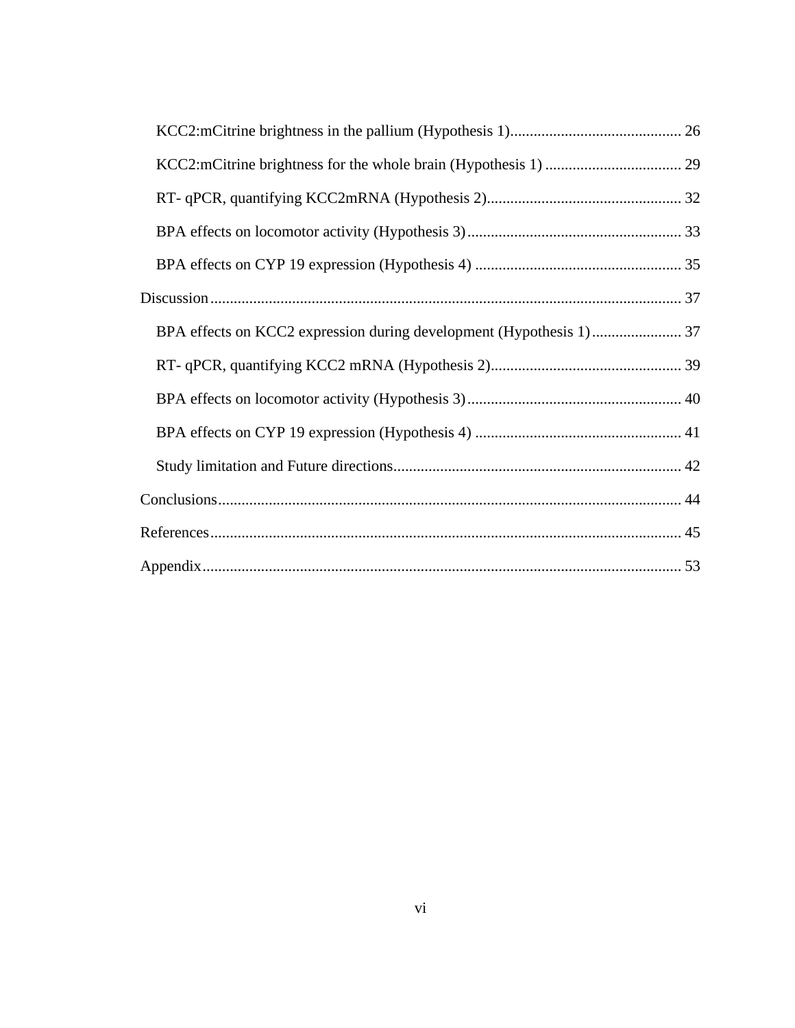KCC2:mCitrine brightness in the pallium (Hypothesis 1)............................................ 26

KCC2:mCitrine brightness for the whole brain (Hypothesis 1) ................................... 29

RT- qPCR, quantifying KCC2mRNA (Hypothesis 2).................................................. 32

BPA effects on locomotor activity (Hypothesis 3)....................................................... 33

BPA effects on CYP 19 expression (Hypothesis 4) ..................................................... 35

Discussion........................................................................................................................ 37

BPA effects on KCC2 expression during development (Hypothesis 1)....................... 37

RT- qPCR, quantifying KCC2 mRNA (Hypothesis 2)................................................. 39

BPA effects on locomotor activity (Hypothesis 3)....................................................... 40

BPA effects on CYP 19 expression (Hypothesis 4) ..................................................... 41

Study limitation and Future directions.......................................................................... 42

Conclusions...................................................................................................................... 44

References........................................................................................................................ 45

Appendix.......................................................................................................................... 53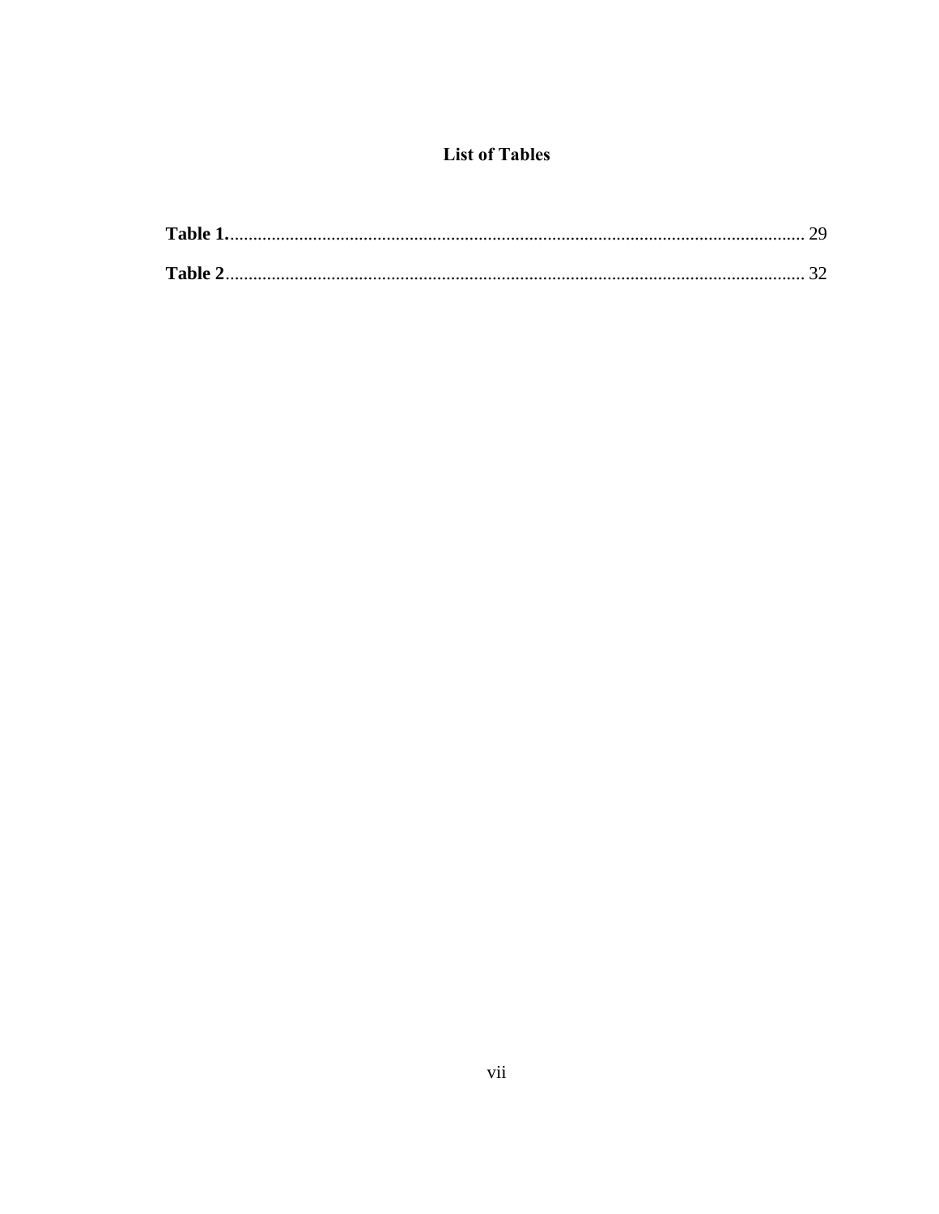# List of Tables

**Table 1.**............................................................................................................................ 29

**Table 2**............................................................................................................................ 32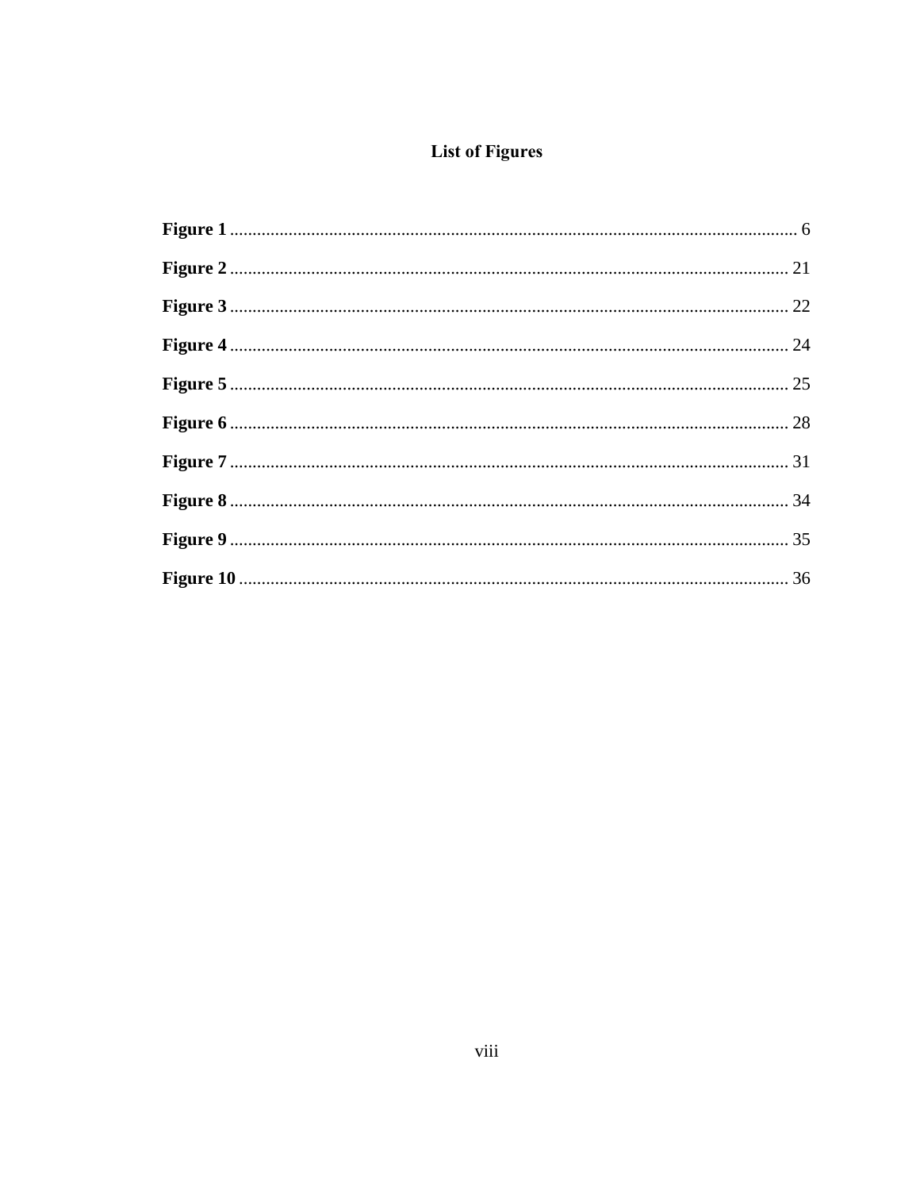## List of Figures

**Figure 1** ............................................................................................................................ 6

**Figure 2** .......................................................................................................................... 21

**Figure 3** .......................................................................................................................... 22

**Figure 4** .......................................................................................................................... 24

**Figure 5** .......................................................................................................................... 25

**Figure 6** .......................................................................................................................... 28

**Figure 7** .......................................................................................................................... 31

**Figure 8** .......................................................................................................................... 34

**Figure 9** .......................................................................................................................... 35

**Figure 10** ........................................................................................................................ 36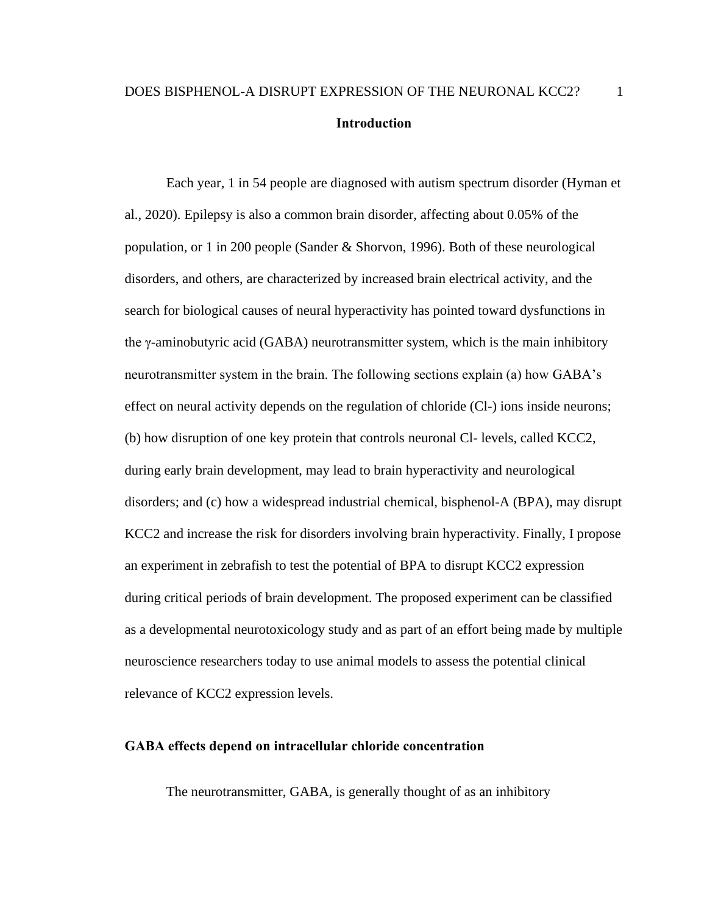## Introduction

Each year, 1 in 54 people are diagnosed with autism spectrum disorder (Hyman et al., 2020). Epilepsy is also a common brain disorder, affecting about 0.05% of the population, or 1 in 200 people (Sander & Shorvon, 1996). Both of these neurological disorders, and others, are characterized by increased brain electrical activity, and the search for biological causes of neural hyperactivity has pointed toward dysfunctions in the γ-aminobutyric acid (GABA) neurotransmitter system, which is the main inhibitory neurotransmitter system in the brain. The following sections explain (a) how GABA's effect on neural activity depends on the regulation of chloride (Cl-) ions inside neurons; (b) how disruption of one key protein that controls neuronal Cl- levels, called KCC2, during early brain development, may lead to brain hyperactivity and neurological disorders; and (c) how a widespread industrial chemical, bisphenol-A (BPA), may disrupt KCC2 and increase the risk for disorders involving brain hyperactivity. Finally, I propose an experiment in zebrafish to test the potential of BPA to disrupt KCC2 expression during critical periods of brain development. The proposed experiment can be classified as a developmental neurotoxicology study and as part of an effort being made by multiple neuroscience researchers today to use animal models to assess the potential clinical relevance of KCC2 expression levels.

### GABA effects depend on intracellular chloride concentration

The neurotransmitter, GABA, is generally thought of as an inhibitory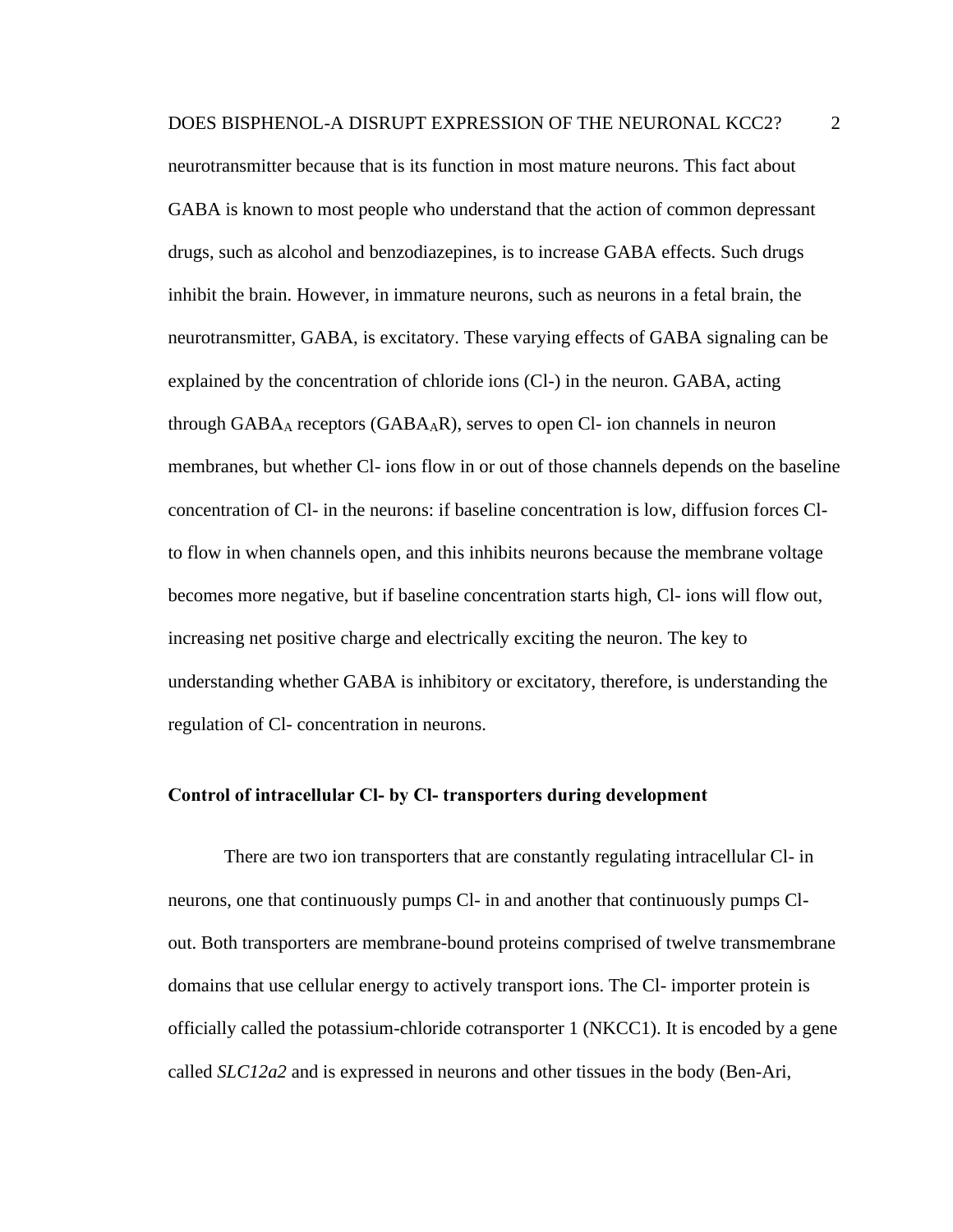neurotransmitter because that is its function in most mature neurons. This fact about GABA is known to most people who understand that the action of common depressant drugs, such as alcohol and benzodiazepines, is to increase GABA effects. Such drugs inhibit the brain. However, in immature neurons, such as neurons in a fetal brain, the neurotransmitter, GABA, is excitatory. These varying effects of GABA signaling can be explained by the concentration of chloride ions (Cl-) in the neuron. GABA, acting through $GABA_A$ receptors ($GABA_AR$), serves to open Cl- ion channels in neuron membranes, but whether Cl- ions flow in or out of those channels depends on the baseline concentration of Cl- in the neurons: if baseline concentration is low, diffusion forces Cl- to flow in when channels open, and this inhibits neurons because the membrane voltage becomes more negative, but if baseline concentration starts high, Cl- ions will flow out, increasing net positive charge and electrically exciting the neuron. The key to understanding whether GABA is inhibitory or excitatory, therefore, is understanding the regulation of Cl- concentration in neurons.

### Control of intracellular Cl- by Cl- transporters during development

There are two ion transporters that are constantly regulating intracellular Cl- in neurons, one that continuously pumps Cl- in and another that continuously pumps Cl- out. Both transporters are membrane-bound proteins comprised of twelve transmembrane domains that use cellular energy to actively transport ions. The Cl- importer protein is officially called the potassium-chloride cotransporter 1 (NKCC1). It is encoded by a gene called *SLC12a2* and is expressed in neurons and other tissues in the body (Ben-Ari,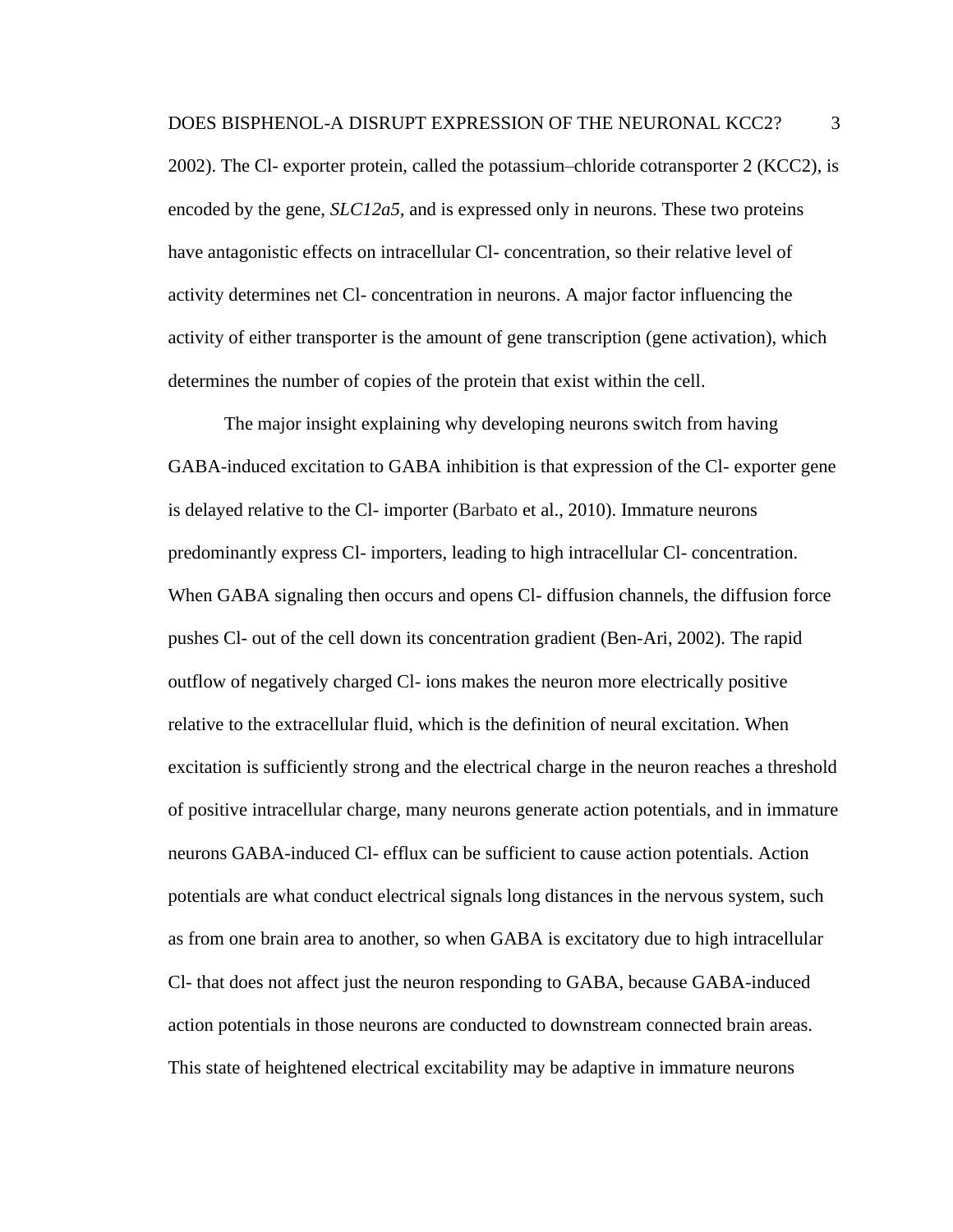2002). The Cl- exporter protein, called the potassium–chloride cotransporter 2 (KCC2), is encoded by the gene, *SLC12a5*, and is expressed only in neurons. These two proteins have antagonistic effects on intracellular Cl- concentration, so their relative level of activity determines net Cl- concentration in neurons. A major factor influencing the activity of either transporter is the amount of gene transcription (gene activation), which determines the number of copies of the protein that exist within the cell.

The major insight explaining why developing neurons switch from having GABA-induced excitation to GABA inhibition is that expression of the Cl- exporter gene is delayed relative to the Cl- importer (Barbato et al., 2010). Immature neurons predominantly express Cl- importers, leading to high intracellular Cl- concentration. When GABA signaling then occurs and opens Cl- diffusion channels, the diffusion force pushes Cl- out of the cell down its concentration gradient (Ben-Ari, 2002). The rapid outflow of negatively charged Cl- ions makes the neuron more electrically positive relative to the extracellular fluid, which is the definition of neural excitation. When excitation is sufficiently strong and the electrical charge in the neuron reaches a threshold of positive intracellular charge, many neurons generate action potentials, and in immature neurons GABA-induced Cl- efflux can be sufficient to cause action potentials. Action potentials are what conduct electrical signals long distances in the nervous system, such as from one brain area to another, so when GABA is excitatory due to high intracellular Cl- that does not affect just the neuron responding to GABA, because GABA-induced action potentials in those neurons are conducted to downstream connected brain areas. This state of heightened electrical excitability may be adaptive in immature neurons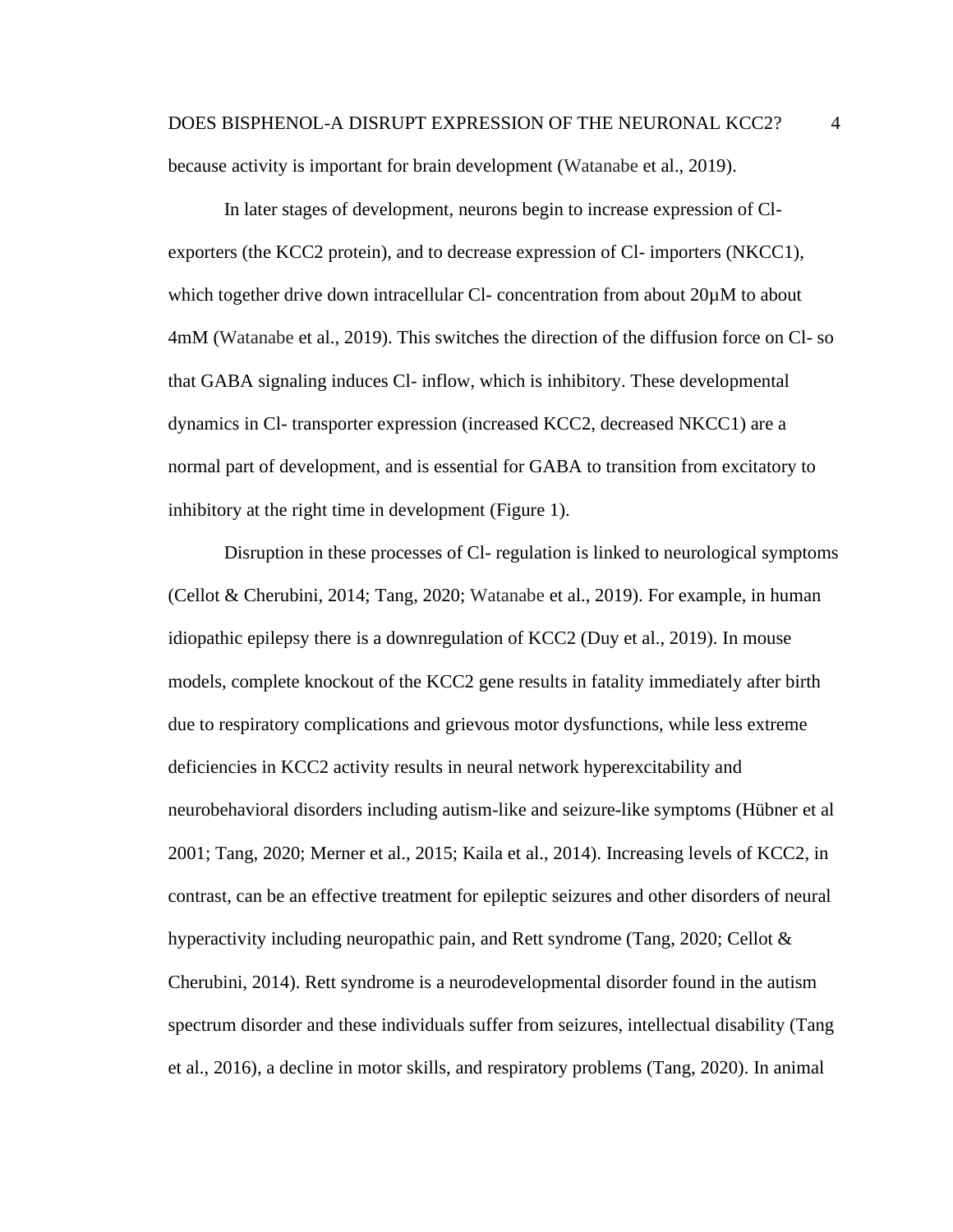because activity is important for brain development (Watanabe et al., 2019).

In later stages of development, neurons begin to increase expression of Cl- exporters (the KCC2 protein), and to decrease expression of Cl- importers (NKCC1), which together drive down intracellular Cl- concentration from about 20µM to about 4mM (Watanabe et al., 2019). This switches the direction of the diffusion force on Cl- so that GABA signaling induces Cl- inflow, which is inhibitory. These developmental dynamics in Cl- transporter expression (increased KCC2, decreased NKCC1) are a normal part of development, and is essential for GABA to transition from excitatory to inhibitory at the right time in development (Figure 1).

Disruption in these processes of Cl- regulation is linked to neurological symptoms (Cellot & Cherubini, 2014; Tang, 2020; Watanabe et al., 2019). For example, in human idiopathic epilepsy there is a downregulation of KCC2 (Duy et al., 2019). In mouse models, complete knockout of the KCC2 gene results in fatality immediately after birth due to respiratory complications and grievous motor dysfunctions, while less extreme deficiencies in KCC2 activity results in neural network hyperexcitability and neurobehavioral disorders including autism-like and seizure-like symptoms (Hübner et al 2001; Tang, 2020; Merner et al., 2015; Kaila et al., 2014). Increasing levels of KCC2, in contrast, can be an effective treatment for epileptic seizures and other disorders of neural hyperactivity including neuropathic pain, and Rett syndrome (Tang, 2020; Cellot & Cherubini, 2014). Rett syndrome is a neurodevelopmental disorder found in the autism spectrum disorder and these individuals suffer from seizures, intellectual disability (Tang et al., 2016), a decline in motor skills, and respiratory problems (Tang, 2020). In animal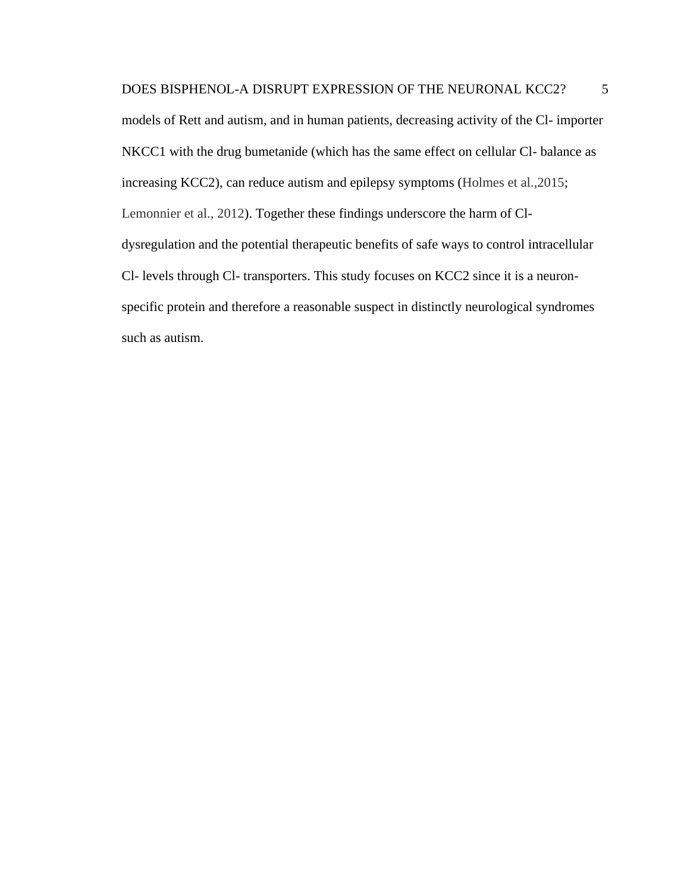models of Rett and autism, and in human patients, decreasing activity of the Cl- importer NKCC1 with the drug bumetanide (which has the same effect on cellular Cl- balance as increasing KCC2), can reduce autism and epilepsy symptoms (Holmes et al.,2015; Lemonnier et al., 2012). Together these findings underscore the harm of Cl- dysregulation and the potential therapeutic benefits of safe ways to control intracellular Cl- levels through Cl- transporters. This study focuses on KCC2 since it is a neuron-specific protein and therefore a reasonable suspect in distinctly neurological syndromes such as autism.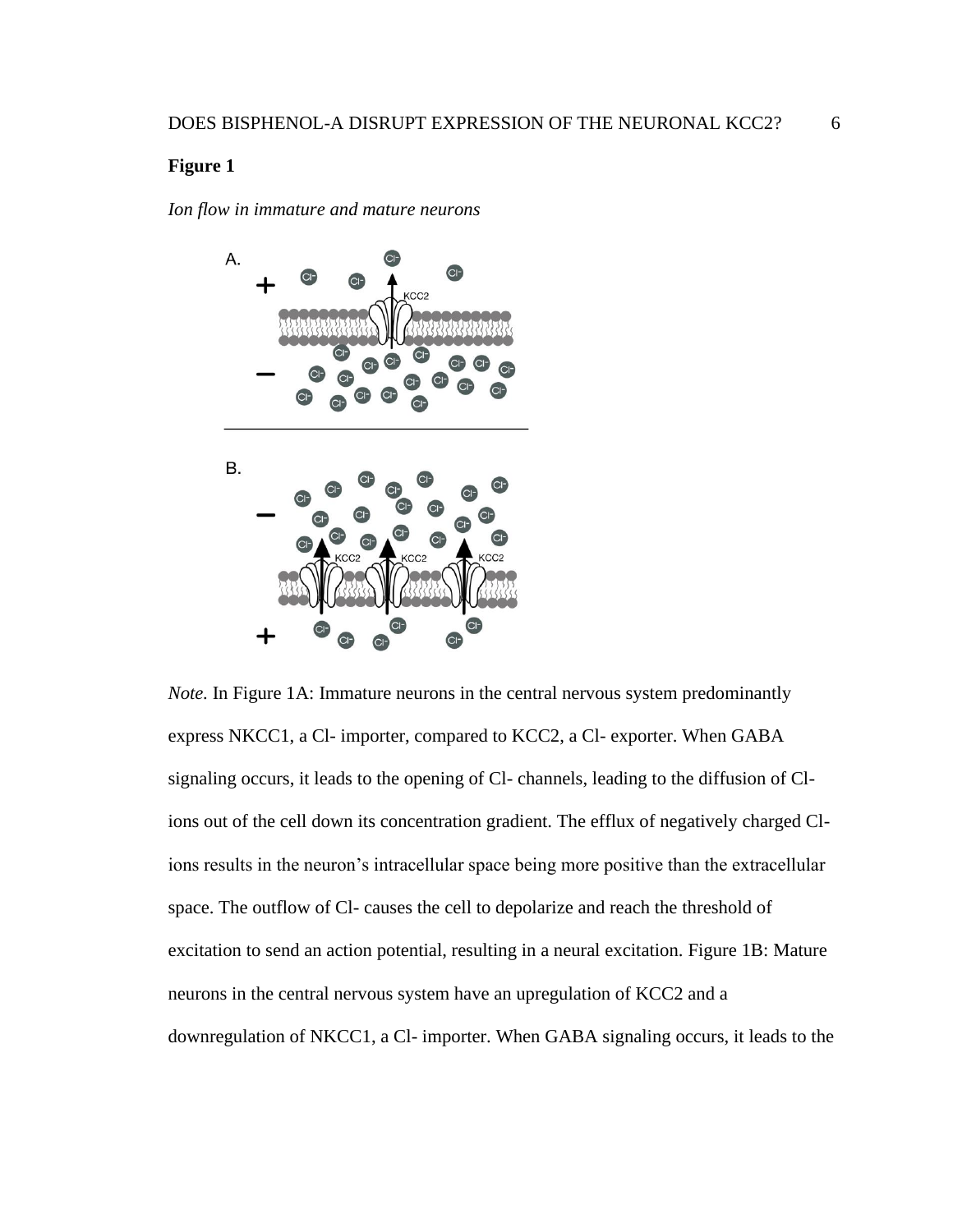**Figure 1**

*Ion flow in immature and mature neurons*

*Note.* In Figure 1A: Immature neurons in the central nervous system predominantly express NKCC1, a Cl- importer, compared to KCC2, a Cl- exporter. When GABA signaling occurs, it leads to the opening of Cl- channels, leading to the diffusion of Cl- ions out of the cell down its concentration gradient. The efflux of negatively charged Cl- ions results in the neuron's intracellular space being more positive than the extracellular space. The outflow of Cl- causes the cell to depolarize and reach the threshold of excitation to send an action potential, resulting in a neural excitation. Figure 1B: Mature neurons in the central nervous system have an upregulation of KCC2 and a downregulation of NKCC1, a Cl- importer. When GABA signaling occurs, it leads to the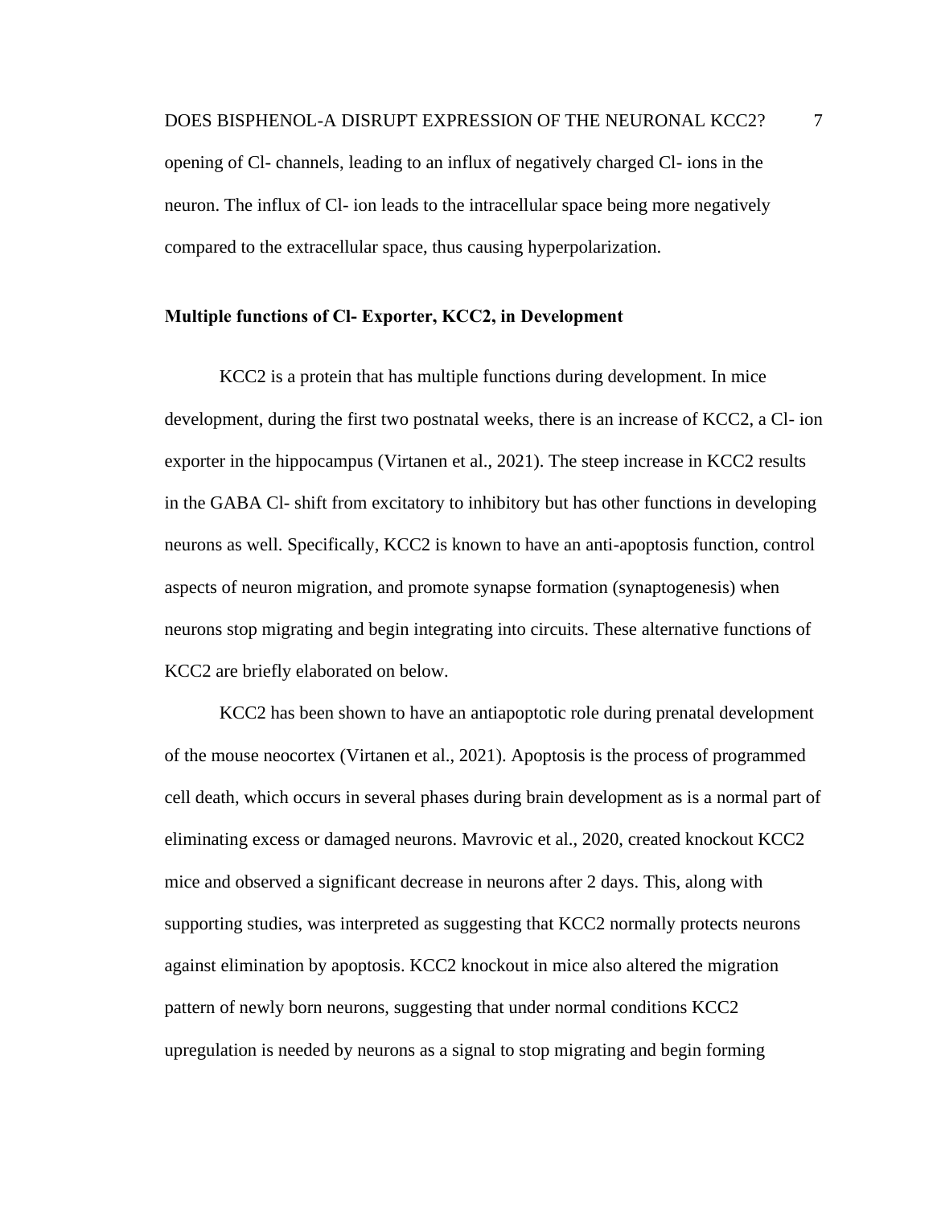opening of Cl- channels, leading to an influx of negatively charged Cl- ions in the neuron. The influx of Cl- ion leads to the intracellular space being more negatively compared to the extracellular space, thus causing hyperpolarization.

### Multiple functions of Cl- Exporter, KCC2, in Development

KCC2 is a protein that has multiple functions during development. In mice development, during the first two postnatal weeks, there is an increase of KCC2, a Cl- ion exporter in the hippocampus (Virtanen et al., 2021). The steep increase in KCC2 results in the GABA Cl- shift from excitatory to inhibitory but has other functions in developing neurons as well. Specifically, KCC2 is known to have an anti-apoptosis function, control aspects of neuron migration, and promote synapse formation (synaptogenesis) when neurons stop migrating and begin integrating into circuits. These alternative functions of KCC2 are briefly elaborated on below.

KCC2 has been shown to have an antiapoptotic role during prenatal development of the mouse neocortex (Virtanen et al., 2021). Apoptosis is the process of programmed cell death, which occurs in several phases during brain development as is a normal part of eliminating excess or damaged neurons. Mavrovic et al., 2020, created knockout KCC2 mice and observed a significant decrease in neurons after 2 days. This, along with supporting studies, was interpreted as suggesting that KCC2 normally protects neurons against elimination by apoptosis. KCC2 knockout in mice also altered the migration pattern of newly born neurons, suggesting that under normal conditions KCC2 upregulation is needed by neurons as a signal to stop migrating and begin forming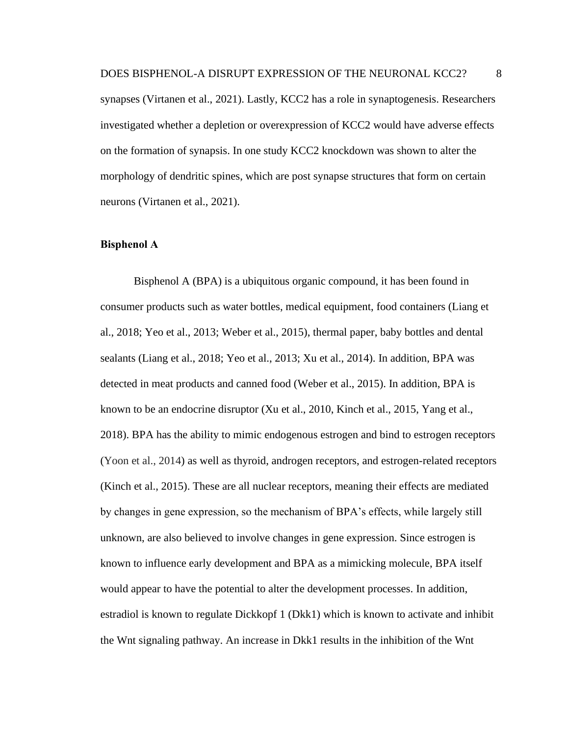synapses (Virtanen et al., 2021). Lastly, KCC2 has a role in synaptogenesis. Researchers investigated whether a depletion or overexpression of KCC2 would have adverse effects on the formation of synapsis. In one study KCC2 knockdown was shown to alter the morphology of dendritic spines, which are post synapse structures that form on certain neurons (Virtanen et al., 2021).

### Bisphenol A

Bisphenol A (BPA) is a ubiquitous organic compound, it has been found in consumer products such as water bottles, medical equipment, food containers (Liang et al., 2018; Yeo et al., 2013; Weber et al., 2015), thermal paper, baby bottles and dental sealants (Liang et al., 2018; Yeo et al., 2013; Xu et al., 2014). In addition, BPA was detected in meat products and canned food (Weber et al., 2015). In addition, BPA is known to be an endocrine disruptor (Xu et al., 2010, Kinch et al., 2015, Yang et al., 2018). BPA has the ability to mimic endogenous estrogen and bind to estrogen receptors (Yoon et al., 2014) as well as thyroid, androgen receptors, and estrogen-related receptors (Kinch et al., 2015). These are all nuclear receptors, meaning their effects are mediated by changes in gene expression, so the mechanism of BPA's effects, while largely still unknown, are also believed to involve changes in gene expression. Since estrogen is known to influence early development and BPA as a mimicking molecule, BPA itself would appear to have the potential to alter the development processes. In addition, estradiol is known to regulate Dickkopf 1 (Dkk1) which is known to activate and inhibit the Wnt signaling pathway. An increase in Dkk1 results in the inhibition of the Wnt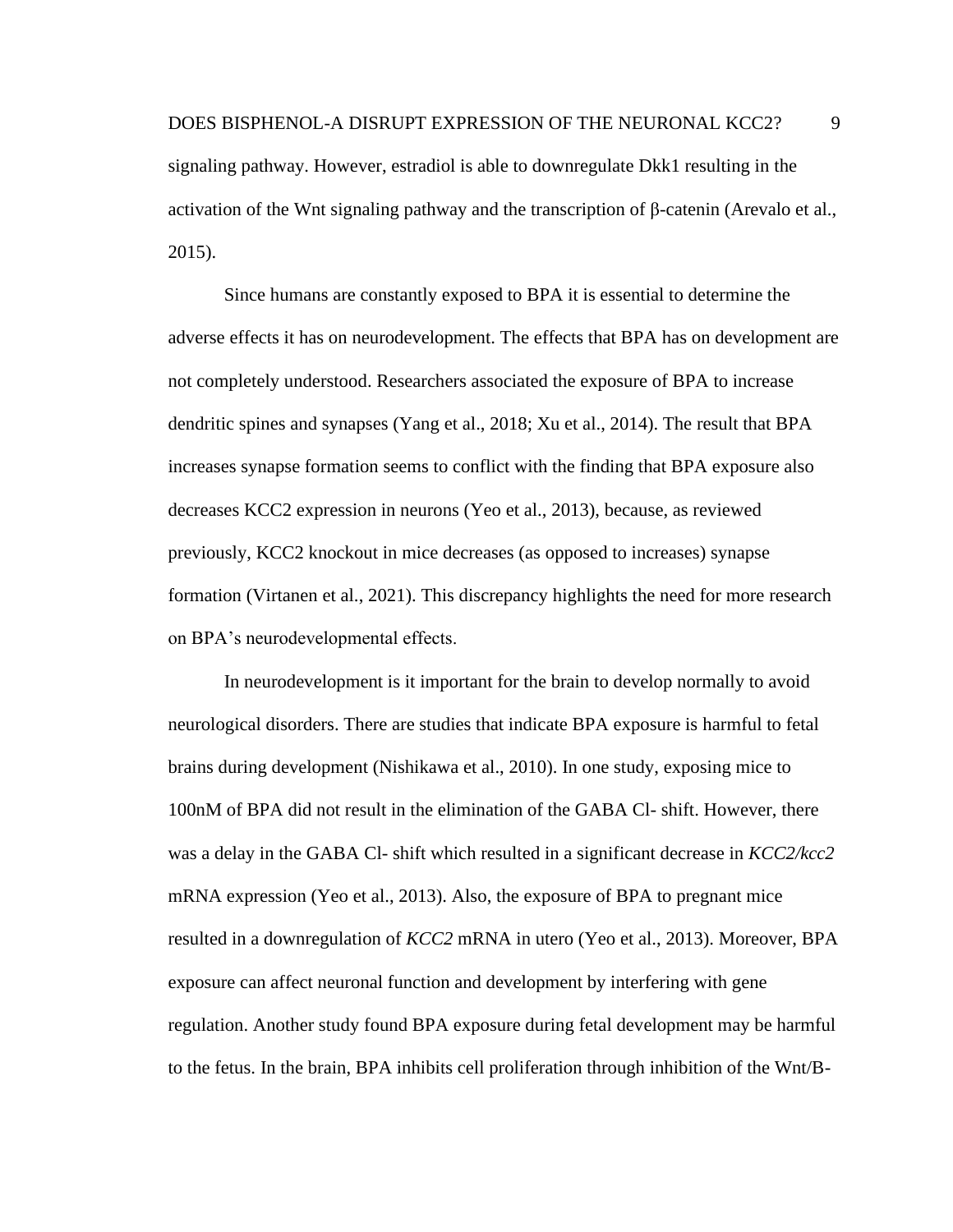signaling pathway. However, estradiol is able to downregulate Dkk1 resulting in the activation of the Wnt signaling pathway and the transcription of β-catenin (Arevalo et al., 2015).

Since humans are constantly exposed to BPA it is essential to determine the adverse effects it has on neurodevelopment. The effects that BPA has on development are not completely understood. Researchers associated the exposure of BPA to increase dendritic spines and synapses (Yang et al., 2018; Xu et al., 2014). The result that BPA increases synapse formation seems to conflict with the finding that BPA exposure also decreases KCC2 expression in neurons (Yeo et al., 2013), because, as reviewed previously, KCC2 knockout in mice decreases (as opposed to increases) synapse formation (Virtanen et al., 2021). This discrepancy highlights the need for more research on BPA's neurodevelopmental effects.

In neurodevelopment is it important for the brain to develop normally to avoid neurological disorders. There are studies that indicate BPA exposure is harmful to fetal brains during development (Nishikawa et al., 2010). In one study, exposing mice to 100nM of BPA did not result in the elimination of the GABA Cl- shift. However, there was a delay in the GABA Cl- shift which resulted in a significant decrease in *KCC2/kcc2* mRNA expression (Yeo et al., 2013). Also, the exposure of BPA to pregnant mice resulted in a downregulation of *KCC2* mRNA in utero (Yeo et al., 2013). Moreover, BPA exposure can affect neuronal function and development by interfering with gene regulation. Another study found BPA exposure during fetal development may be harmful to the fetus. In the brain, BPA inhibits cell proliferation through inhibition of the Wnt/B-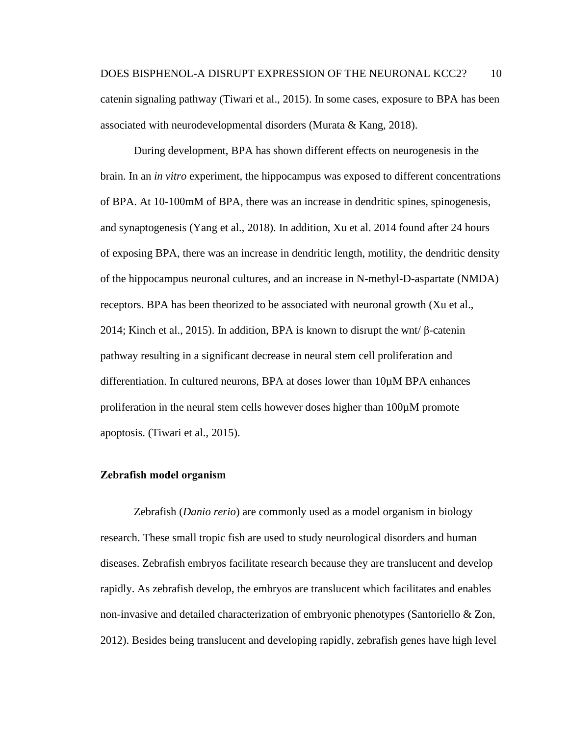catenin signaling pathway (Tiwari et al., 2015). In some cases, exposure to BPA has been associated with neurodevelopmental disorders (Murata & Kang, 2018).

During development, BPA has shown different effects on neurogenesis in the brain. In an *in vitro* experiment, the hippocampus was exposed to different concentrations of BPA. At 10-100mM of BPA, there was an increase in dendritic spines, spinogenesis, and synaptogenesis (Yang et al., 2018). In addition, Xu et al. 2014 found after 24 hours of exposing BPA, there was an increase in dendritic length, motility, the dendritic density of the hippocampus neuronal cultures, and an increase in N-methyl-D-aspartate (NMDA) receptors. BPA has been theorized to be associated with neuronal growth (Xu et al., 2014; Kinch et al., 2015). In addition, BPA is known to disrupt the wnt/ β-catenin pathway resulting in a significant decrease in neural stem cell proliferation and differentiation. In cultured neurons, BPA at doses lower than 10μM BPA enhances proliferation in the neural stem cells however doses higher than 100μM promote apoptosis. (Tiwari et al., 2015).

### Zebrafish model organism

Zebrafish (*Danio rerio*) are commonly used as a model organism in biology research. These small tropic fish are used to study neurological disorders and human diseases. Zebrafish embryos facilitate research because they are translucent and develop rapidly. As zebrafish develop, the embryos are translucent which facilitates and enables non-invasive and detailed characterization of embryonic phenotypes (Santoriello & Zon, 2012). Besides being translucent and developing rapidly, zebrafish genes have high level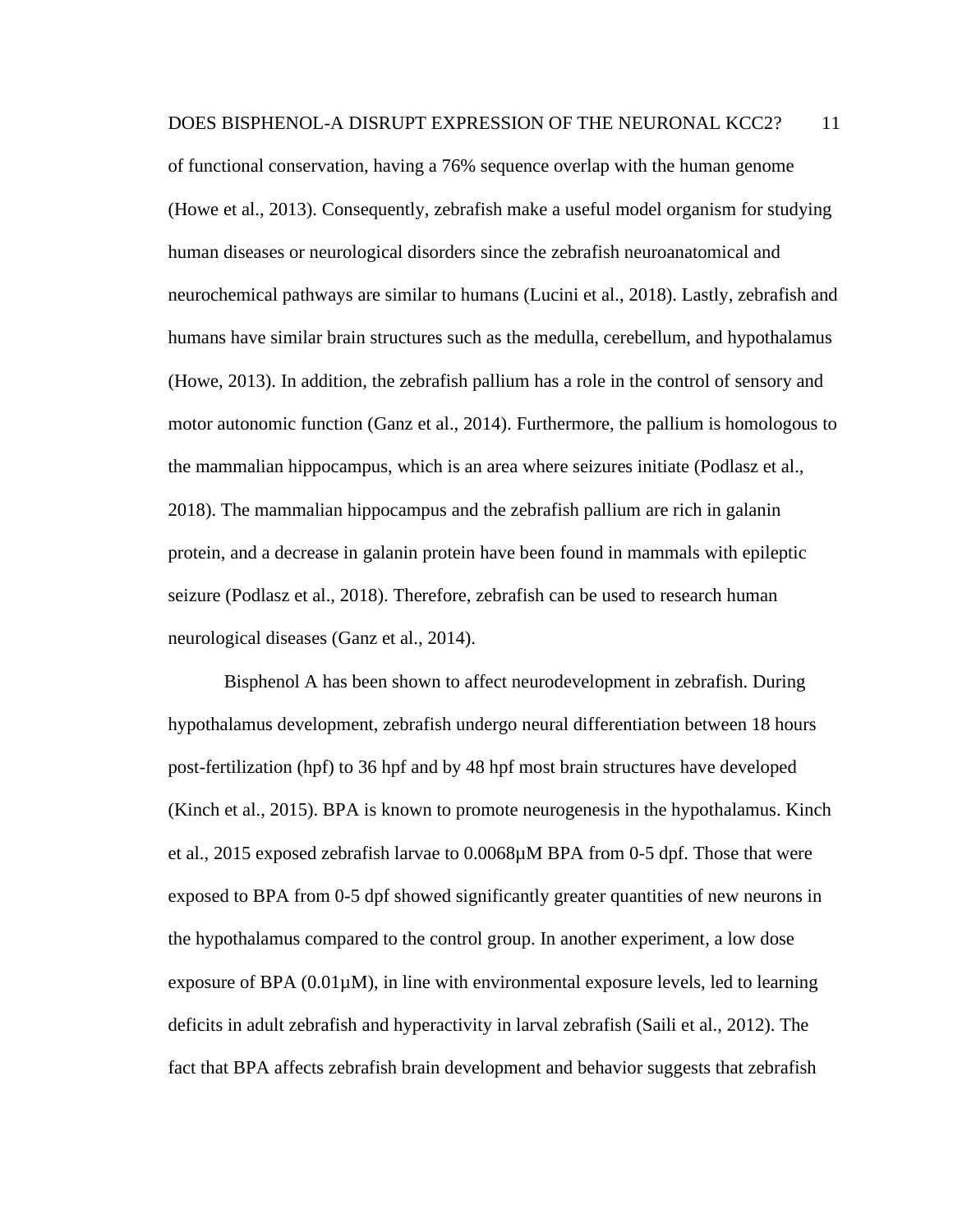of functional conservation, having a 76% sequence overlap with the human genome (Howe et al., 2013). Consequently, zebrafish make a useful model organism for studying human diseases or neurological disorders since the zebrafish neuroanatomical and neurochemical pathways are similar to humans (Lucini et al., 2018). Lastly, zebrafish and humans have similar brain structures such as the medulla, cerebellum, and hypothalamus (Howe, 2013). In addition, the zebrafish pallium has a role in the control of sensory and motor autonomic function (Ganz et al., 2014). Furthermore, the pallium is homologous to the mammalian hippocampus, which is an area where seizures initiate (Podlasz et al., 2018). The mammalian hippocampus and the zebrafish pallium are rich in galanin protein, and a decrease in galanin protein have been found in mammals with epileptic seizure (Podlasz et al., 2018). Therefore, zebrafish can be used to research human neurological diseases (Ganz et al., 2014).

Bisphenol A has been shown to affect neurodevelopment in zebrafish. During hypothalamus development, zebrafish undergo neural differentiation between 18 hours post-fertilization (hpf) to 36 hpf and by 48 hpf most brain structures have developed (Kinch et al., 2015). BPA is known to promote neurogenesis in the hypothalamus. Kinch et al., 2015 exposed zebrafish larvae to 0.0068µM BPA from 0-5 dpf. Those that were exposed to BPA from 0-5 dpf showed significantly greater quantities of new neurons in the hypothalamus compared to the control group. In another experiment, a low dose exposure of BPA (0.01µM), in line with environmental exposure levels, led to learning deficits in adult zebrafish and hyperactivity in larval zebrafish (Saili et al., 2012). The fact that BPA affects zebrafish brain development and behavior suggests that zebrafish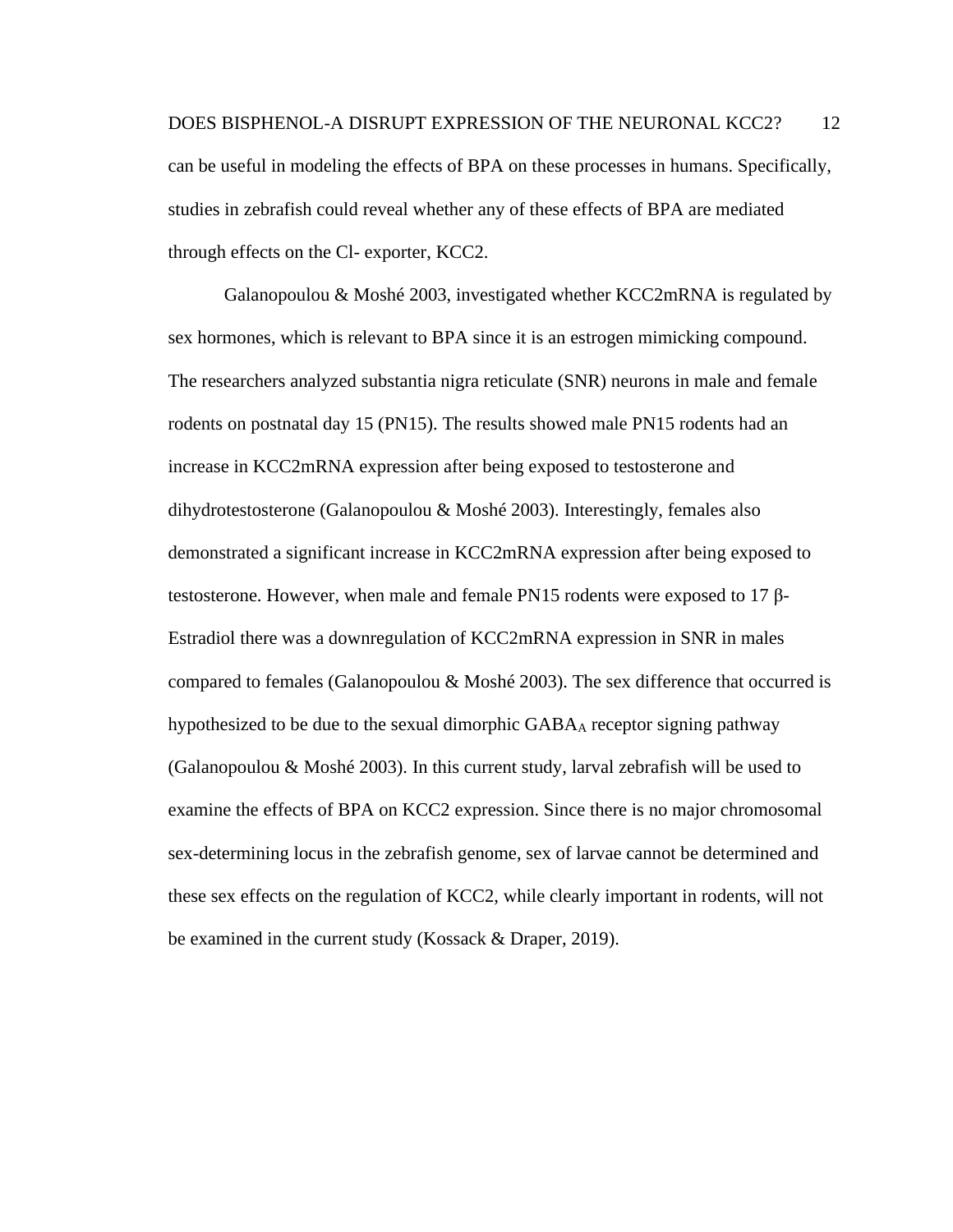can be useful in modeling the effects of BPA on these processes in humans. Specifically, studies in zebrafish could reveal whether any of these effects of BPA are mediated through effects on the Cl- exporter, KCC2.

Galanopoulou & Moshé 2003, investigated whether KCC2mRNA is regulated by sex hormones, which is relevant to BPA since it is an estrogen mimicking compound. The researchers analyzed substantia nigra reticulate (SNR) neurons in male and female rodents on postnatal day 15 (PN15). The results showed male PN15 rodents had an increase in KCC2mRNA expression after being exposed to testosterone and dihydrotestosterone (Galanopoulou & Moshé 2003). Interestingly, females also demonstrated a significant increase in KCC2mRNA expression after being exposed to testosterone. However, when male and female PN15 rodents were exposed to 17 β-Estradiol there was a downregulation of KCC2mRNA expression in SNR in males compared to females (Galanopoulou & Moshé 2003). The sex difference that occurred is hypothesized to be due to the sexual dimorphic $GABA_A$ receptor signing pathway (Galanopoulou & Moshé 2003). In this current study, larval zebrafish will be used to examine the effects of BPA on KCC2 expression. Since there is no major chromosomal sex-determining locus in the zebrafish genome, sex of larvae cannot be determined and these sex effects on the regulation of KCC2, while clearly important in rodents, will not be examined in the current study (Kossack & Draper, 2019).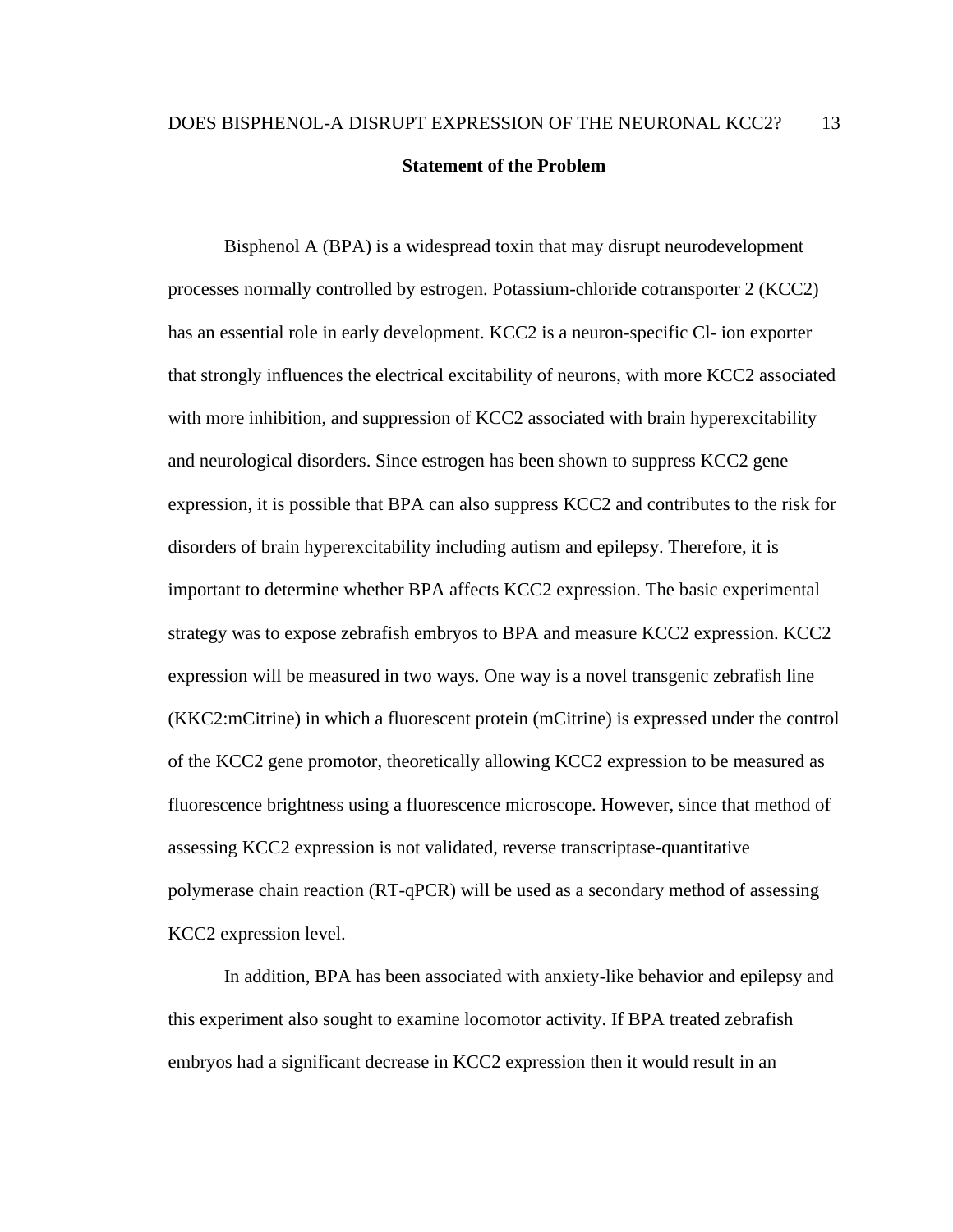## Statement of the Problem

Bisphenol A (BPA) is a widespread toxin that may disrupt neurodevelopment processes normally controlled by estrogen. Potassium-chloride cotransporter 2 (KCC2) has an essential role in early development. KCC2 is a neuron-specific Cl- ion exporter that strongly influences the electrical excitability of neurons, with more KCC2 associated with more inhibition, and suppression of KCC2 associated with brain hyperexcitability and neurological disorders. Since estrogen has been shown to suppress KCC2 gene expression, it is possible that BPA can also suppress KCC2 and contributes to the risk for disorders of brain hyperexcitability including autism and epilepsy. Therefore, it is important to determine whether BPA affects KCC2 expression. The basic experimental strategy was to expose zebrafish embryos to BPA and measure KCC2 expression. KCC2 expression will be measured in two ways. One way is a novel transgenic zebrafish line (KKC2:mCitrine) in which a fluorescent protein (mCitrine) is expressed under the control of the KCC2 gene promotor, theoretically allowing KCC2 expression to be measured as fluorescence brightness using a fluorescence microscope. However, since that method of assessing KCC2 expression is not validated, reverse transcriptase-quantitative polymerase chain reaction (RT-qPCR) will be used as a secondary method of assessing KCC2 expression level.

In addition, BPA has been associated with anxiety-like behavior and epilepsy and this experiment also sought to examine locomotor activity. If BPA treated zebrafish embryos had a significant decrease in KCC2 expression then it would result in an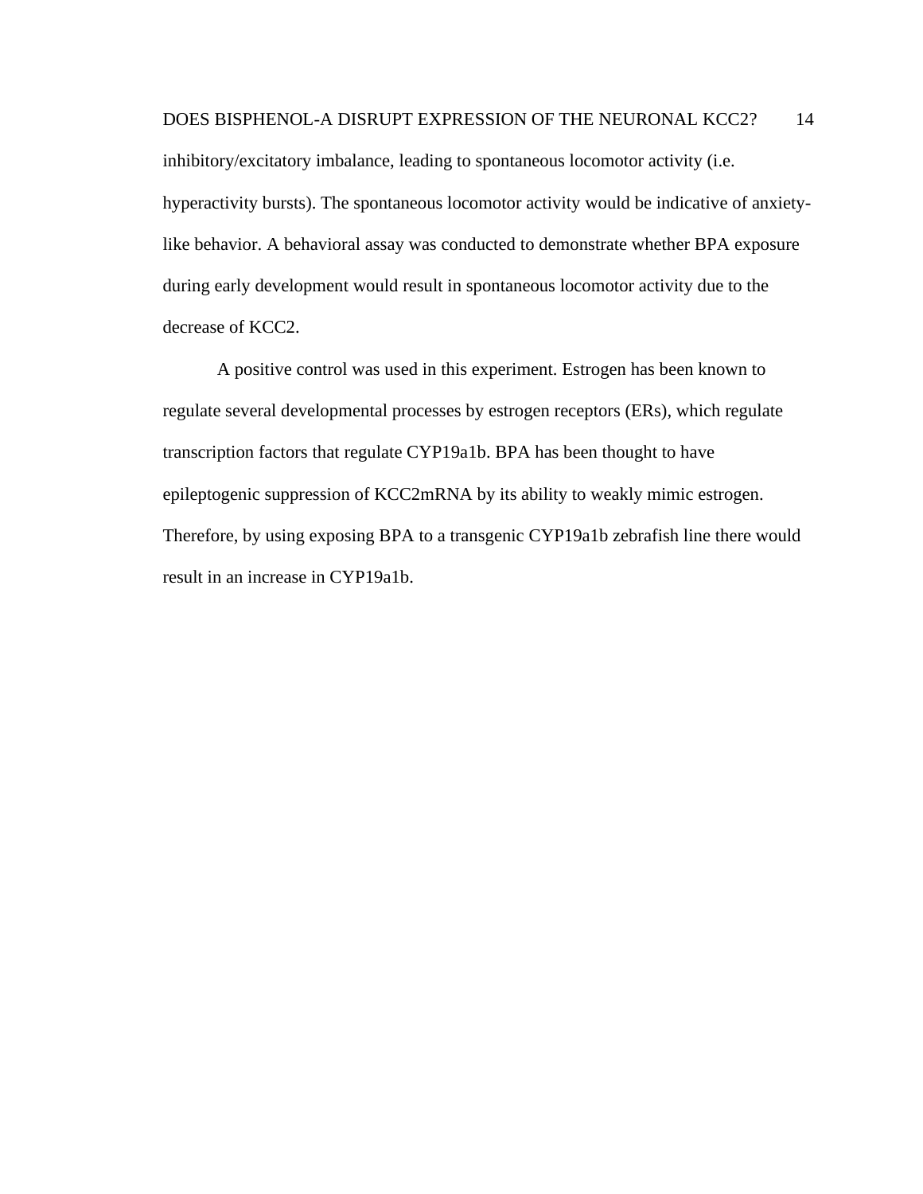inhibitory/excitatory imbalance, leading to spontaneous locomotor activity (i.e. hyperactivity bursts). The spontaneous locomotor activity would be indicative of anxiety-like behavior. A behavioral assay was conducted to demonstrate whether BPA exposure during early development would result in spontaneous locomotor activity due to the decrease of KCC2.

A positive control was used in this experiment. Estrogen has been known to regulate several developmental processes by estrogen receptors (ERs), which regulate transcription factors that regulate CYP19a1b. BPA has been thought to have epileptogenic suppression of KCC2mRNA by its ability to weakly mimic estrogen. Therefore, by using exposing BPA to a transgenic CYP19a1b zebrafish line there would result in an increase in CYP19a1b.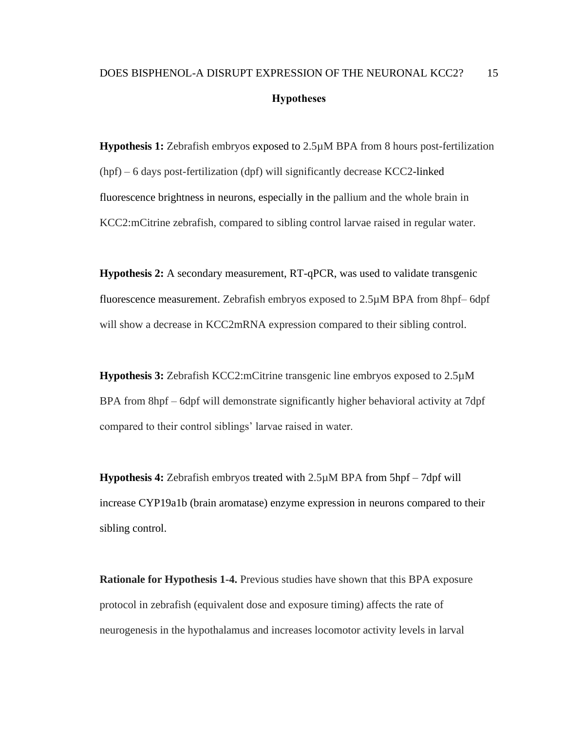## Hypotheses

**Hypothesis 1:** Zebrafish embryos exposed to 2.5µM BPA from 8 hours post-fertilization (hpf) – 6 days post-fertilization (dpf) will significantly decrease KCC2-linked fluorescence brightness in neurons, especially in the pallium and the whole brain in KCC2:mCitrine zebrafish, compared to sibling control larvae raised in regular water.

**Hypothesis 2:** A secondary measurement, RT-qPCR, was used to validate transgenic fluorescence measurement. Zebrafish embryos exposed to 2.5µM BPA from 8hpf– 6dpf will show a decrease in KCC2mRNA expression compared to their sibling control.

**Hypothesis 3:** Zebrafish KCC2:mCitrine transgenic line embryos exposed to 2.5µM BPA from 8hpf – 6dpf will demonstrate significantly higher behavioral activity at 7dpf compared to their control siblings' larvae raised in water.

**Hypothesis 4:** Zebrafish embryos treated with 2.5µM BPA from 5hpf – 7dpf will increase CYP19a1b (brain aromatase) enzyme expression in neurons compared to their sibling control.

**Rationale for Hypothesis 1-4.** Previous studies have shown that this BPA exposure protocol in zebrafish (equivalent dose and exposure timing) affects the rate of neurogenesis in the hypothalamus and increases locomotor activity levels in larval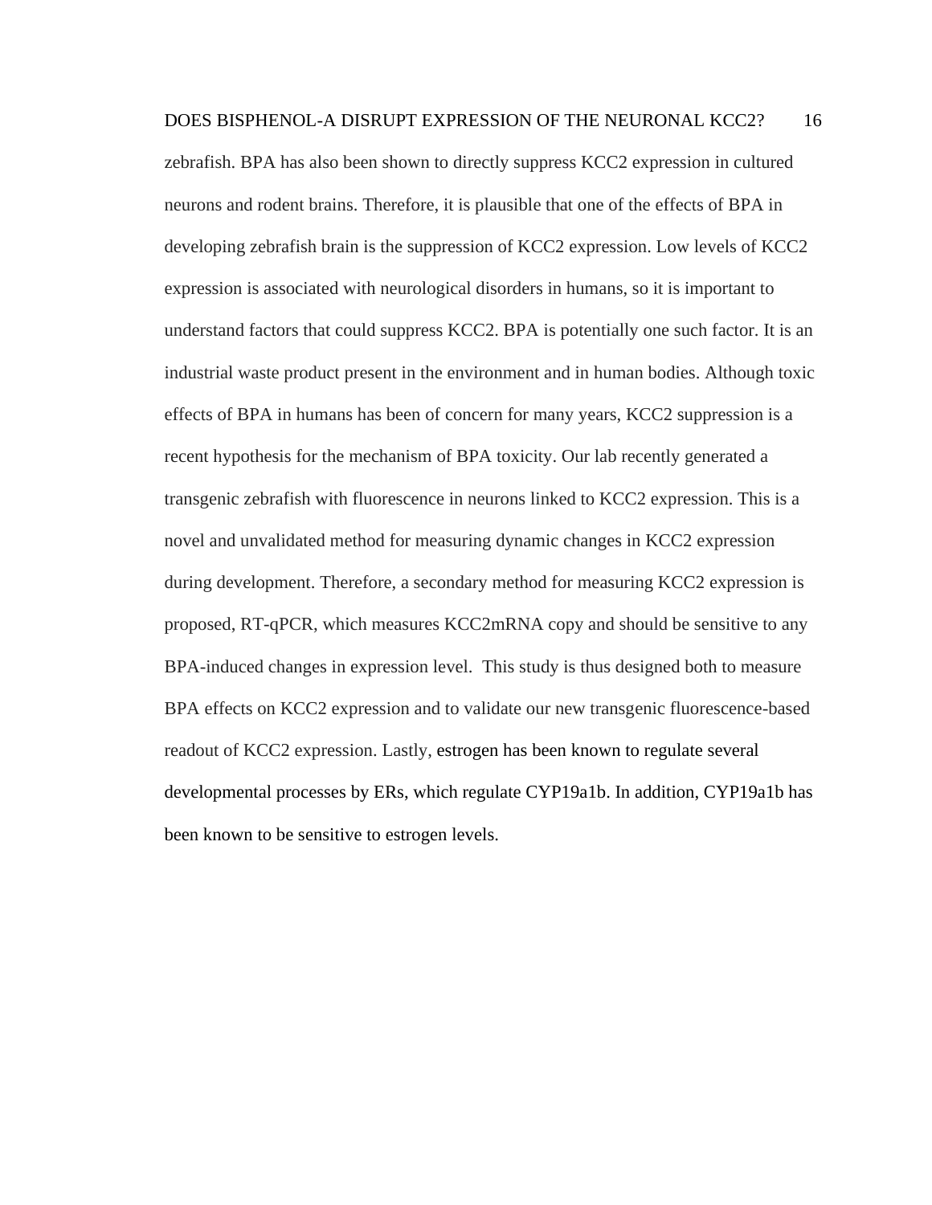zebrafish. BPA has also been shown to directly suppress KCC2 expression in cultured neurons and rodent brains. Therefore, it is plausible that one of the effects of BPA in developing zebrafish brain is the suppression of KCC2 expression. Low levels of KCC2 expression is associated with neurological disorders in humans, so it is important to understand factors that could suppress KCC2. BPA is potentially one such factor. It is an industrial waste product present in the environment and in human bodies. Although toxic effects of BPA in humans has been of concern for many years, KCC2 suppression is a recent hypothesis for the mechanism of BPA toxicity. Our lab recently generated a transgenic zebrafish with fluorescence in neurons linked to KCC2 expression. This is a novel and unvalidated method for measuring dynamic changes in KCC2 expression during development. Therefore, a secondary method for measuring KCC2 expression is proposed, RT-qPCR, which measures KCC2mRNA copy and should be sensitive to any BPA-induced changes in expression level. This study is thus designed both to measure BPA effects on KCC2 expression and to validate our new transgenic fluorescence-based readout of KCC2 expression. Lastly, estrogen has been known to regulate several developmental processes by ERs, which regulate CYP19a1b. In addition, CYP19a1b has been known to be sensitive to estrogen levels.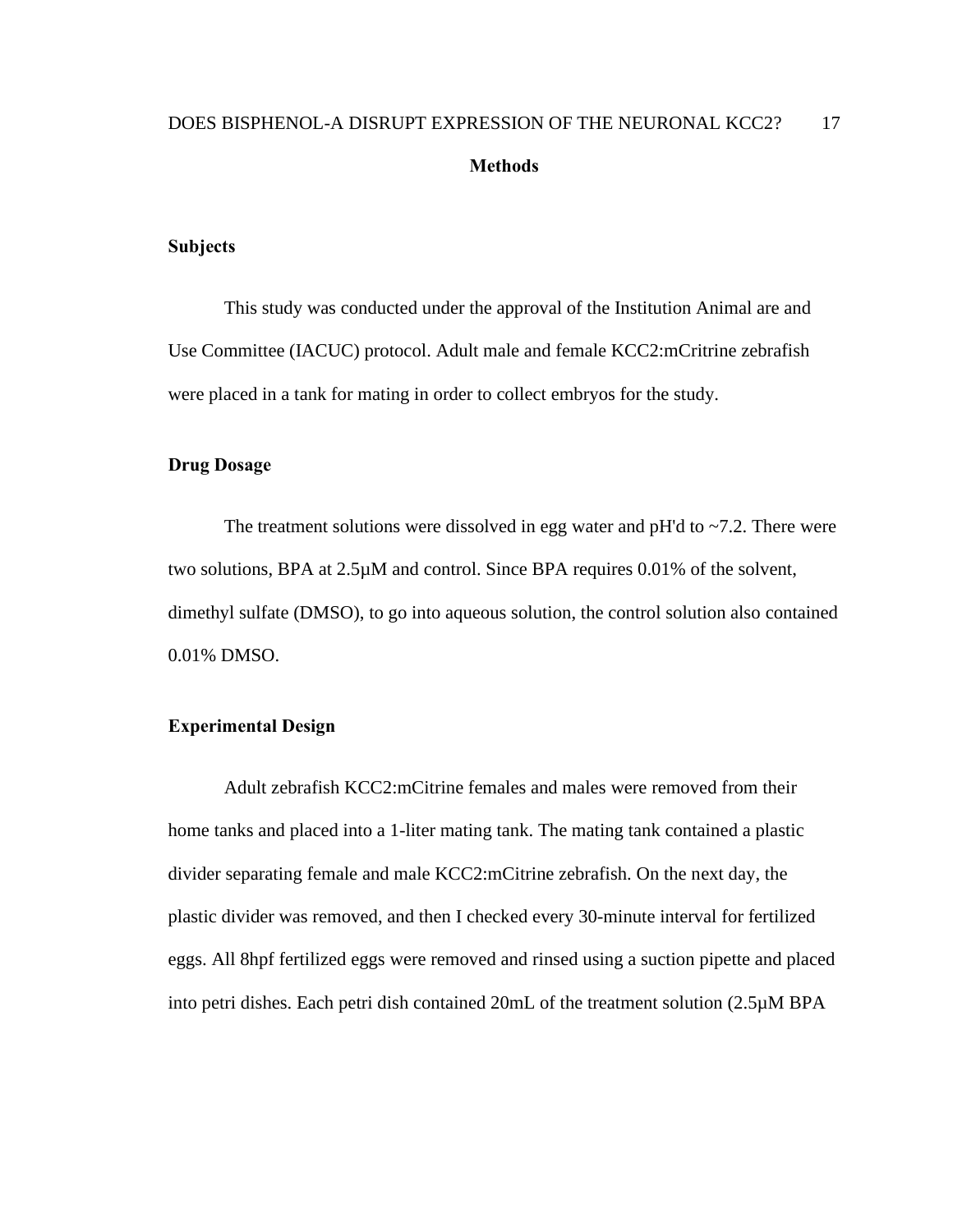## Methods

### Subjects

This study was conducted under the approval of the Institution Animal are and Use Committee (IACUC) protocol. Adult male and female KCC2:mCritrine zebrafish were placed in a tank for mating in order to collect embryos for the study.

### Drug Dosage

The treatment solutions were dissolved in egg water and pH'd to ~7.2. There were two solutions, BPA at 2.5μM and control. Since BPA requires 0.01% of the solvent, dimethyl sulfate (DMSO), to go into aqueous solution, the control solution also contained 0.01% DMSO.

### Experimental Design

Adult zebrafish KCC2:mCitrine females and males were removed from their home tanks and placed into a 1-liter mating tank. The mating tank contained a plastic divider separating female and male KCC2:mCitrine zebrafish. On the next day, the plastic divider was removed, and then I checked every 30-minute interval for fertilized eggs. All 8hpf fertilized eggs were removed and rinsed using a suction pipette and placed into petri dishes. Each petri dish contained 20mL of the treatment solution (2.5μM BPA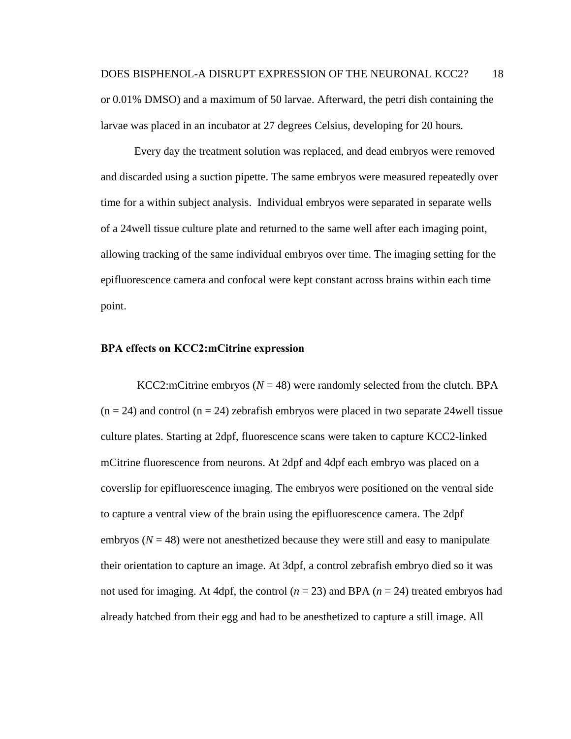or 0.01% DMSO) and a maximum of 50 larvae. Afterward, the petri dish containing the larvae was placed in an incubator at 27 degrees Celsius, developing for 20 hours.

Every day the treatment solution was replaced, and dead embryos were removed and discarded using a suction pipette. The same embryos were measured repeatedly over time for a within subject analysis.  Individual embryos were separated in separate wells of a 24well tissue culture plate and returned to the same well after each imaging point, allowing tracking of the same individual embryos over time. The imaging setting for the epifluorescence camera and confocal were kept constant across brains within each time point.

**BPA effects on KCC2:mCitrine expression**

KCC2:mCitrine embryos (*N* = 48) were randomly selected from the clutch. BPA (n = 24) and control (n = 24) zebrafish embryos were placed in two separate 24well tissue culture plates. Starting at 2dpf, fluorescence scans were taken to capture KCC2-linked mCitrine fluorescence from neurons. At 2dpf and 4dpf each embryo was placed on a coverslip for epifluorescence imaging. The embryos were positioned on the ventral side to capture a ventral view of the brain using the epifluorescence camera. The 2dpf embryos (*N* = 48) were not anesthetized because they were still and easy to manipulate their orientation to capture an image. At 3dpf, a control zebrafish embryo died so it was not used for imaging. At 4dpf, the control (*n* = 23) and BPA (*n* = 24) treated embryos had already hatched from their egg and had to be anesthetized to capture a still image. All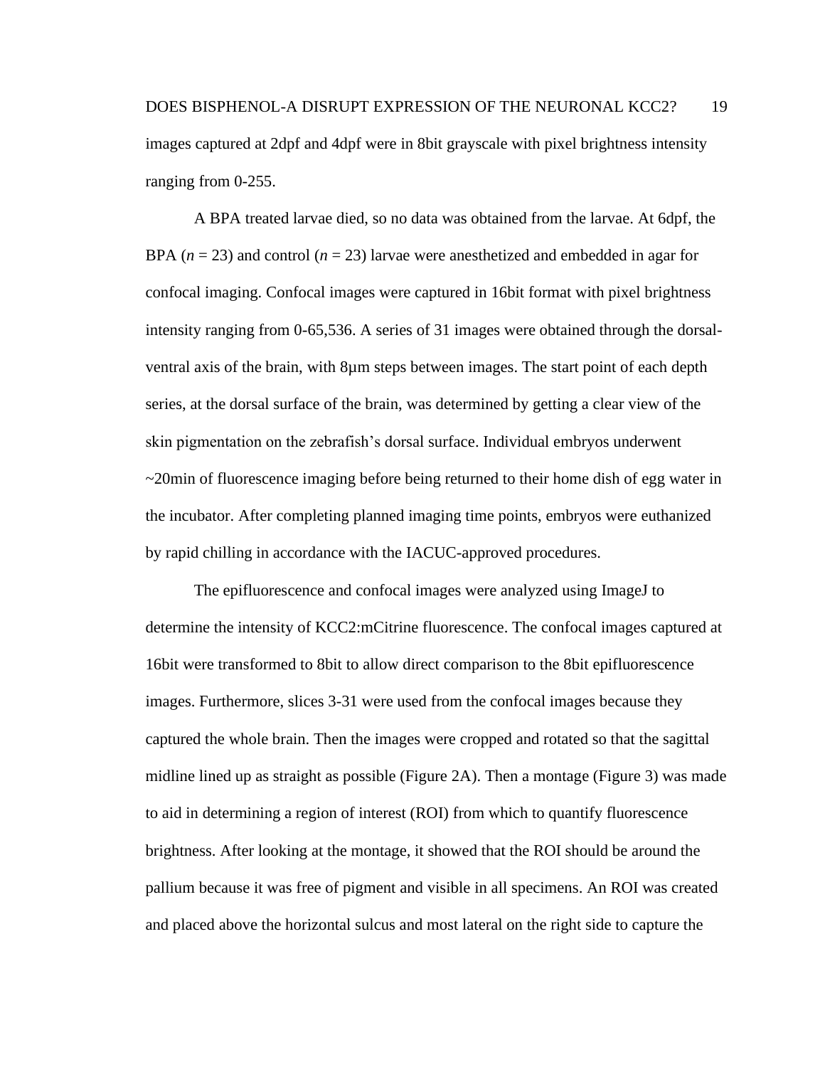images captured at 2dpf and 4dpf were in 8bit grayscale with pixel brightness intensity ranging from 0-255.

A BPA treated larvae died, so no data was obtained from the larvae. At 6dpf, the BPA ($n$ = 23) and control ($n$ = 23) larvae were anesthetized and embedded in agar for confocal imaging. Confocal images were captured in 16bit format with pixel brightness intensity ranging from 0-65,536. A series of 31 images were obtained through the dorsal-ventral axis of the brain, with 8µm steps between images. The start point of each depth series, at the dorsal surface of the brain, was determined by getting a clear view of the skin pigmentation on the zebrafish's dorsal surface. Individual embryos underwent ~20min of fluorescence imaging before being returned to their home dish of egg water in the incubator. After completing planned imaging time points, embryos were euthanized by rapid chilling in accordance with the IACUC-approved procedures.

The epifluorescence and confocal images were analyzed using ImageJ to determine the intensity of KCC2:mCitrine fluorescence. The confocal images captured at 16bit were transformed to 8bit to allow direct comparison to the 8bit epifluorescence images. Furthermore, slices 3-31 were used from the confocal images because they captured the whole brain. Then the images were cropped and rotated so that the sagittal midline lined up as straight as possible (Figure 2A). Then a montage (Figure 3) was made to aid in determining a region of interest (ROI) from which to quantify fluorescence brightness. After looking at the montage, it showed that the ROI should be around the pallium because it was free of pigment and visible in all specimens. An ROI was created and placed above the horizontal sulcus and most lateral on the right side to capture the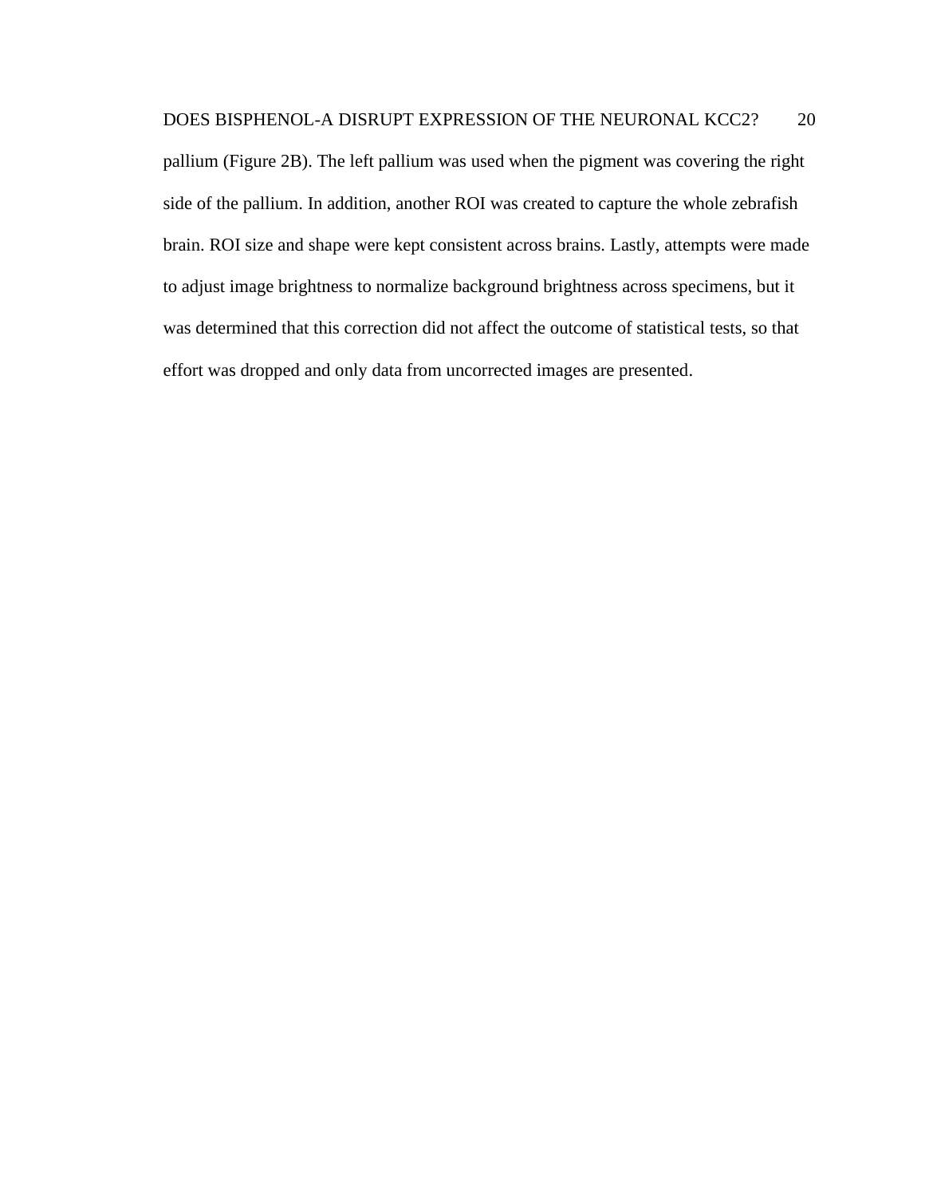pallium (Figure 2B). The left pallium was used when the pigment was covering the right side of the pallium. In addition, another ROI was created to capture the whole zebrafish brain. ROI size and shape were kept consistent across brains. Lastly, attempts were made to adjust image brightness to normalize background brightness across specimens, but it was determined that this correction did not affect the outcome of statistical tests, so that effort was dropped and only data from uncorrected images are presented.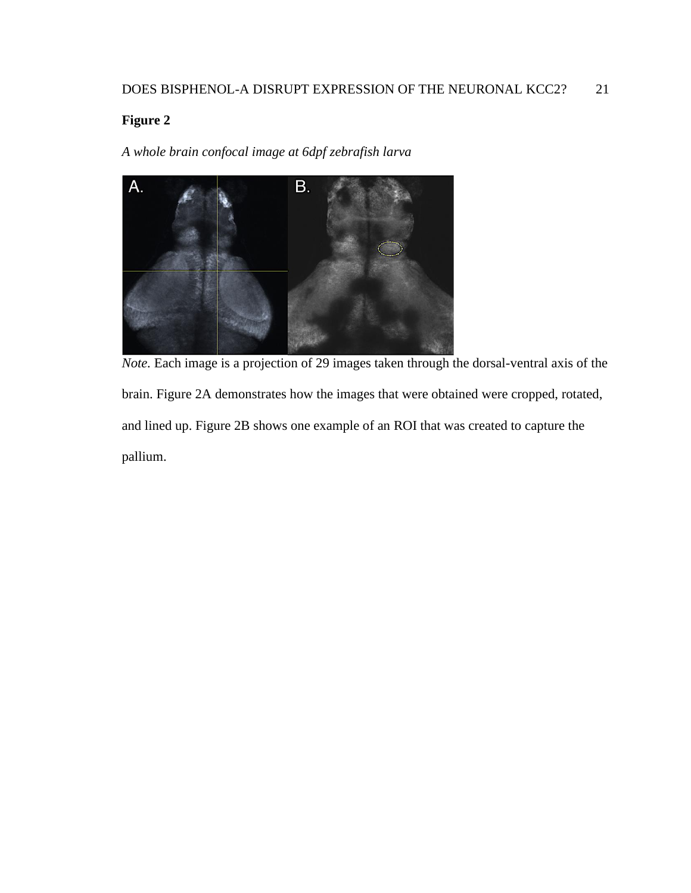**Figure 2**

*A whole brain confocal image at 6dpf zebrafish larva*

*Note.* Each image is a projection of 29 images taken through the dorsal-ventral axis of the brain. Figure 2A demonstrates how the images that were obtained were cropped, rotated, and lined up. Figure 2B shows one example of an ROI that was created to capture the pallium.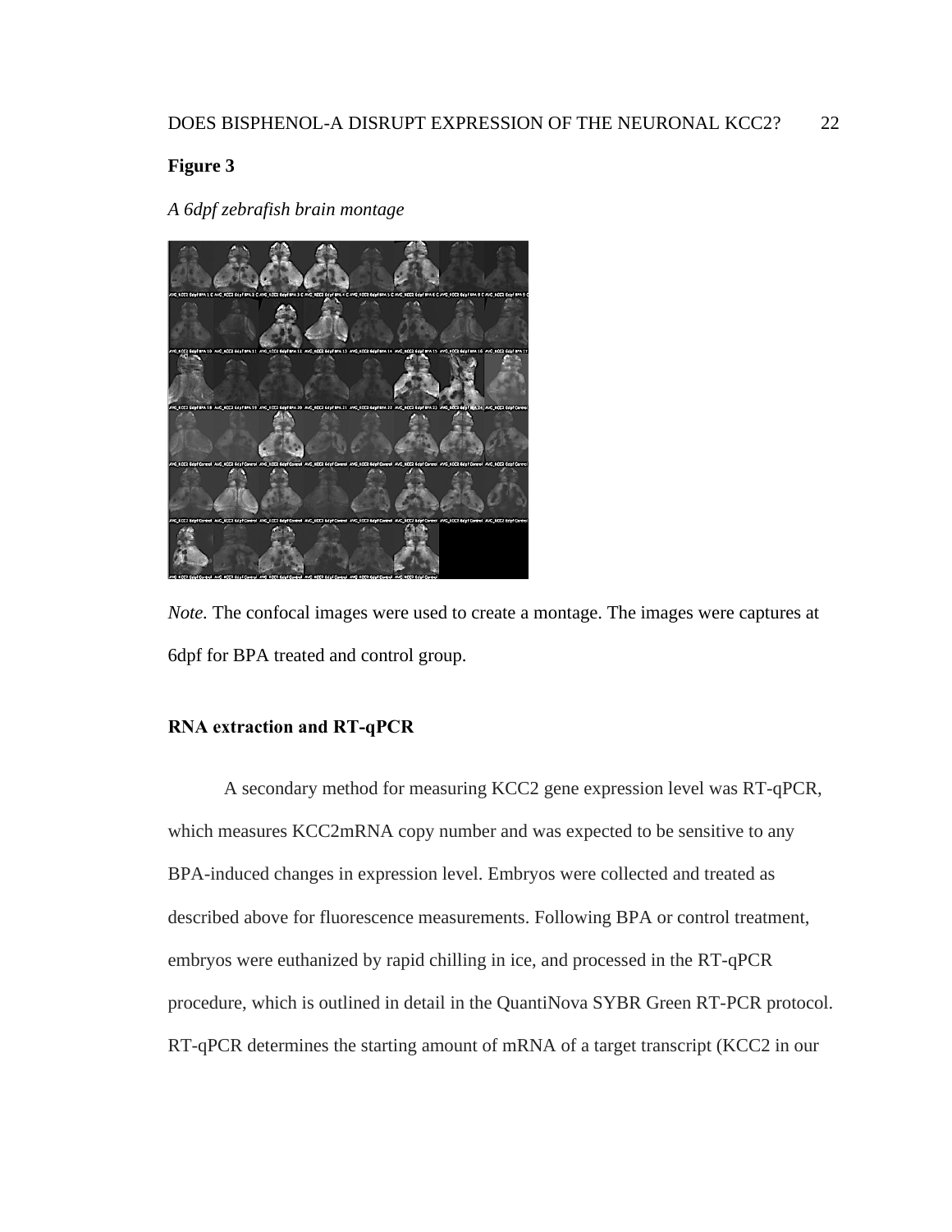**Figure 3**

*A 6dpf zebrafish brain montage*

*Note.* The confocal images were used to create a montage. The images were captures at 6dpf for BPA treated and control group.

**RNA extraction and RT-qPCR**

A secondary method for measuring KCC2 gene expression level was RT-qPCR, which measures KCC2mRNA copy number and was expected to be sensitive to any BPA-induced changes in expression level. Embryos were collected and treated as described above for fluorescence measurements. Following BPA or control treatment, embryos were euthanized by rapid chilling in ice, and processed in the RT-qPCR procedure, which is outlined in detail in the QuantiNova SYBR Green RT-PCR protocol. RT-qPCR determines the starting amount of mRNA of a target transcript (KCC2 in our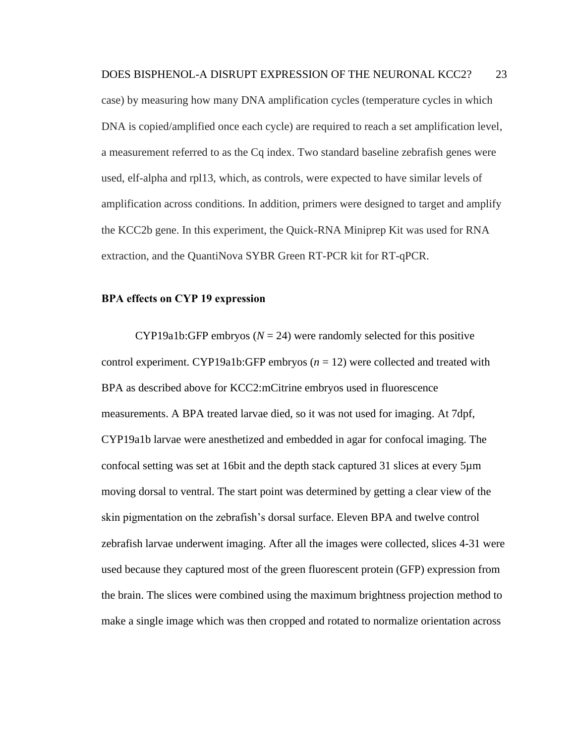case) by measuring how many DNA amplification cycles (temperature cycles in which DNA is copied/amplified once each cycle) are required to reach a set amplification level, a measurement referred to as the Cq index. Two standard baseline zebrafish genes were used, elf-alpha and rpl13, which, as controls, were expected to have similar levels of amplification across conditions. In addition, primers were designed to target and amplify the KCC2b gene. In this experiment, the Quick-RNA Miniprep Kit was used for RNA extraction, and the QuantiNova SYBR Green RT-PCR kit for RT-qPCR.

### BPA effects on CYP 19 expression

CYP19a1b:GFP embryos ($N$ = 24) were randomly selected for this positive control experiment. CYP19a1b:GFP embryos ($n$ = 12) were collected and treated with BPA as described above for KCC2:mCitrine embryos used in fluorescence measurements. A BPA treated larvae died, so it was not used for imaging. At 7dpf, CYP19a1b larvae were anesthetized and embedded in agar for confocal imaging. The confocal setting was set at 16bit and the depth stack captured 31 slices at every 5μm moving dorsal to ventral. The start point was determined by getting a clear view of the skin pigmentation on the zebrafish's dorsal surface. Eleven BPA and twelve control zebrafish larvae underwent imaging. After all the images were collected, slices 4-31 were used because they captured most of the green fluorescent protein (GFP) expression from the brain. The slices were combined using the maximum brightness projection method to make a single image which was then cropped and rotated to normalize orientation across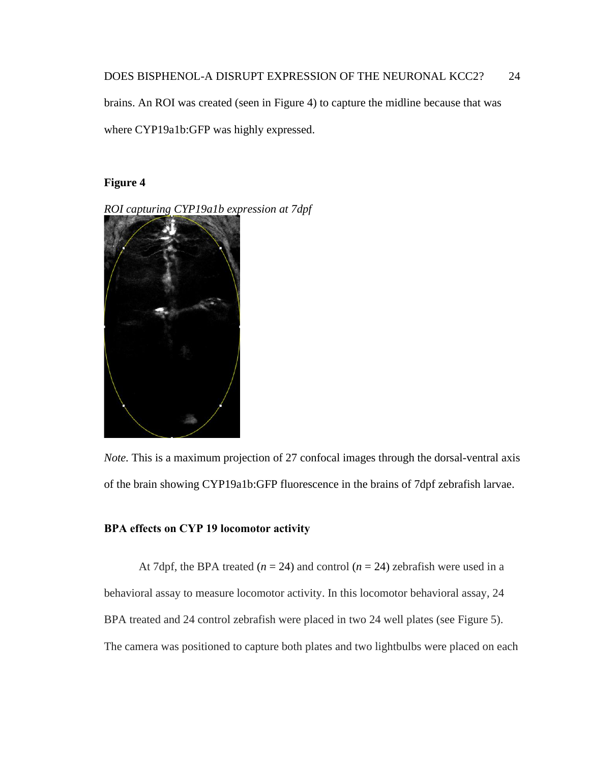brains. An ROI was created (seen in Figure 4) to capture the midline because that was where CYP19a1b:GFP was highly expressed.

**Figure 4**

*ROI capturing CYP19a1b expression at 7dpf*

*Note.* This is a maximum projection of 27 confocal images through the dorsal-ventral axis of the brain showing CYP19a1b:GFP fluorescence in the brains of 7dpf zebrafish larvae.

**BPA effects on CYP 19 locomotor activity**

At 7dpf, the BPA treated ($n$ = 24) and control ($n$ = 24) zebrafish were used in a behavioral assay to measure locomotor activity. In this locomotor behavioral assay, 24 BPA treated and 24 control zebrafish were placed in two 24 well plates (see Figure 5). The camera was positioned to capture both plates and two lightbulbs were placed on each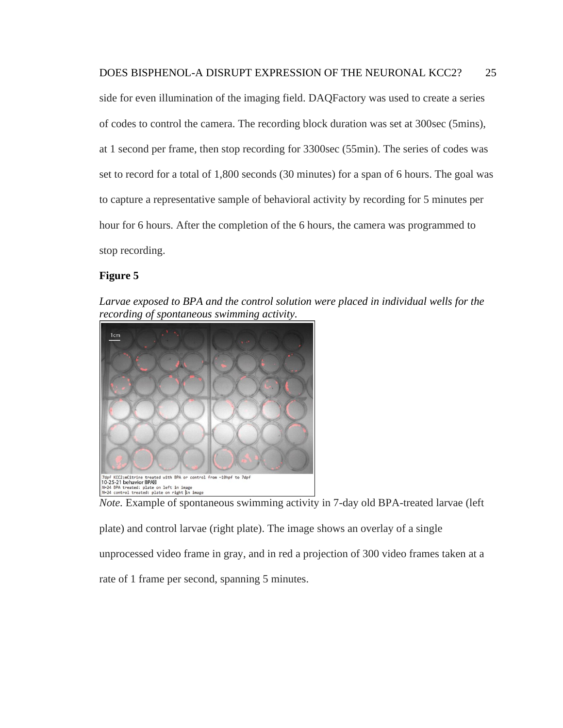side for even illumination of the imaging field. DAQFactory was used to create a series of codes to control the camera. The recording block duration was set at 300sec (5mins), at 1 second per frame, then stop recording for 3300sec (55min). The series of codes was set to record for a total of 1,800 seconds (30 minutes) for a span of 6 hours. The goal was to capture a representative sample of behavioral activity by recording for 5 minutes per hour for 6 hours. After the completion of the 6 hours, the camera was programmed to stop recording.

**Figure 5**

*Larvae exposed to BPA and the control solution were placed in individual wells for the recording of spontaneous swimming activity.*

*Note.* Example of spontaneous swimming activity in 7-day old BPA-treated larvae (left plate) and control larvae (right plate). The image shows an overlay of a single unprocessed video frame in gray, and in red a projection of 300 video frames taken at a rate of 1 frame per second, spanning 5 minutes.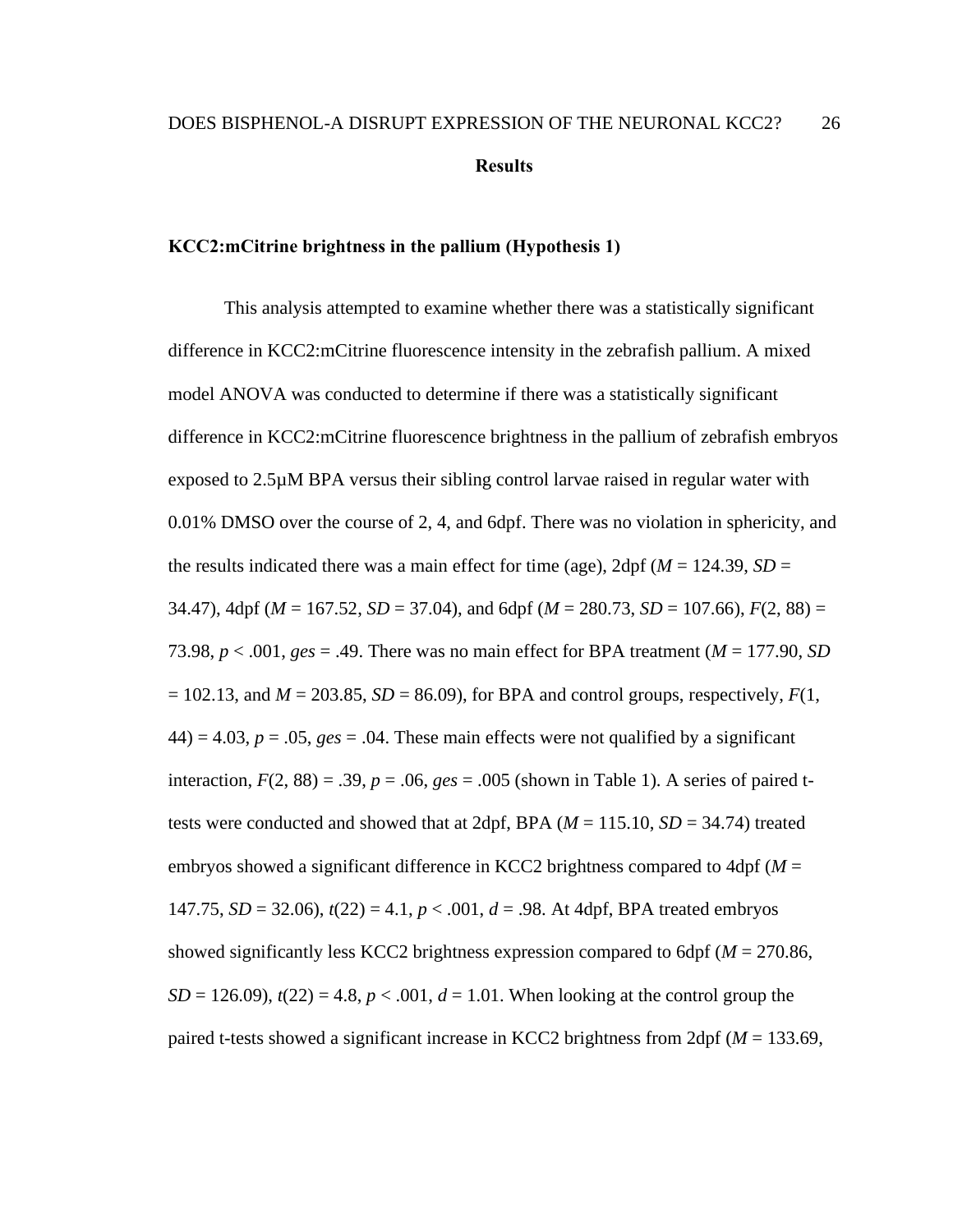## Results

### KCC2:mCitrine brightness in the pallium (Hypothesis 1)

This analysis attempted to examine whether there was a statistically significant difference in KCC2:mCitrine fluorescence intensity in the zebrafish pallium. A mixed model ANOVA was conducted to determine if there was a statistically significant difference in KCC2:mCitrine fluorescence brightness in the pallium of zebrafish embryos exposed to 2.5µM BPA versus their sibling control larvae raised in regular water with 0.01% DMSO over the course of 2, 4, and 6dpf. There was no violation in sphericity, and the results indicated there was a main effect for time (age), 2dpf ($M$ = 124.39, $SD$ = 34.47), 4dpf ($M$ = 167.52, $SD$ = 37.04), and 6dpf ($M$ = 280.73, $SD$ = 107.66), $F(2, 88)$ = 73.98, $p < .001$, *ges* = .49. There was no main effect for BPA treatment ($M$ = 177.90, $SD$ = 102.13, and $M$ = 203.85, $SD$ = 86.09), for BPA and control groups, respectively, $F(1, 44)$ = 4.03, $p$ = .05, *ges* = .04. These main effects were not qualified by a significant interaction, $F(2, 88)$ = .39, $p$ = .06, *ges* = .005 (shown in Table 1). A series of paired t-tests were conducted and showed that at 2dpf, BPA ($M$ = 115.10, $SD$ = 34.74) treated embryos showed a significant difference in KCC2 brightness compared to 4dpf ($M$ = 147.75, $SD$ = 32.06), $t(22)$ = 4.1, $p < .001$, $d$ = .98. At 4dpf, BPA treated embryos showed significantly less KCC2 brightness expression compared to 6dpf ($M$ = 270.86, $SD$ = 126.09), $t(22)$ = 4.8, $p < .001$, $d$ = 1.01. When looking at the control group the paired t-tests showed a significant increase in KCC2 brightness from 2dpf ($M$ = 133.69,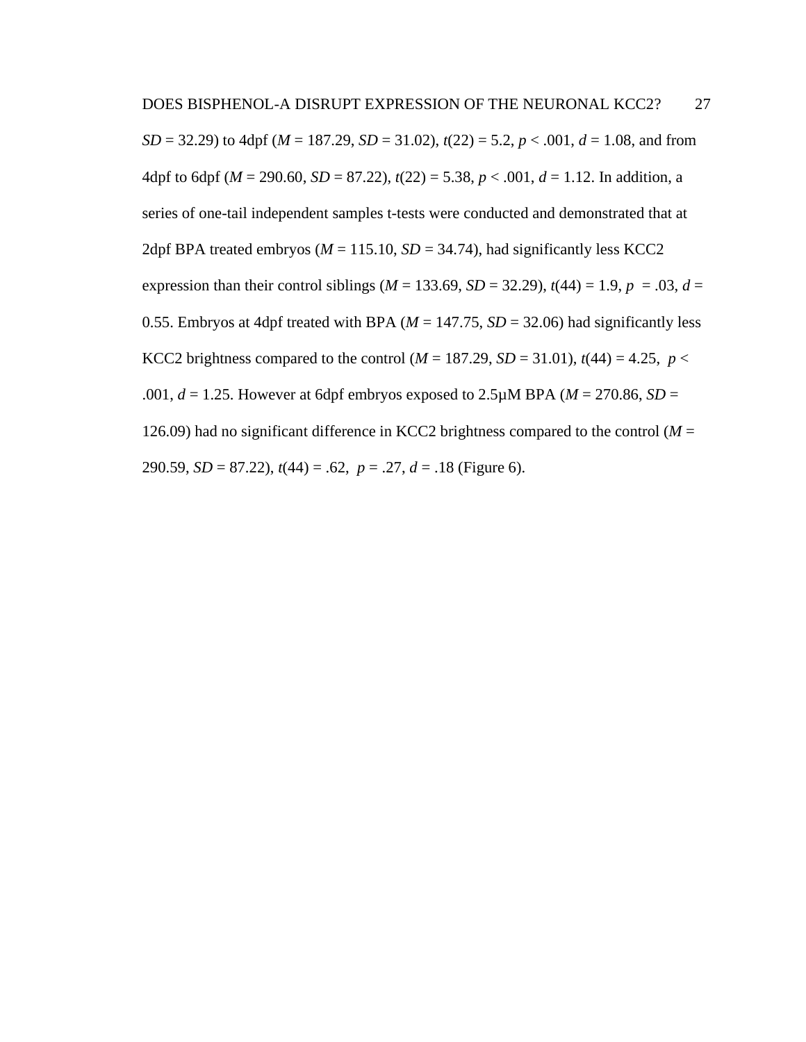*SD* = 32.29) to 4dpf (*M* = 187.29, *SD* = 31.02), $t(22) = 5.2$, $p < .001$, $d = 1.08$, and from 4dpf to 6dpf (*M* = 290.60, *SD* = 87.22), $t(22) = 5.38$, $p < .001$, $d = 1.12$. In addition, a series of one-tail independent samples t-tests were conducted and demonstrated that at 2dpf BPA treated embryos (*M* = 115.10, *SD* = 34.74), had significantly less KCC2 expression than their control siblings (*M* = 133.69, *SD* = 32.29), $t(44) = 1.9$, $p = .03$, $d = 0.55$. Embryos at 4dpf treated with BPA (*M* = 147.75, *SD* = 32.06) had significantly less KCC2 brightness compared to the control (*M* = 187.29, *SD* = 31.01), $t(44) = 4.25$, $p < .001$, $d = 1.25$. However at 6dpf embryos exposed to 2.5μM BPA (*M* = 270.86, *SD* = 126.09) had no significant difference in KCC2 brightness compared to the control (*M* = 290.59, *SD* = 87.22), $t(44) = .62$, $p = .27$, $d = .18$ (Figure 6).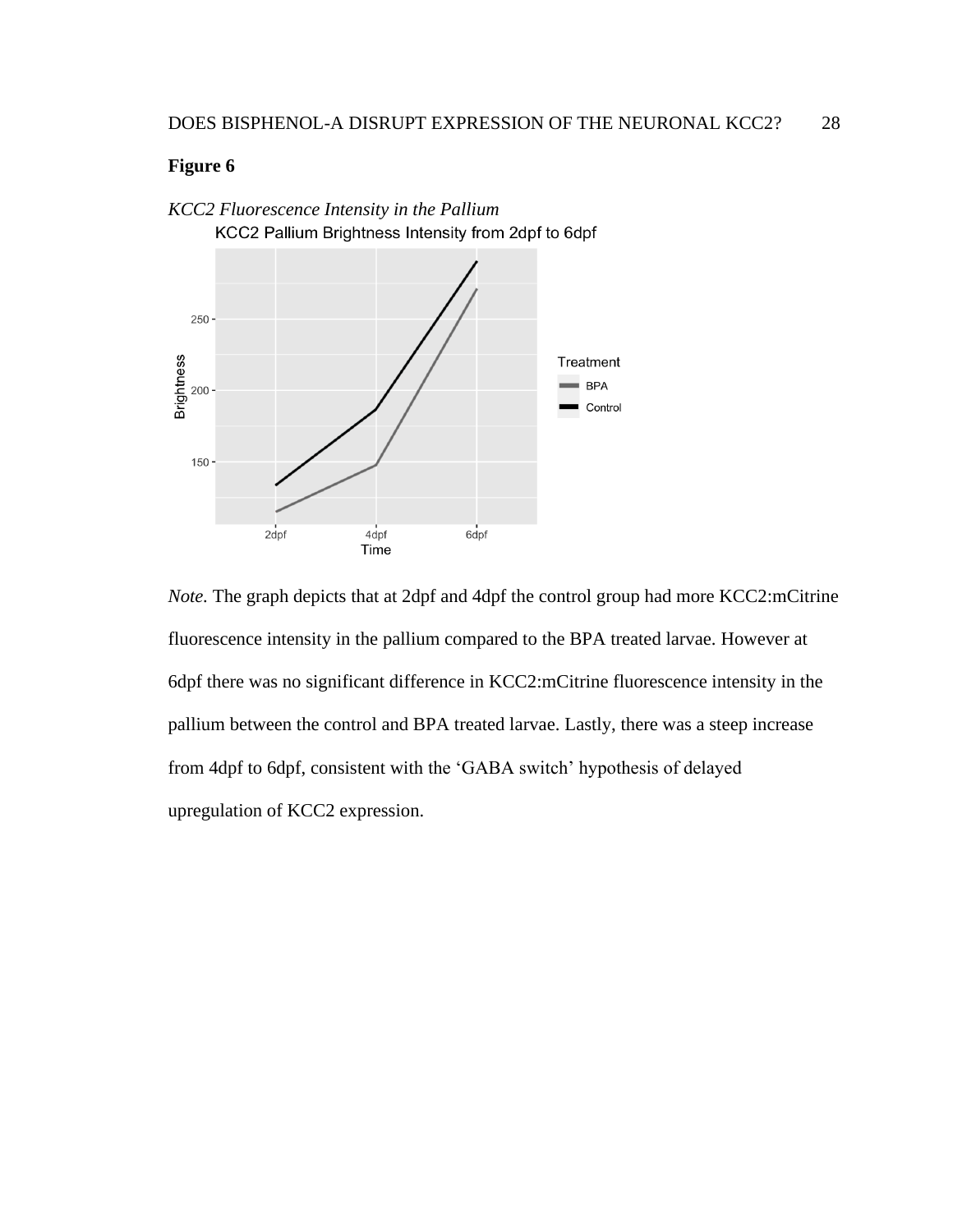**Figure 6**

*KCC2 Fluorescence Intensity in the Pallium*

*Note.* The graph depicts that at 2dpf and 4dpf the control group had more KCC2:mCitrine fluorescence intensity in the pallium compared to the BPA treated larvae. However at 6dpf there was no significant difference in KCC2:mCitrine fluorescence intensity in the pallium between the control and BPA treated larvae. Lastly, there was a steep increase from 4dpf to 6dpf, consistent with the 'GABA switch' hypothesis of delayed upregulation of KCC2 expression.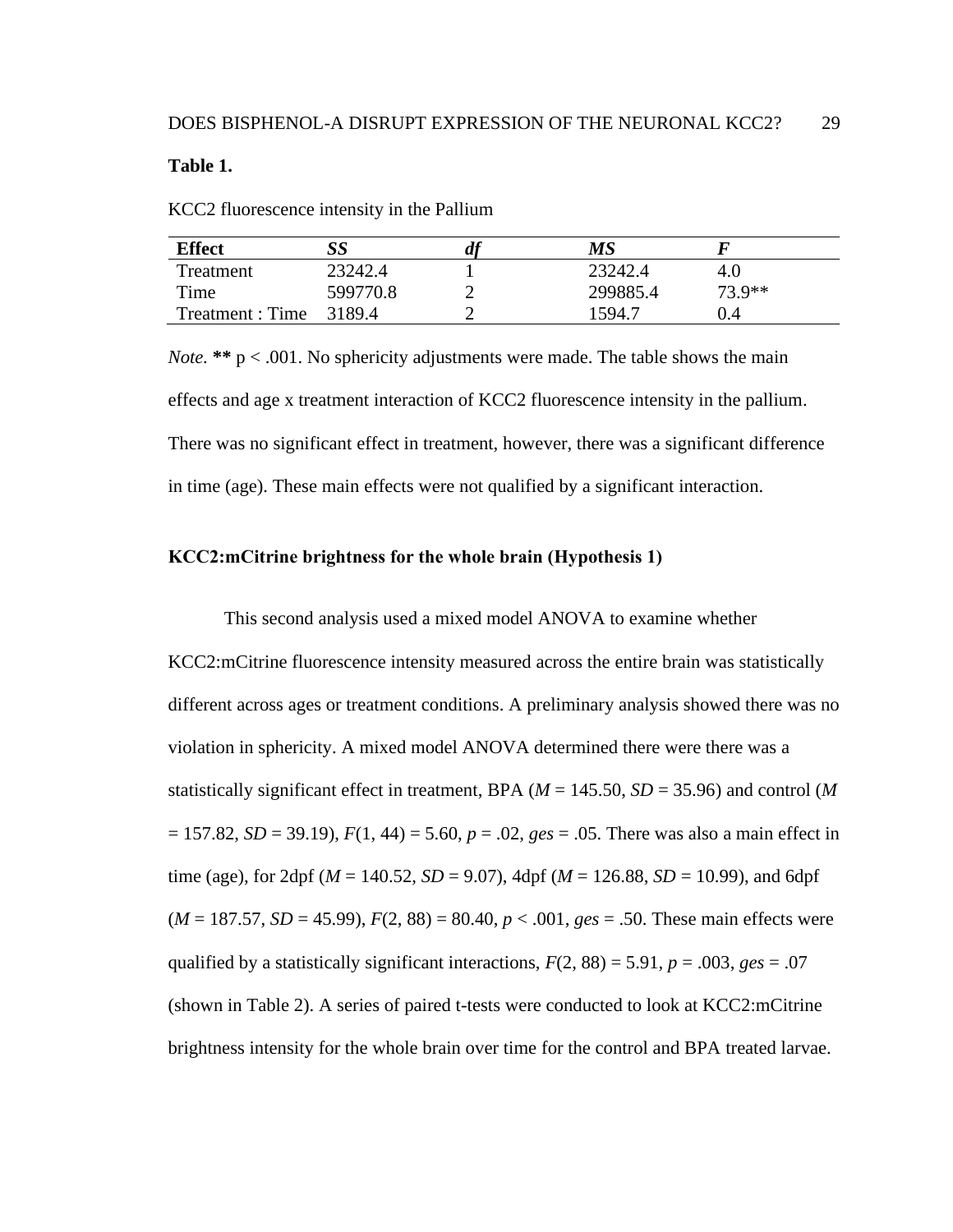**Table 1.**

KCC2 fluorescence intensity in the Pallium

| **Effect** | ***SS*** | ***df*** | ***MS*** | ***F*** |
|---|---|---|---|---|
| Treatment | 23242.4 | 1 | 23242.4 | 4.0 |
| Time | 599770.8 | 2 | 299885.4 | 73.9** |
| Treatment : Time | 3189.4 | 2 | 1594.7 | 0.4 |

*Note.* **** p < .001. No sphericity adjustments were made. The table shows the main effects and age x treatment interaction of KCC2 fluorescence intensity in the pallium. There was no significant effect in treatment, however, there was a significant difference in time (age). These main effects were not qualified by a significant interaction.

### KCC2:mCitrine brightness for the whole brain (Hypothesis 1)

This second analysis used a mixed model ANOVA to examine whether KCC2:mCitrine fluorescence intensity measured across the entire brain was statistically different across ages or treatment conditions. A preliminary analysis showed there was no violation in sphericity. A mixed model ANOVA determined there were there was a statistically significant effect in treatment, BPA ($M$ = 145.50, $SD$ = 35.96) and control ($M$ = 157.82, $SD$ = 39.19), $F(1, 44) = 5.60$, $p = .02$, *ges* = .05. There was also a main effect in time (age), for 2dpf ($M$ = 140.52, $SD$ = 9.07), 4dpf ($M$ = 126.88, $SD$ = 10.99), and 6dpf ($M$ = 187.57, $SD$ = 45.99), $F(2, 88) = 80.40$, $p < .001$, *ges* = .50. These main effects were qualified by a statistically significant interactions, $F(2, 88) = 5.91$, $p = .003$, *ges* = .07 (shown in Table 2). A series of paired t-tests were conducted to look at KCC2:mCitrine brightness intensity for the whole brain over time for the control and BPA treated larvae.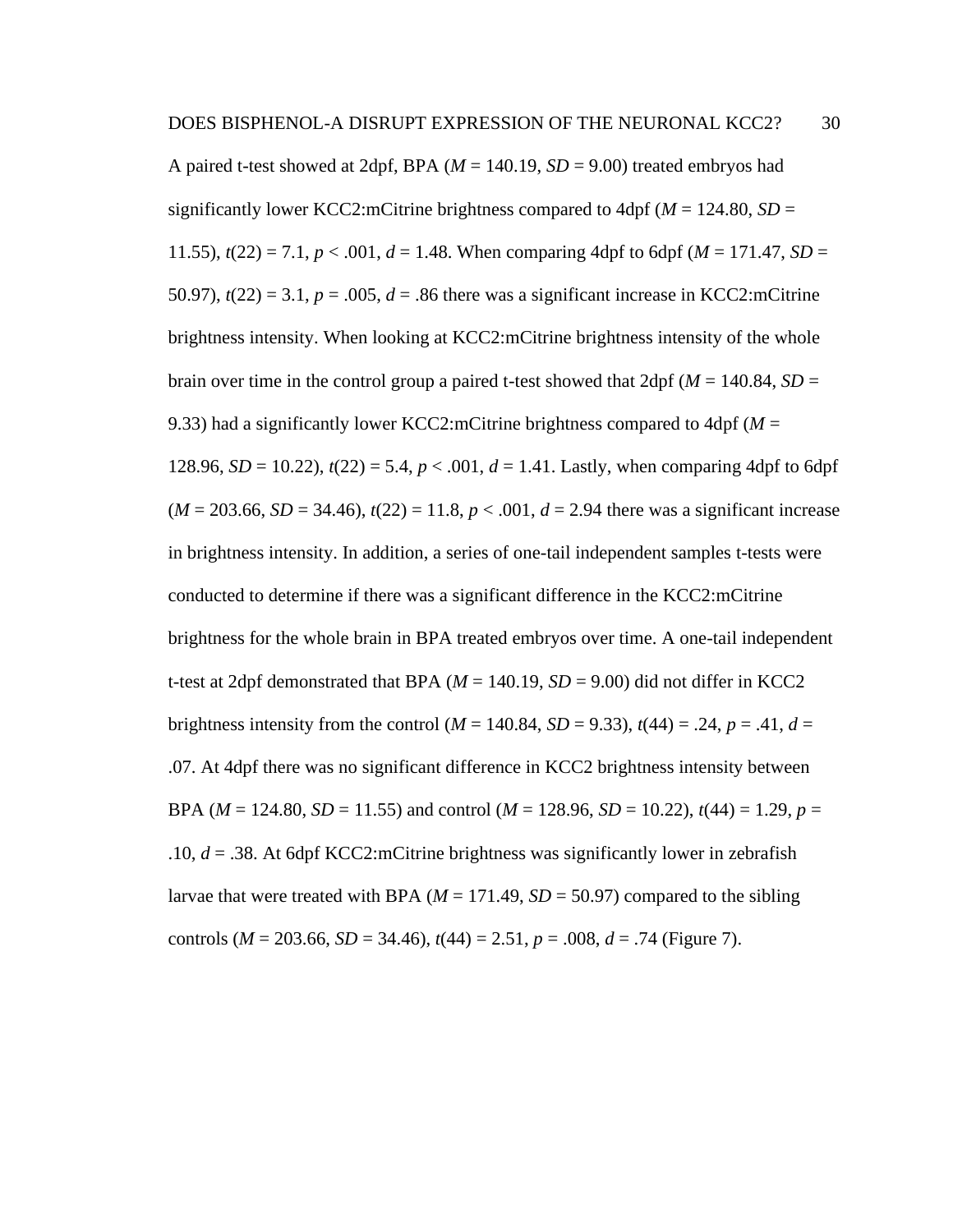A paired t-test showed at 2dpf, BPA ($M$ = 140.19, $SD$ = 9.00) treated embryos had significantly lower KCC2:mCitrine brightness compared to 4dpf ($M$ = 124.80, $SD$ = 11.55), $t(22) = 7.1$, $p < .001$, $d = 1.48$. When comparing 4dpf to 6dpf ($M$ = 171.47, $SD$ = 50.97), $t(22) = 3.1$, $p = .005$, $d = .86$ there was a significant increase in KCC2:mCitrine brightness intensity. When looking at KCC2:mCitrine brightness intensity of the whole brain over time in the control group a paired t-test showed that 2dpf ($M$ = 140.84, $SD$ = 9.33) had a significantly lower KCC2:mCitrine brightness compared to 4dpf ($M$ = 128.96, $SD$ = 10.22), $t(22) = 5.4$, $p < .001$, $d = 1.41$. Lastly, when comparing 4dpf to 6dpf ($M$ = 203.66, $SD$ = 34.46), $t(22) = 11.8$, $p < .001$, $d = 2.94$ there was a significant increase in brightness intensity. In addition, a series of one-tail independent samples t-tests were conducted to determine if there was a significant difference in the KCC2:mCitrine brightness for the whole brain in BPA treated embryos over time. A one-tail independent t-test at 2dpf demonstrated that BPA ($M$ = 140.19, $SD$ = 9.00) did not differ in KCC2 brightness intensity from the control ($M$ = 140.84, $SD$ = 9.33), $t(44) = .24$, $p = .41$, $d = .07$. At 4dpf there was no significant difference in KCC2 brightness intensity between BPA ($M$ = 124.80, $SD$ = 11.55) and control ($M$ = 128.96, $SD$ = 10.22), $t(44) = 1.29$, $p = .10$, $d = .38$. At 6dpf KCC2:mCitrine brightness was significantly lower in zebrafish larvae that were treated with BPA ($M$ = 171.49, $SD$ = 50.97) compared to the sibling controls ($M$ = 203.66, $SD$ = 34.46), $t(44) = 2.51$, $p = .008$, $d = .74$ (Figure 7).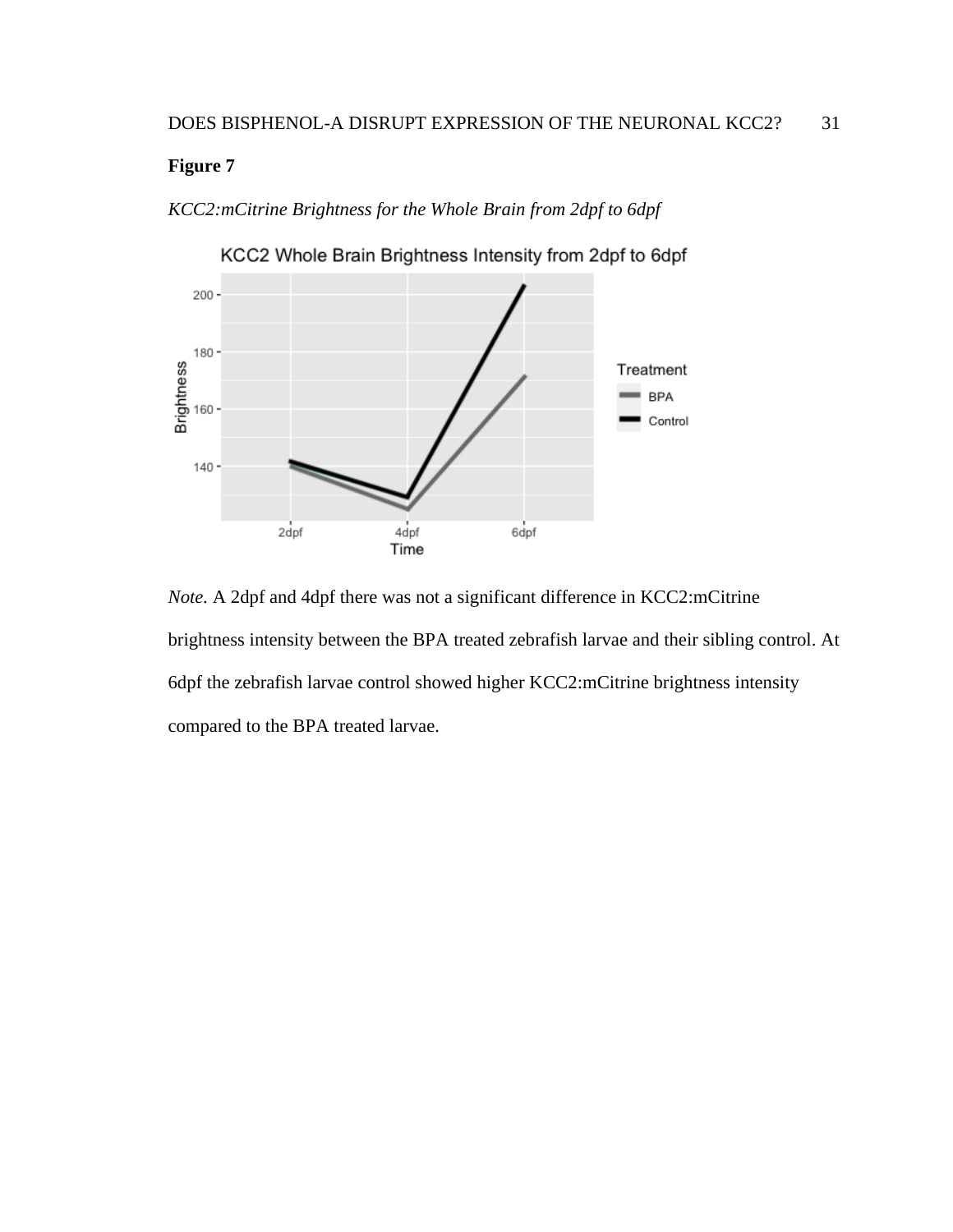**Figure 7**

*KCC2:mCitrine Brightness for the Whole Brain from 2dpf to 6dpf*

*Note.* A 2dpf and 4dpf there was not a significant difference in KCC2:mCitrine brightness intensity between the BPA treated zebrafish larvae and their sibling control. At 6dpf the zebrafish larvae control showed higher KCC2:mCitrine brightness intensity compared to the BPA treated larvae.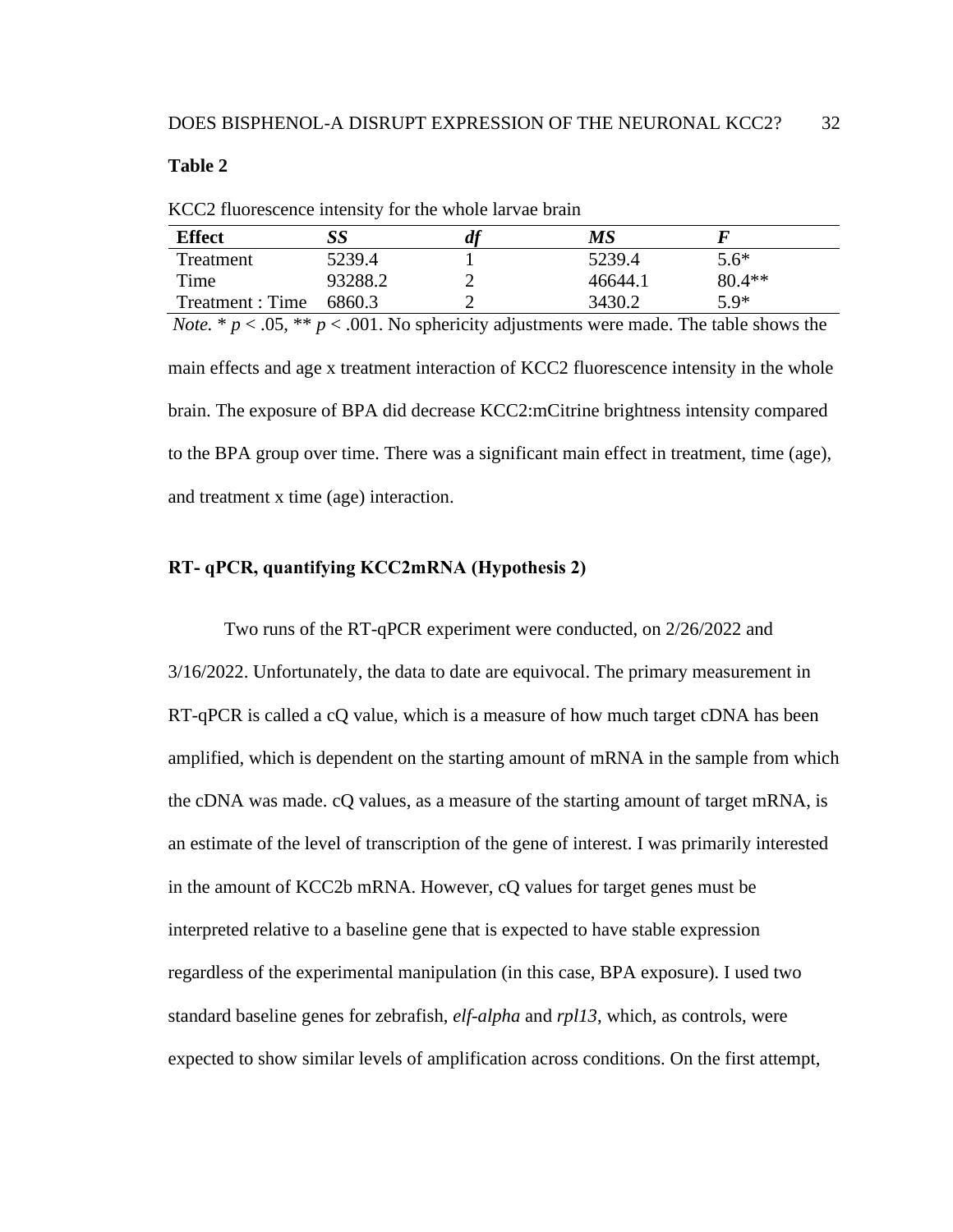**Table 2**

KCC2 fluorescence intensity for the whole larvae brain

| Effect | *SS* | *df* | *MS* | *F* |
|---|---|---|---|---|
| Treatment | 5239.4 | 1 | 5239.4 | 5.6* |
| Time | 93288.2 | 2 | 46644.1 | 80.4** |
| Treatment : Time | 6860.3 | 2 | 3430.2 | 5.9* |

*Note.* * $p < .05$, ** $p < .001$. No sphericity adjustments were made. The table shows the main effects and age x treatment interaction of KCC2 fluorescence intensity in the whole brain. The exposure of BPA did decrease KCC2:mCitrine brightness intensity compared to the BPA group over time. There was a significant main effect in treatment, time (age), and treatment x time (age) interaction.

### RT- qPCR, quantifying KCC2mRNA (Hypothesis 2)

Two runs of the RT-qPCR experiment were conducted, on 2/26/2022 and 3/16/2022. Unfortunately, the data to date are equivocal. The primary measurement in RT-qPCR is called a cQ value, which is a measure of how much target cDNA has been amplified, which is dependent on the starting amount of mRNA in the sample from which the cDNA was made. cQ values, as a measure of the starting amount of target mRNA, is an estimate of the level of transcription of the gene of interest. I was primarily interested in the amount of KCC2b mRNA. However, cQ values for target genes must be interpreted relative to a baseline gene that is expected to have stable expression regardless of the experimental manipulation (in this case, BPA exposure). I used two standard baseline genes for zebrafish, *elf-alpha* and *rpl13*, which, as controls, were expected to show similar levels of amplification across conditions. On the first attempt,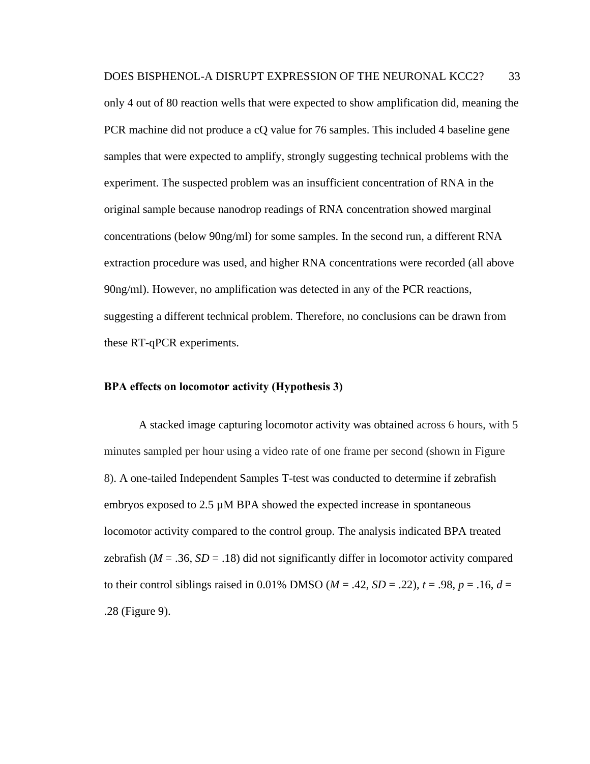only 4 out of 80 reaction wells that were expected to show amplification did, meaning the PCR machine did not produce a cQ value for 76 samples. This included 4 baseline gene samples that were expected to amplify, strongly suggesting technical problems with the experiment. The suspected problem was an insufficient concentration of RNA in the original sample because nanodrop readings of RNA concentration showed marginal concentrations (below 90ng/ml) for some samples. In the second run, a different RNA extraction procedure was used, and higher RNA concentrations were recorded (all above 90ng/ml). However, no amplification was detected in any of the PCR reactions, suggesting a different technical problem. Therefore, no conclusions can be drawn from these RT-qPCR experiments.

### BPA effects on locomotor activity (Hypothesis 3)

A stacked image capturing locomotor activity was obtained across 6 hours, with 5 minutes sampled per hour using a video rate of one frame per second (shown in Figure 8). A one-tailed Independent Samples T-test was conducted to determine if zebrafish embryos exposed to 2.5 μM BPA showed the expected increase in spontaneous locomotor activity compared to the control group. The analysis indicated BPA treated zebrafish ($M = .36$, $SD = .18$) did not significantly differ in locomotor activity compared to their control siblings raised in 0.01% DMSO ($M = .42$, $SD = .22$), $t = .98$, $p = .16$, $d = .28$ (Figure 9).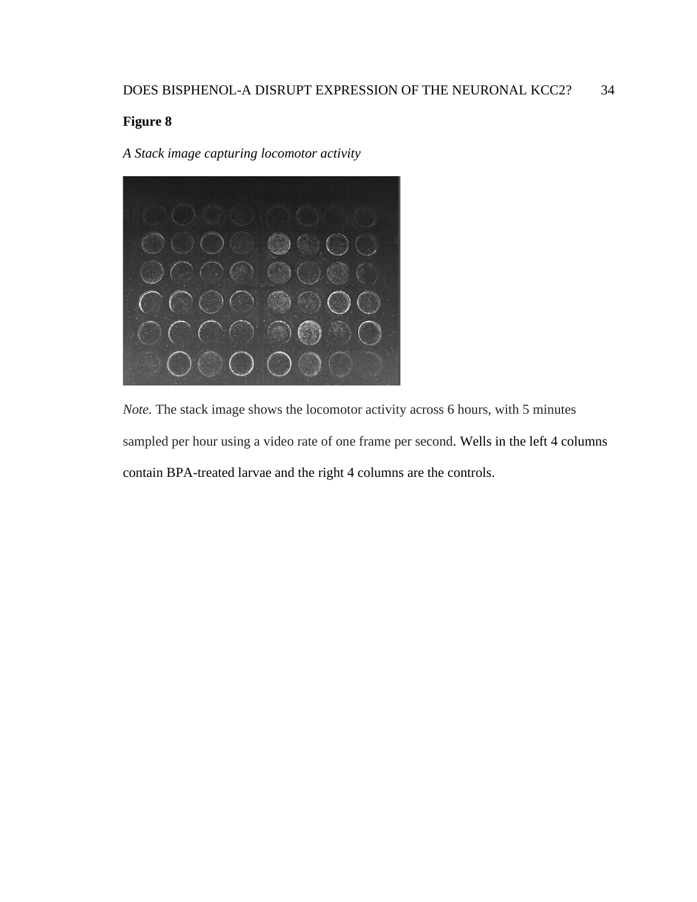**Figure 8**

*A Stack image capturing locomotor activity*

*Note.* The stack image shows the locomotor activity across 6 hours, with 5 minutes sampled per hour using a video rate of one frame per second. Wells in the left 4 columns contain BPA-treated larvae and the right 4 columns are the controls.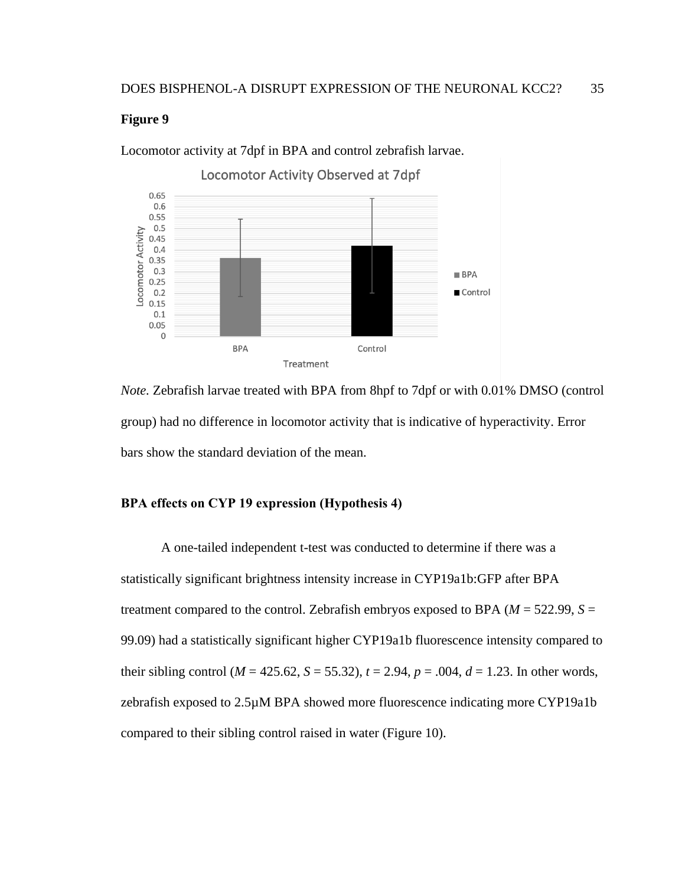**Figure 9**

Locomotor activity at 7dpf in BPA and control zebrafish larvae.

*Note.* Zebrafish larvae treated with BPA from 8hpf to 7dpf or with 0.01% DMSO (control group) had no difference in locomotor activity that is indicative of hyperactivity. Error bars show the standard deviation of the mean.

### BPA effects on CYP 19 expression (Hypothesis 4)

A one-tailed independent t-test was conducted to determine if there was a statistically significant brightness intensity increase in CYP19a1b:GFP after BPA treatment compared to the control. Zebrafish embryos exposed to BPA ($M$ = 522.99, $S$ = 99.09) had a statistically significant higher CYP19a1b fluorescence intensity compared to their sibling control ($M$ = 425.62, $S$ = 55.32), $t$ = 2.94, $p$ = .004, $d$ = 1.23. In other words, zebrafish exposed to 2.5μM BPA showed more fluorescence indicating more CYP19a1b compared to their sibling control raised in water (Figure 10).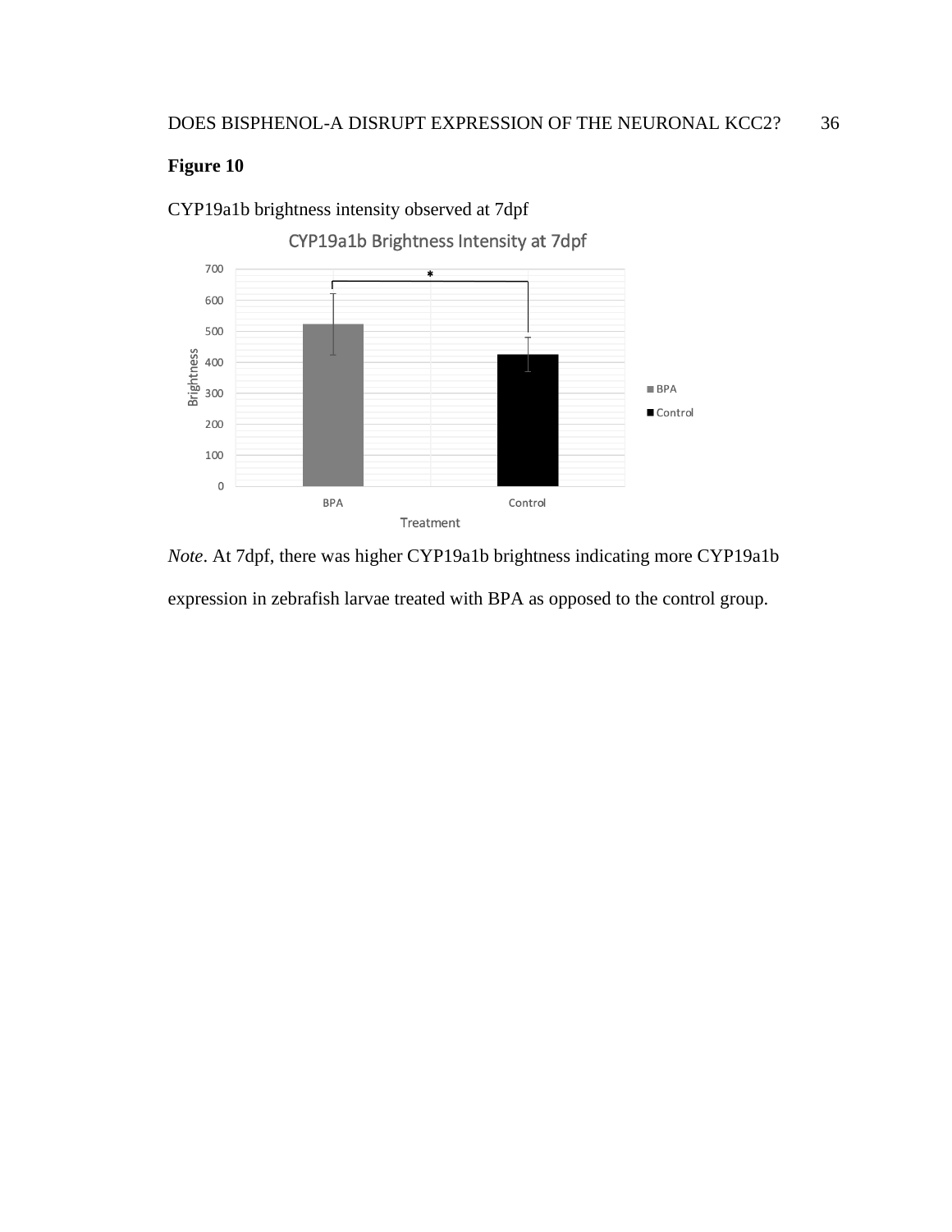**Figure 10**

CYP19a1b brightness intensity observed at 7dpf

*Note*. At 7dpf, there was higher CYP19a1b brightness indicating more CYP19a1b expression in zebrafish larvae treated with BPA as opposed to the control group.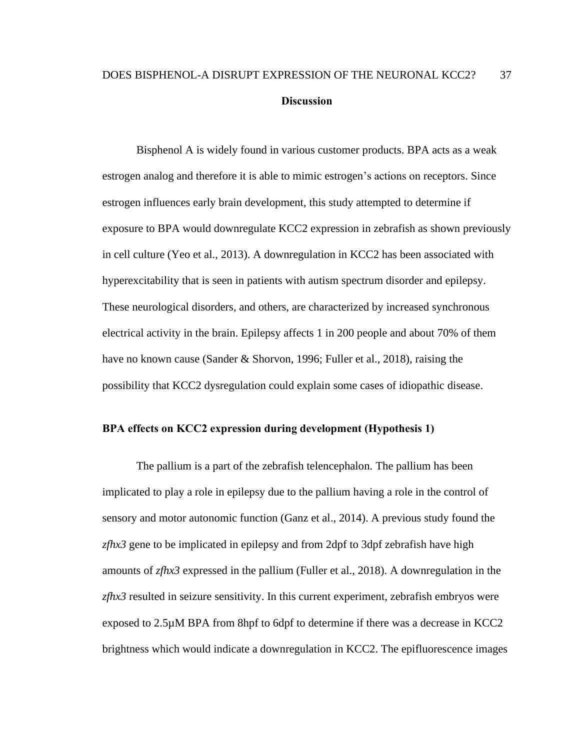## Discussion

Bisphenol A is widely found in various customer products. BPA acts as a weak estrogen analog and therefore it is able to mimic estrogen's actions on receptors. Since estrogen influences early brain development, this study attempted to determine if exposure to BPA would downregulate KCC2 expression in zebrafish as shown previously in cell culture (Yeo et al., 2013). A downregulation in KCC2 has been associated with hyperexcitability that is seen in patients with autism spectrum disorder and epilepsy. These neurological disorders, and others, are characterized by increased synchronous electrical activity in the brain. Epilepsy affects 1 in 200 people and about 70% of them have no known cause (Sander & Shorvon, 1996; Fuller et al., 2018), raising the possibility that KCC2 dysregulation could explain some cases of idiopathic disease.

### BPA effects on KCC2 expression during development (Hypothesis 1)

The pallium is a part of the zebrafish telencephalon. The pallium has been implicated to play a role in epilepsy due to the pallium having a role in the control of sensory and motor autonomic function (Ganz et al., 2014). A previous study found the *zfhx3* gene to be implicated in epilepsy and from 2dpf to 3dpf zebrafish have high amounts of *zfhx3* expressed in the pallium (Fuller et al., 2018). A downregulation in the *zfhx3* resulted in seizure sensitivity. In this current experiment, zebrafish embryos were exposed to 2.5µM BPA from 8hpf to 6dpf to determine if there was a decrease in KCC2 brightness which would indicate a downregulation in KCC2. The epifluorescence images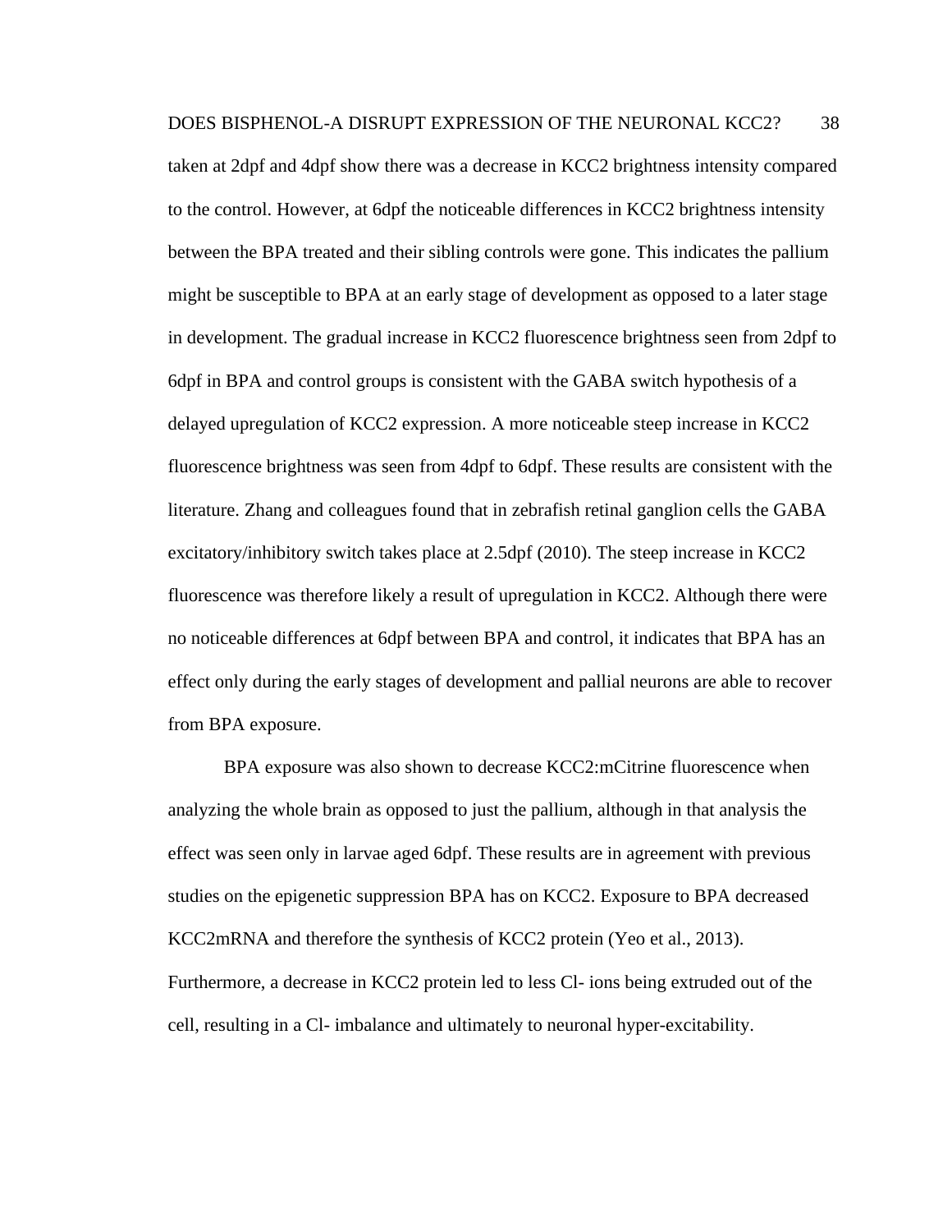taken at 2dpf and 4dpf show there was a decrease in KCC2 brightness intensity compared to the control. However, at 6dpf the noticeable differences in KCC2 brightness intensity between the BPA treated and their sibling controls were gone. This indicates the pallium might be susceptible to BPA at an early stage of development as opposed to a later stage in development. The gradual increase in KCC2 fluorescence brightness seen from 2dpf to 6dpf in BPA and control groups is consistent with the GABA switch hypothesis of a delayed upregulation of KCC2 expression. A more noticeable steep increase in KCC2 fluorescence brightness was seen from 4dpf to 6dpf. These results are consistent with the literature. Zhang and colleagues found that in zebrafish retinal ganglion cells the GABA excitatory/inhibitory switch takes place at 2.5dpf (2010). The steep increase in KCC2 fluorescence was therefore likely a result of upregulation in KCC2. Although there were no noticeable differences at 6dpf between BPA and control, it indicates that BPA has an effect only during the early stages of development and pallial neurons are able to recover from BPA exposure.

BPA exposure was also shown to decrease KCC2:mCitrine fluorescence when analyzing the whole brain as opposed to just the pallium, although in that analysis the effect was seen only in larvae aged 6dpf. These results are in agreement with previous studies on the epigenetic suppression BPA has on KCC2. Exposure to BPA decreased KCC2mRNA and therefore the synthesis of KCC2 protein (Yeo et al., 2013). Furthermore, a decrease in KCC2 protein led to less $Cl^-$ ions being extruded out of the cell, resulting in a $Cl^-$ imbalance and ultimately to neuronal hyper-excitability.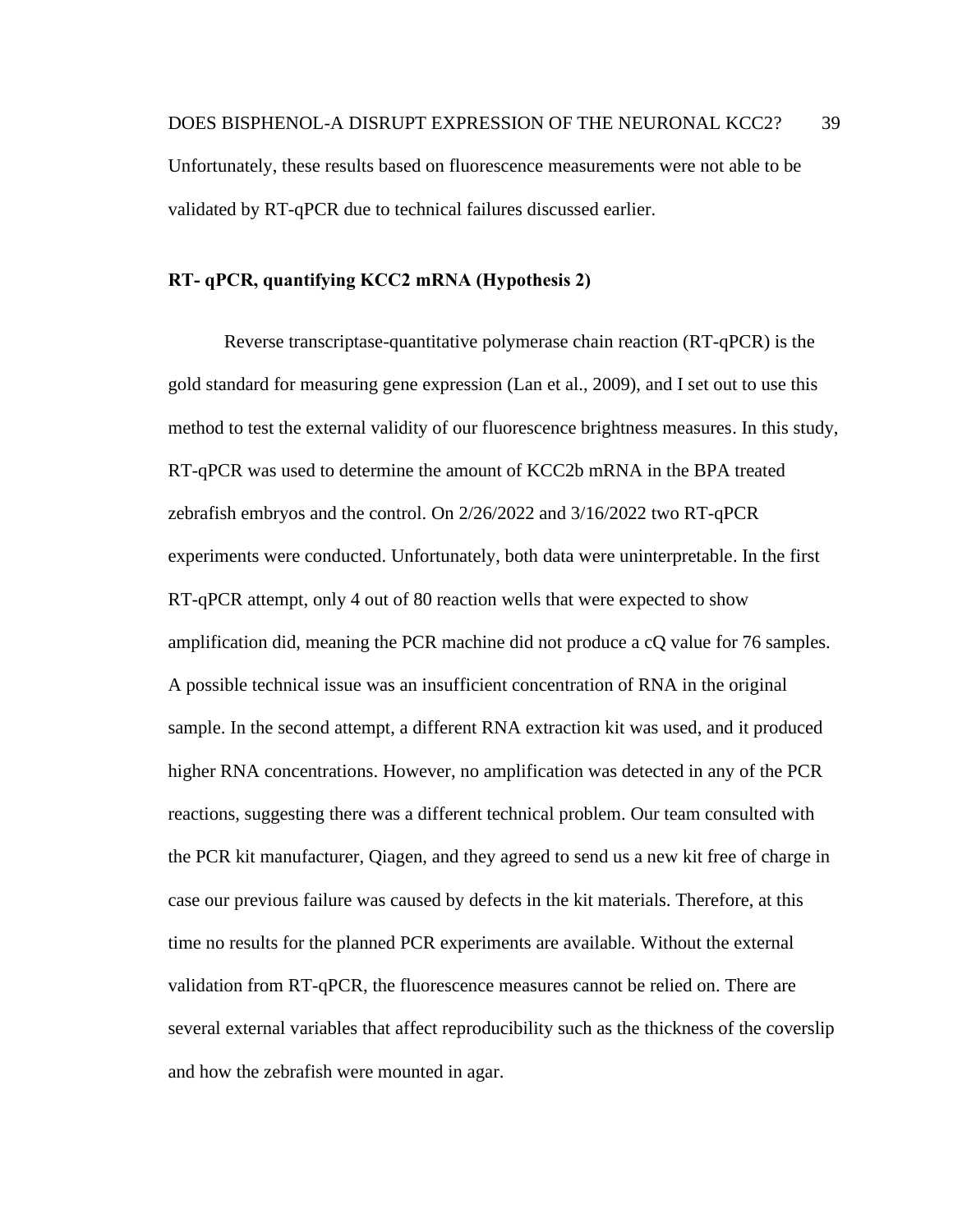Unfortunately, these results based on fluorescence measurements were not able to be validated by RT-qPCR due to technical failures discussed earlier.

**RT- qPCR, quantifying KCC2 mRNA (Hypothesis 2)**

Reverse transcriptase-quantitative polymerase chain reaction (RT-qPCR) is the gold standard for measuring gene expression (Lan et al., 2009), and I set out to use this method to test the external validity of our fluorescence brightness measures. In this study, RT-qPCR was used to determine the amount of KCC2b mRNA in the BPA treated zebrafish embryos and the control. On 2/26/2022 and 3/16/2022 two RT-qPCR experiments were conducted. Unfortunately, both data were uninterpretable. In the first RT-qPCR attempt, only 4 out of 80 reaction wells that were expected to show amplification did, meaning the PCR machine did not produce a cQ value for 76 samples. A possible technical issue was an insufficient concentration of RNA in the original sample. In the second attempt, a different RNA extraction kit was used, and it produced higher RNA concentrations. However, no amplification was detected in any of the PCR reactions, suggesting there was a different technical problem. Our team consulted with the PCR kit manufacturer, Qiagen, and they agreed to send us a new kit free of charge in case our previous failure was caused by defects in the kit materials. Therefore, at this time no results for the planned PCR experiments are available. Without the external validation from RT-qPCR, the fluorescence measures cannot be relied on. There are several external variables that affect reproducibility such as the thickness of the coverslip and how the zebrafish were mounted in agar.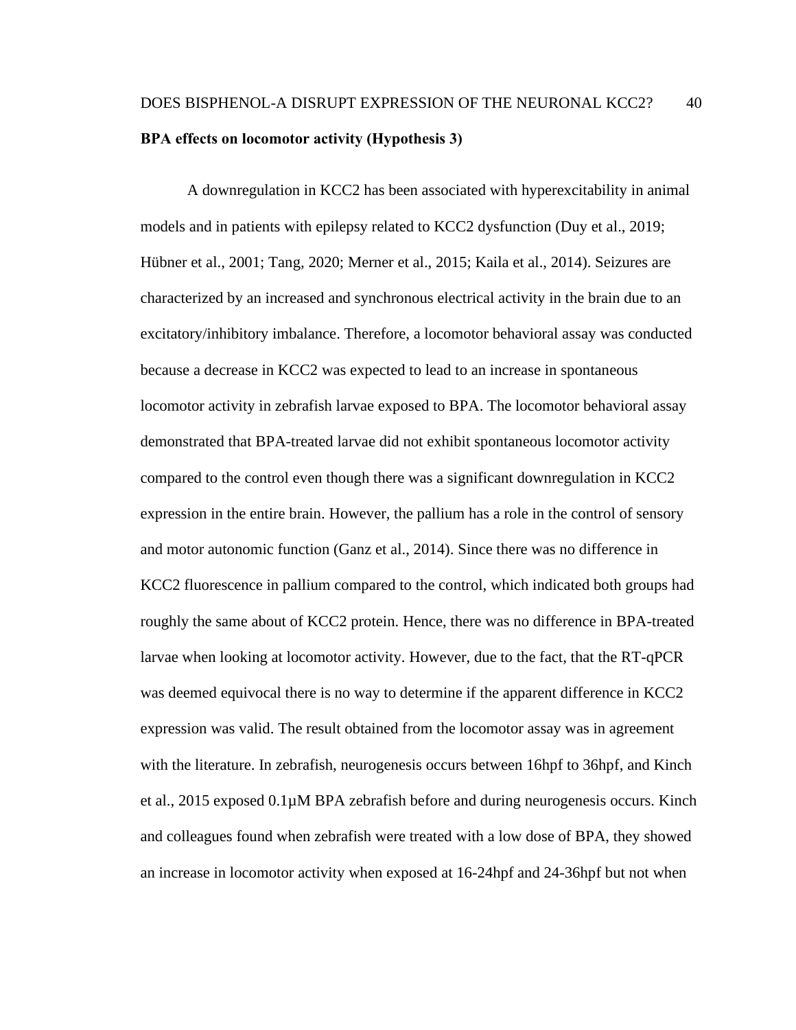**BPA effects on locomotor activity (Hypothesis 3)**

A downregulation in KCC2 has been associated with hyperexcitability in animal models and in patients with epilepsy related to KCC2 dysfunction (Duy et al., 2019; Hübner et al., 2001; Tang, 2020; Merner et al., 2015; Kaila et al., 2014). Seizures are characterized by an increased and synchronous electrical activity in the brain due to an excitatory/inhibitory imbalance. Therefore, a locomotor behavioral assay was conducted because a decrease in KCC2 was expected to lead to an increase in spontaneous locomotor activity in zebrafish larvae exposed to BPA. The locomotor behavioral assay demonstrated that BPA-treated larvae did not exhibit spontaneous locomotor activity compared to the control even though there was a significant downregulation in KCC2 expression in the entire brain. However, the pallium has a role in the control of sensory and motor autonomic function (Ganz et al., 2014). Since there was no difference in KCC2 fluorescence in pallium compared to the control, which indicated both groups had roughly the same about of KCC2 protein. Hence, there was no difference in BPA-treated larvae when looking at locomotor activity. However, due to the fact, that the RT-qPCR was deemed equivocal there is no way to determine if the apparent difference in KCC2 expression was valid. The result obtained from the locomotor assay was in agreement with the literature. In zebrafish, neurogenesis occurs between 16hpf to 36hpf, and Kinch et al., 2015 exposed 0.1µM BPA zebrafish before and during neurogenesis occurs. Kinch and colleagues found when zebrafish were treated with a low dose of BPA, they showed an increase in locomotor activity when exposed at 16-24hpf and 24-36hpf but not when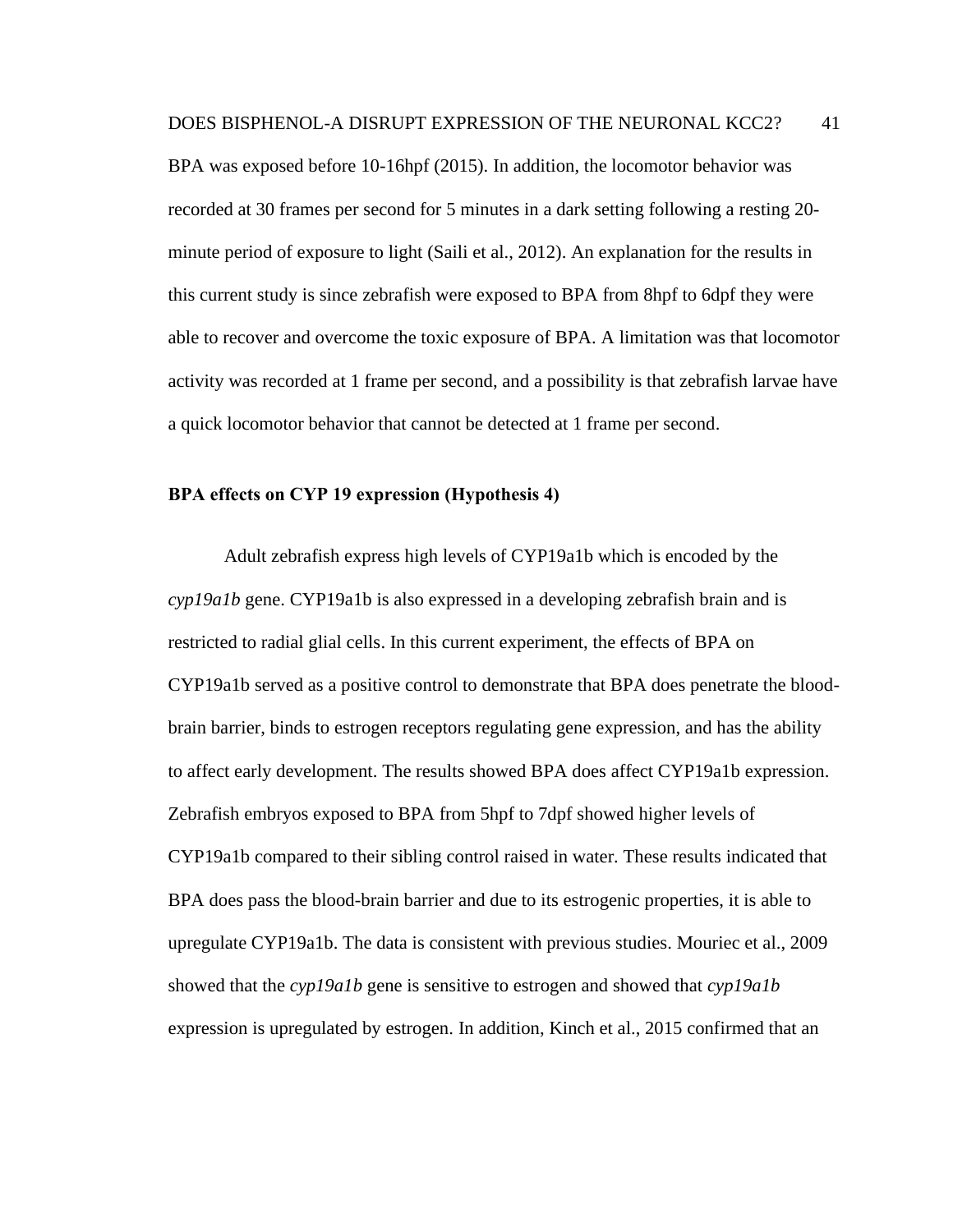BPA was exposed before 10-16hpf (2015). In addition, the locomotor behavior was recorded at 30 frames per second for 5 minutes in a dark setting following a resting 20-minute period of exposure to light (Saili et al., 2012). An explanation for the results in this current study is since zebrafish were exposed to BPA from 8hpf to 6dpf they were able to recover and overcome the toxic exposure of BPA. A limitation was that locomotor activity was recorded at 1 frame per second, and a possibility is that zebrafish larvae have a quick locomotor behavior that cannot be detected at 1 frame per second.

**BPA effects on CYP 19 expression (Hypothesis 4)**

Adult zebrafish express high levels of CYP19a1b which is encoded by the *cyp19a1b* gene. CYP19a1b is also expressed in a developing zebrafish brain and is restricted to radial glial cells. In this current experiment, the effects of BPA on CYP19a1b served as a positive control to demonstrate that BPA does penetrate the blood-brain barrier, binds to estrogen receptors regulating gene expression, and has the ability to affect early development. The results showed BPA does affect CYP19a1b expression. Zebrafish embryos exposed to BPA from 5hpf to 7dpf showed higher levels of CYP19a1b compared to their sibling control raised in water. These results indicated that BPA does pass the blood-brain barrier and due to its estrogenic properties, it is able to upregulate CYP19a1b. The data is consistent with previous studies. Mouriec et al., 2009 showed that the *cyp19a1b* gene is sensitive to estrogen and showed that *cyp19a1b* expression is upregulated by estrogen. In addition, Kinch et al., 2015 confirmed that an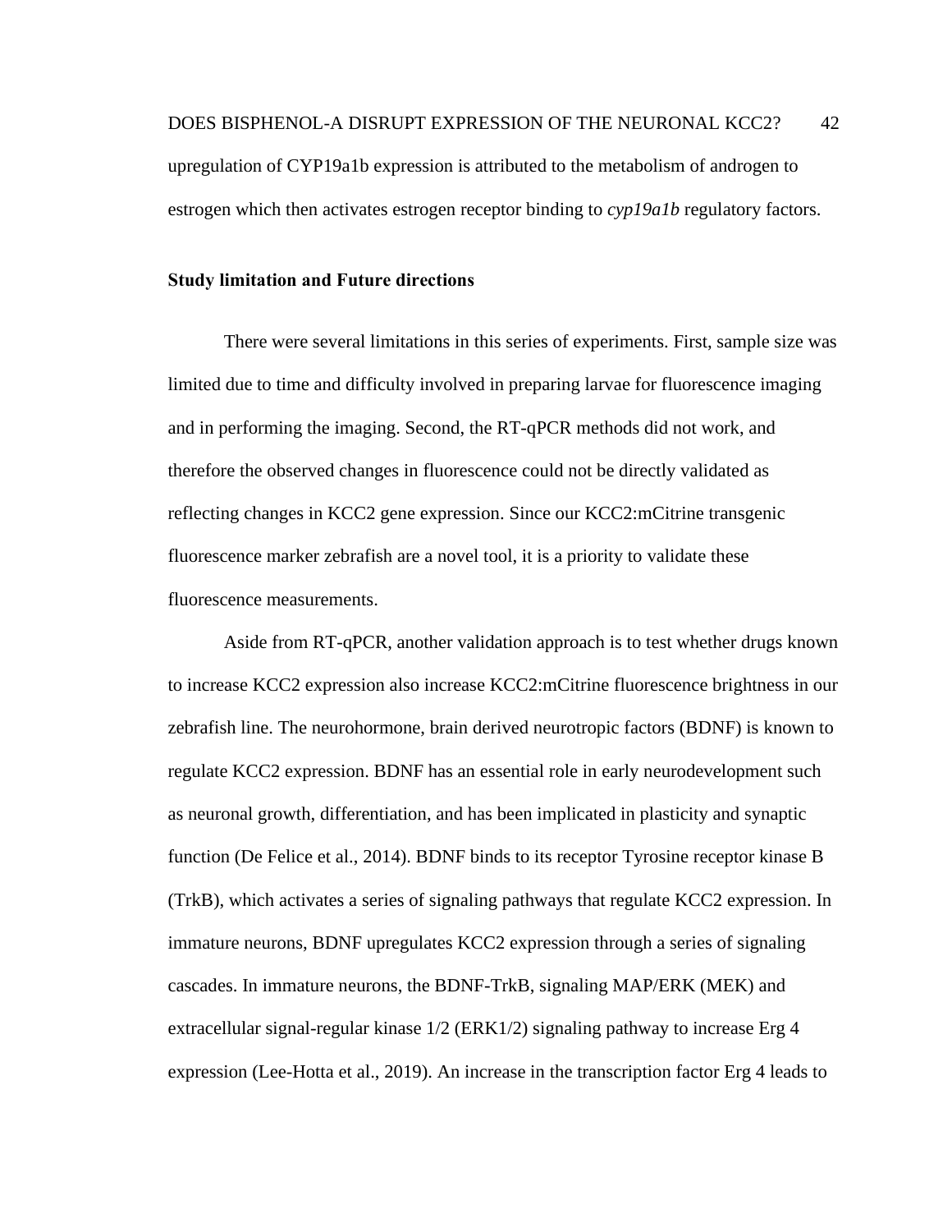upregulation of CYP19a1b expression is attributed to the metabolism of androgen to estrogen which then activates estrogen receptor binding to *cyp19a1b* regulatory factors.

### Study limitation and Future directions

There were several limitations in this series of experiments. First, sample size was limited due to time and difficulty involved in preparing larvae for fluorescence imaging and in performing the imaging. Second, the RT-qPCR methods did not work, and therefore the observed changes in fluorescence could not be directly validated as reflecting changes in KCC2 gene expression. Since our KCC2:mCitrine transgenic fluorescence marker zebrafish are a novel tool, it is a priority to validate these fluorescence measurements.

Aside from RT-qPCR, another validation approach is to test whether drugs known to increase KCC2 expression also increase KCC2:mCitrine fluorescence brightness in our zebrafish line. The neurohormone, brain derived neurotropic factors (BDNF) is known to regulate KCC2 expression. BDNF has an essential role in early neurodevelopment such as neuronal growth, differentiation, and has been implicated in plasticity and synaptic function (De Felice et al., 2014). BDNF binds to its receptor Tyrosine receptor kinase B (TrkB), which activates a series of signaling pathways that regulate KCC2 expression. In immature neurons, BDNF upregulates KCC2 expression through a series of signaling cascades. In immature neurons, the BDNF-TrkB, signaling MAP/ERK (MEK) and extracellular signal-regular kinase 1/2 (ERK1/2) signaling pathway to increase Erg 4 expression (Lee-Hotta et al., 2019). An increase in the transcription factor Erg 4 leads to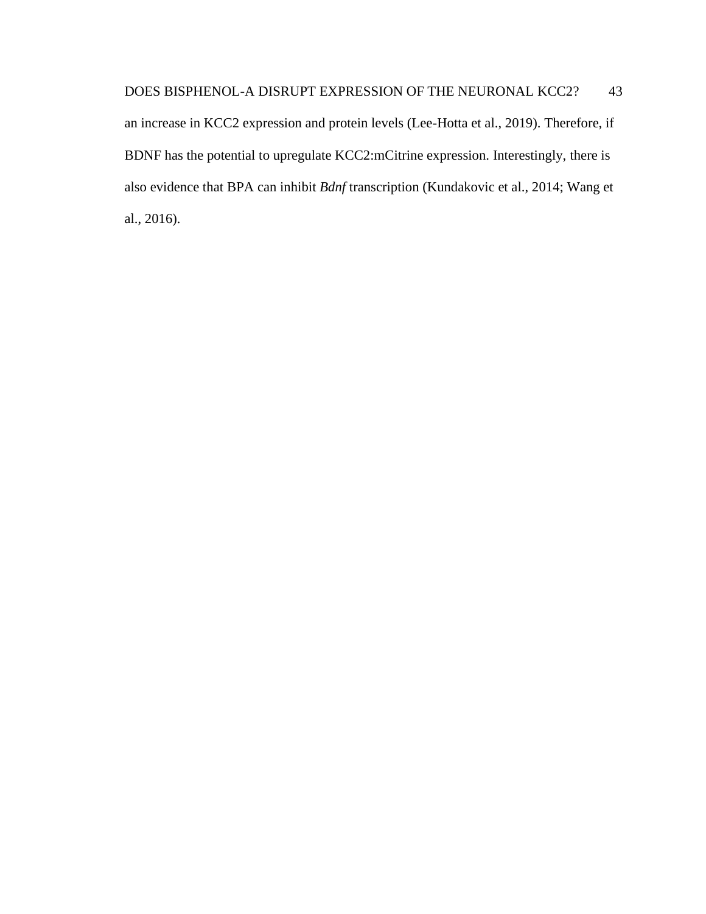an increase in KCC2 expression and protein levels (Lee-Hotta et al., 2019). Therefore, if BDNF has the potential to upregulate KCC2:mCitrine expression. Interestingly, there is also evidence that BPA can inhibit *Bdnf* transcription (Kundakovic et al., 2014; Wang et al., 2016).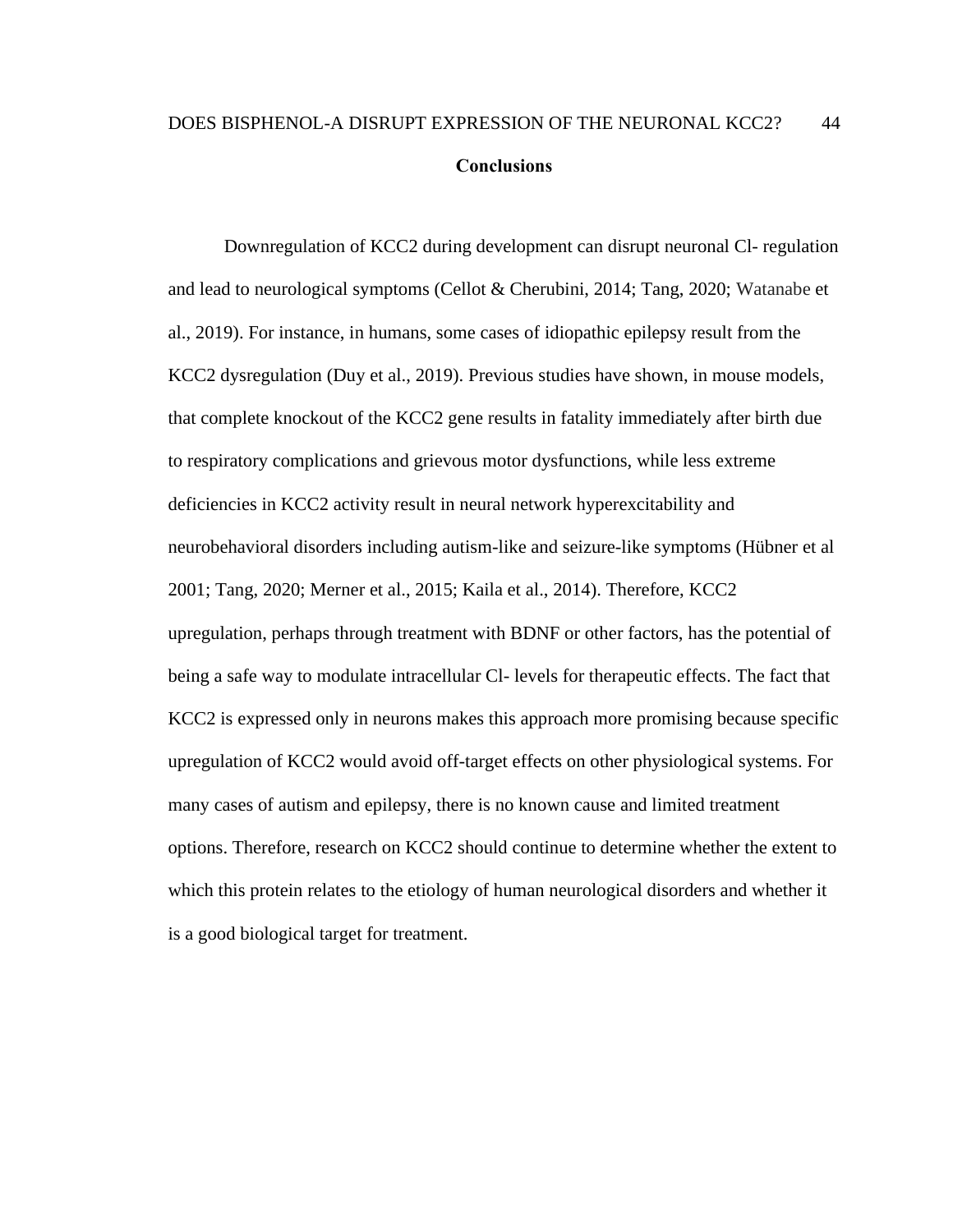## Conclusions

Downregulation of KCC2 during development can disrupt neuronal Cl- regulation and lead to neurological symptoms (Cellot & Cherubini, 2014; Tang, 2020; Watanabe et al., 2019). For instance, in humans, some cases of idiopathic epilepsy result from the KCC2 dysregulation (Duy et al., 2019). Previous studies have shown, in mouse models, that complete knockout of the KCC2 gene results in fatality immediately after birth due to respiratory complications and grievous motor dysfunctions, while less extreme deficiencies in KCC2 activity result in neural network hyperexcitability and neurobehavioral disorders including autism-like and seizure-like symptoms (Hübner et al 2001; Tang, 2020; Merner et al., 2015; Kaila et al., 2014). Therefore, KCC2 upregulation, perhaps through treatment with BDNF or other factors, has the potential of being a safe way to modulate intracellular Cl- levels for therapeutic effects. The fact that KCC2 is expressed only in neurons makes this approach more promising because specific upregulation of KCC2 would avoid off-target effects on other physiological systems. For many cases of autism and epilepsy, there is no known cause and limited treatment options. Therefore, research on KCC2 should continue to determine whether the extent to which this protein relates to the etiology of human neurological disorders and whether it is a good biological target for treatment.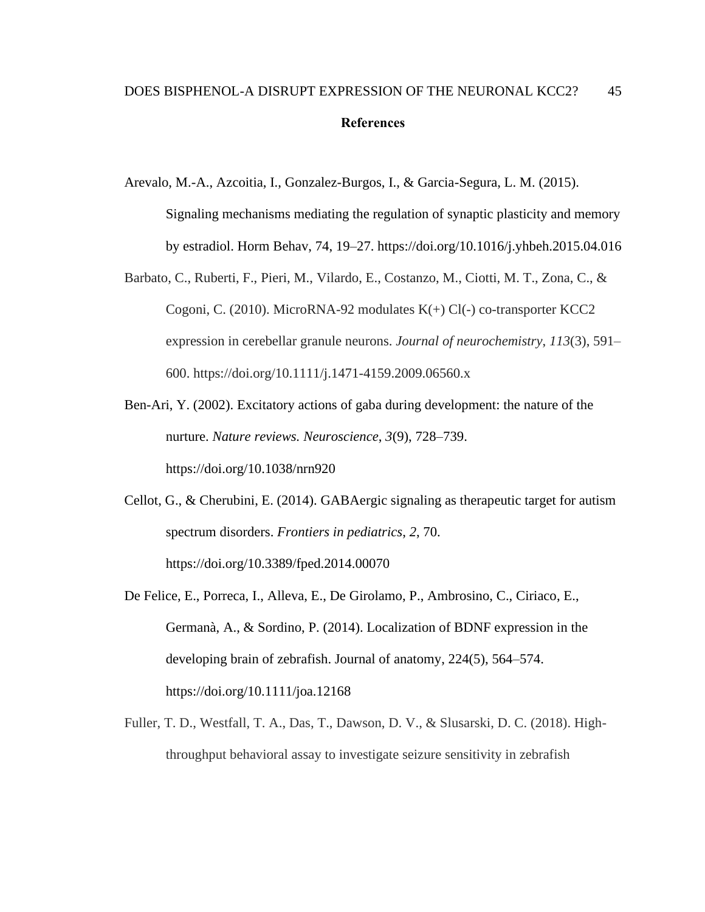## References

Arevalo, M.-A., Azcoitia, I., Gonzalez-Burgos, I., & Garcia-Segura, L. M. (2015). Signaling mechanisms mediating the regulation of synaptic plasticity and memory by estradiol. Horm Behav, 74, 19–27. https://doi.org/10.1016/j.yhbeh.2015.04.016

Barbato, C., Ruberti, F., Pieri, M., Vilardo, E., Costanzo, M., Ciotti, M. T., Zona, C., & Cogoni, C. (2010). MicroRNA-92 modulates K(+) Cl(-) co-transporter KCC2 expression in cerebellar granule neurons. *Journal of neurochemistry*, *113*(3), 591–600. https://doi.org/10.1111/j.1471-4159.2009.06560.x

Ben-Ari, Y. (2002). Excitatory actions of gaba during development: the nature of the nurture. *Nature reviews. Neuroscience*, *3*(9), 728–739. https://doi.org/10.1038/nrn920

Cellot, G., & Cherubini, E. (2014). GABAergic signaling as therapeutic target for autism spectrum disorders. *Frontiers in pediatrics*, *2*, 70. https://doi.org/10.3389/fped.2014.00070

De Felice, E., Porreca, I., Alleva, E., De Girolamo, P., Ambrosino, C., Ciriaco, E., Germanà, A., & Sordino, P. (2014). Localization of BDNF expression in the developing brain of zebrafish. Journal of anatomy, 224(5), 564–574. https://doi.org/10.1111/joa.12168

Fuller, T. D., Westfall, T. A., Das, T., Dawson, D. V., & Slusarski, D. C. (2018). High-throughput behavioral assay to investigate seizure sensitivity in zebrafish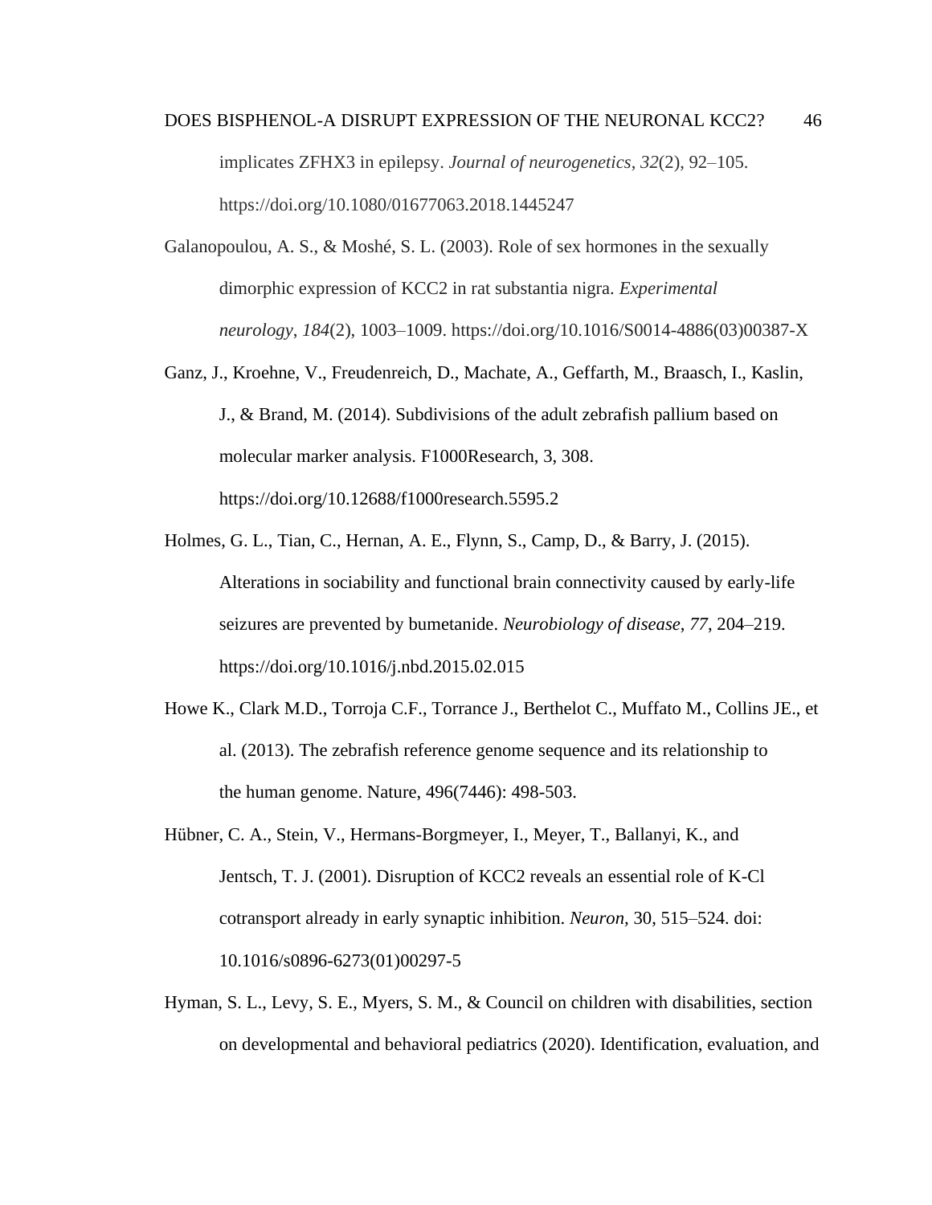implicates ZFHX3 in epilepsy. *Journal of neurogenetics*, *32*(2), 92–105. https://doi.org/10.1080/01677063.2018.1445247

Galanopoulou, A. S., & Moshé, S. L. (2003). Role of sex hormones in the sexually dimorphic expression of KCC2 in rat substantia nigra. *Experimental neurology*, *184*(2), 1003–1009. https://doi.org/10.1016/S0014-4886(03)00387-X

Ganz, J., Kroehne, V., Freudenreich, D., Machate, A., Geffarth, M., Braasch, I., Kaslin, J., & Brand, M. (2014). Subdivisions of the adult zebrafish pallium based on molecular marker analysis. F1000Research, 3, 308. https://doi.org/10.12688/f1000research.5595.2

Holmes, G. L., Tian, C., Hernan, A. E., Flynn, S., Camp, D., & Barry, J. (2015). Alterations in sociability and functional brain connectivity caused by early-life seizures are prevented by bumetanide. *Neurobiology of disease*, *77*, 204–219. https://doi.org/10.1016/j.nbd.2015.02.015

Howe K., Clark M.D., Torroja C.F., Torrance J., Berthelot C., Muffato M., Collins JE., et al. (2013). The zebrafish reference genome sequence and its relationship to the human genome. Nature, 496(7446): 498-503.

Hübner, C. A., Stein, V., Hermans-Borgmeyer, I., Meyer, T., Ballanyi, K., and Jentsch, T. J. (2001). Disruption of KCC2 reveals an essential role of K-Cl cotransport already in early synaptic inhibition. *Neuron*, 30, 515–524. doi: 10.1016/s0896-6273(01)00297-5

Hyman, S. L., Levy, S. E., Myers, S. M., & Council on children with disabilities, section on developmental and behavioral pediatrics (2020). Identification, evaluation, and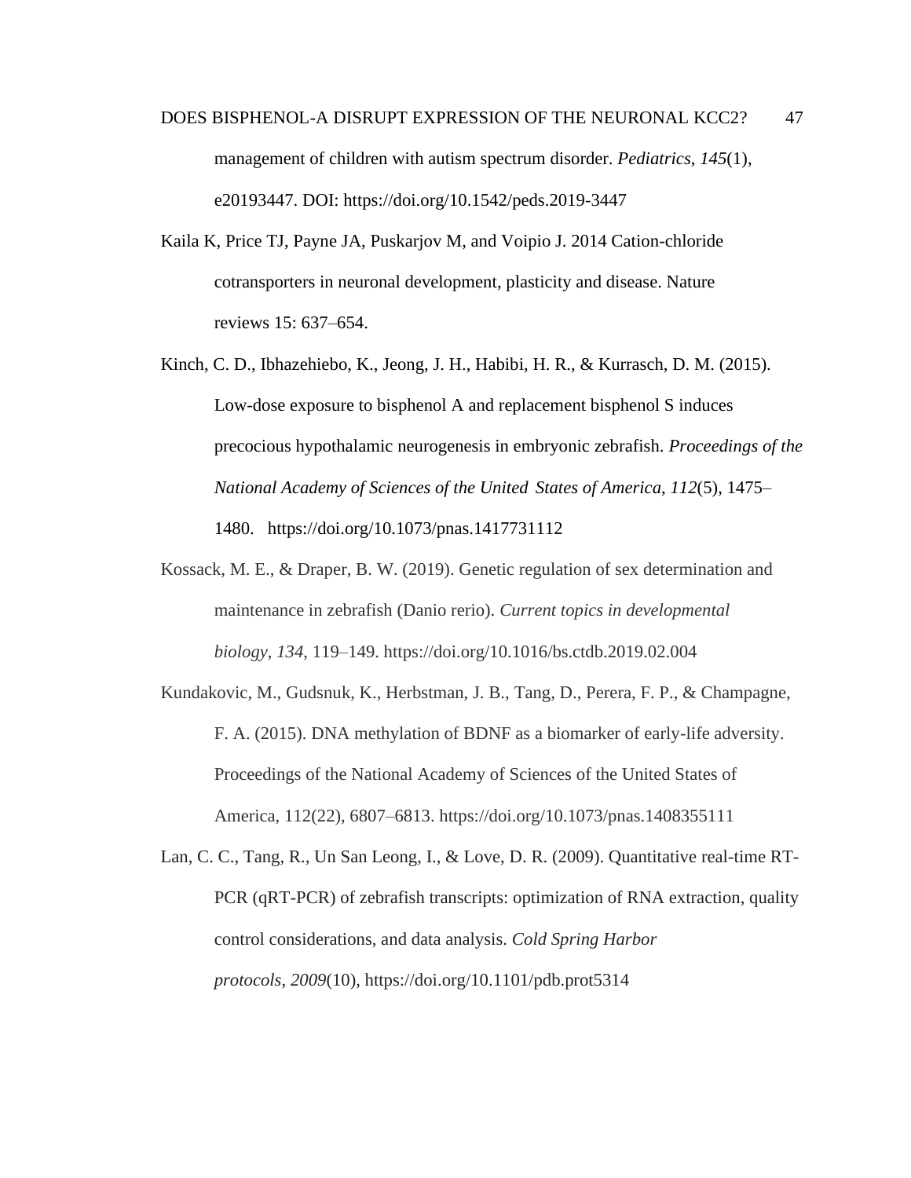management of children with autism spectrum disorder. *Pediatrics*, *145*(1), e20193447. DOI: https://doi.org/10.1542/peds.2019-3447

Kaila K, Price TJ, Payne JA, Puskarjov M, and Voipio J. 2014 Cation-chloride cotransporters in neuronal development, plasticity and disease. Nature reviews 15: 637–654.

Kinch, C. D., Ibhazehiebo, K., Jeong, J. H., Habibi, H. R., & Kurrasch, D. M. (2015). Low-dose exposure to bisphenol A and replacement bisphenol S induces precocious hypothalamic neurogenesis in embryonic zebrafish. *Proceedings of the National Academy of Sciences of the United States of America*, *112*(5), 1475–1480. https://doi.org/10.1073/pnas.1417731112

Kossack, M. E., & Draper, B. W. (2019). Genetic regulation of sex determination and maintenance in zebrafish (Danio rerio). *Current topics in developmental biology*, *134*, 119–149. https://doi.org/10.1016/bs.ctdb.2019.02.004

Kundakovic, M., Gudsnuk, K., Herbstman, J. B., Tang, D., Perera, F. P., & Champagne, F. A. (2015). DNA methylation of BDNF as a biomarker of early-life adversity. Proceedings of the National Academy of Sciences of the United States of America, 112(22), 6807–6813. https://doi.org/10.1073/pnas.1408355111

Lan, C. C., Tang, R., Un San Leong, I., & Love, D. R. (2009). Quantitative real-time RT-PCR (qRT-PCR) of zebrafish transcripts: optimization of RNA extraction, quality control considerations, and data analysis. *Cold Spring Harbor protocols*, *2009*(10), https://doi.org/10.1101/pdb.prot5314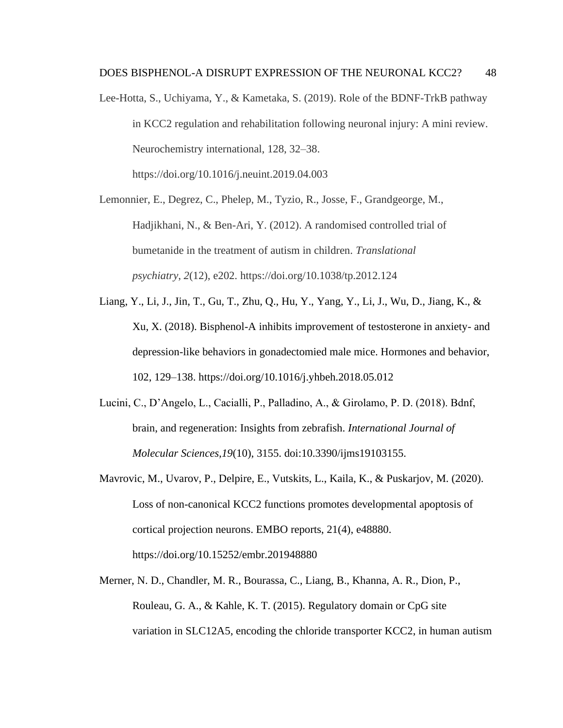Lee-Hotta, S., Uchiyama, Y., & Kametaka, S. (2019). Role of the BDNF-TrkB pathway in KCC2 regulation and rehabilitation following neuronal injury: A mini review. Neurochemistry international, 128, 32–38. https://doi.org/10.1016/j.neuint.2019.04.003

Lemonnier, E., Degrez, C., Phelep, M., Tyzio, R., Josse, F., Grandgeorge, M., Hadjikhani, N., & Ben-Ari, Y. (2012). A randomised controlled trial of bumetanide in the treatment of autism in children. *Translational psychiatry*, *2*(12), e202. https://doi.org/10.1038/tp.2012.124

Liang, Y., Li, J., Jin, T., Gu, T., Zhu, Q., Hu, Y., Yang, Y., Li, J., Wu, D., Jiang, K., & Xu, X. (2018). Bisphenol-A inhibits improvement of testosterone in anxiety- and depression-like behaviors in gonadectomied male mice. Hormones and behavior, 102, 129–138. https://doi.org/10.1016/j.yhbeh.2018.05.012

Lucini, C., D'Angelo, L., Cacialli, P., Palladino, A., & Girolamo, P. D. (2018). Bdnf, brain, and regeneration: Insights from zebrafish. *International Journal of Molecular Sciences,19*(10), 3155. doi:10.3390/ijms19103155.

Mavrovic, M., Uvarov, P., Delpire, E., Vutskits, L., Kaila, K., & Puskarjov, M. (2020). Loss of non-canonical KCC2 functions promotes developmental apoptosis of cortical projection neurons. EMBO reports, 21(4), e48880. https://doi.org/10.15252/embr.201948880

Merner, N. D., Chandler, M. R., Bourassa, C., Liang, B., Khanna, A. R., Dion, P., Rouleau, G. A., & Kahle, K. T. (2015). Regulatory domain or CpG site variation in SLC12A5, encoding the chloride transporter KCC2, in human autism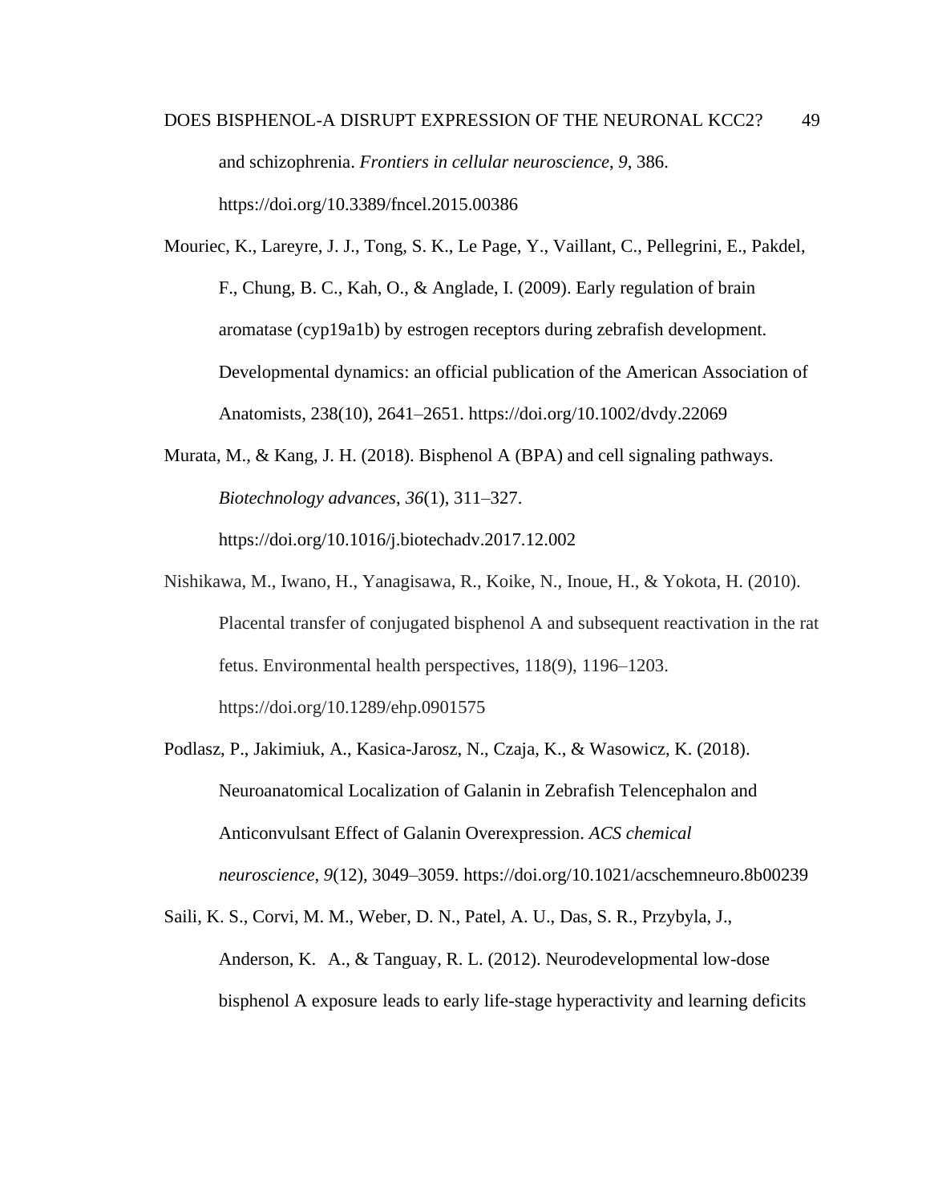and schizophrenia. *Frontiers in cellular neuroscience*, *9*, 386. https://doi.org/10.3389/fncel.2015.00386

Mouriec, K., Lareyre, J. J., Tong, S. K., Le Page, Y., Vaillant, C., Pellegrini, E., Pakdel, F., Chung, B. C., Kah, O., & Anglade, I. (2009). Early regulation of brain aromatase (cyp19a1b) by estrogen receptors during zebrafish development. Developmental dynamics: an official publication of the American Association of Anatomists, 238(10), 2641–2651. https://doi.org/10.1002/dvdy.22069

Murata, M., & Kang, J. H. (2018). Bisphenol A (BPA) and cell signaling pathways. *Biotechnology advances*, *36*(1), 311–327. https://doi.org/10.1016/j.biotechadv.2017.12.002

Nishikawa, M., Iwano, H., Yanagisawa, R., Koike, N., Inoue, H., & Yokota, H. (2010). Placental transfer of conjugated bisphenol A and subsequent reactivation in the rat fetus. Environmental health perspectives, 118(9), 1196–1203. https://doi.org/10.1289/ehp.0901575

Podlasz, P., Jakimiuk, A., Kasica-Jarosz, N., Czaja, K., & Wasowicz, K. (2018). Neuroanatomical Localization of Galanin in Zebrafish Telencephalon and Anticonvulsant Effect of Galanin Overexpression. *ACS chemical neuroscience*, *9*(12), 3049–3059. https://doi.org/10.1021/acschemneuro.8b00239

Saili, K. S., Corvi, M. M., Weber, D. N., Patel, A. U., Das, S. R., Przybyla, J., Anderson, K. A., & Tanguay, R. L. (2012). Neurodevelopmental low-dose bisphenol A exposure leads to early life-stage hyperactivity and learning deficits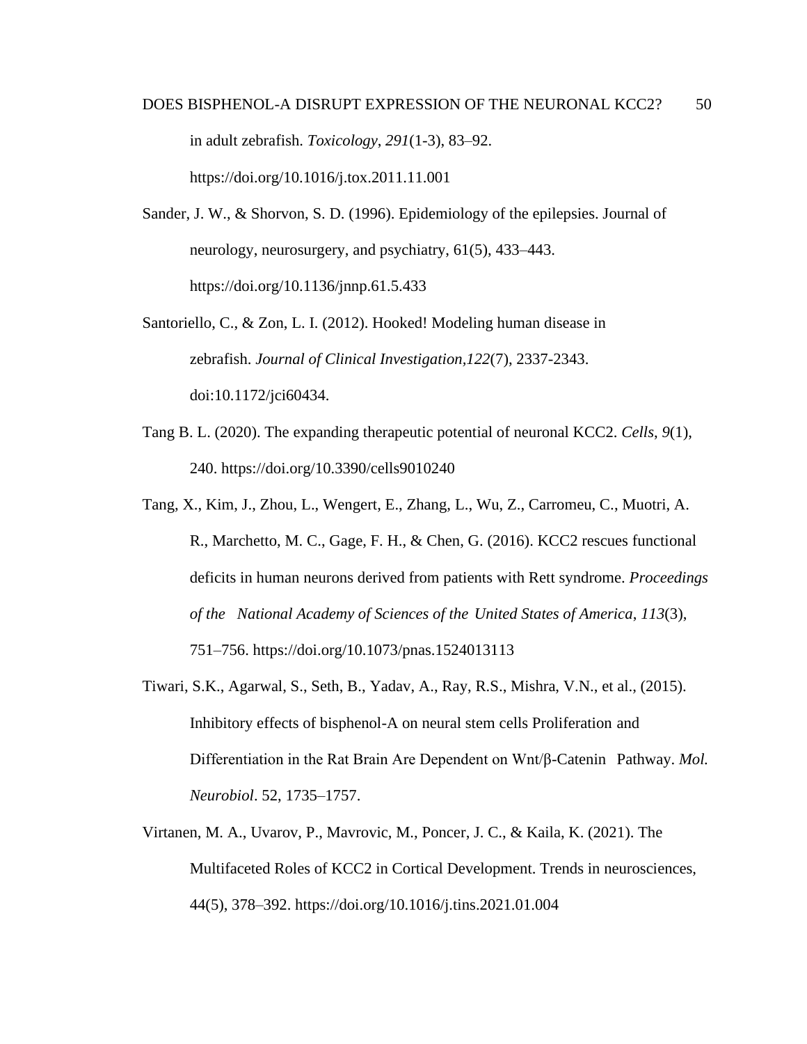in adult zebrafish. *Toxicology*, *291*(1-3), 83–92. https://doi.org/10.1016/j.tox.2011.11.001

Sander, J. W., & Shorvon, S. D. (1996). Epidemiology of the epilepsies. Journal of neurology, neurosurgery, and psychiatry, 61(5), 433–443. https://doi.org/10.1136/jnnp.61.5.433

Santoriello, C., & Zon, L. I. (2012). Hooked! Modeling human disease in zebrafish. *Journal of Clinical Investigation,122*(7), 2337-2343. doi:10.1172/jci60434.

Tang B. L. (2020). The expanding therapeutic potential of neuronal KCC2. *Cells*, *9*(1), 240. https://doi.org/10.3390/cells9010240

Tang, X., Kim, J., Zhou, L., Wengert, E., Zhang, L., Wu, Z., Carromeu, C., Muotri, A. R., Marchetto, M. C., Gage, F. H., & Chen, G. (2016). KCC2 rescues functional deficits in human neurons derived from patients with Rett syndrome. *Proceedings of the National Academy of Sciences of the United States of America*, *113*(3), 751–756. https://doi.org/10.1073/pnas.1524013113

Tiwari, S.K., Agarwal, S., Seth, B., Yadav, A., Ray, R.S., Mishra, V.N., et al., (2015). Inhibitory effects of bisphenol-A on neural stem cells Proliferation and Differentiation in the Rat Brain Are Dependent on Wnt/β-Catenin Pathway. *Mol. Neurobiol*. 52, 1735–1757.

Virtanen, M. A., Uvarov, P., Mavrovic, M., Poncer, J. C., & Kaila, K. (2021). The Multifaceted Roles of KCC2 in Cortical Development. Trends in neurosciences, 44(5), 378–392. https://doi.org/10.1016/j.tins.2021.01.004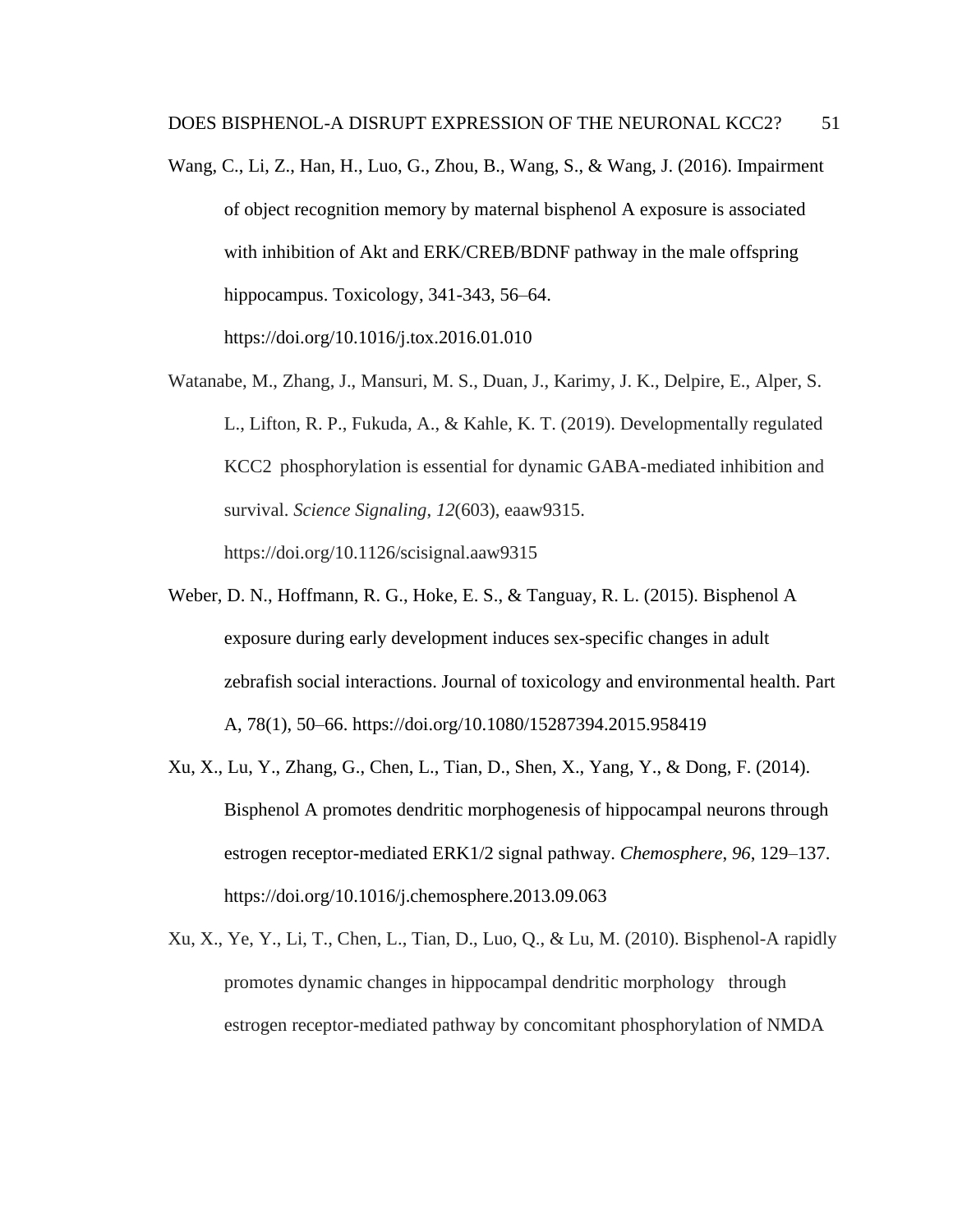Wang, C., Li, Z., Han, H., Luo, G., Zhou, B., Wang, S., & Wang, J. (2016). Impairment of object recognition memory by maternal bisphenol A exposure is associated with inhibition of Akt and ERK/CREB/BDNF pathway in the male offspring hippocampus. Toxicology, 341-343, 56–64. https://doi.org/10.1016/j.tox.2016.01.010

Watanabe, M., Zhang, J., Mansuri, M. S., Duan, J., Karimy, J. K., Delpire, E., Alper, S. L., Lifton, R. P., Fukuda, A., & Kahle, K. T. (2019). Developmentally regulated KCC2 phosphorylation is essential for dynamic GABA-mediated inhibition and survival. *Science Signaling*, *12*(603), eaaw9315. https://doi.org/10.1126/scisignal.aaw9315

Weber, D. N., Hoffmann, R. G., Hoke, E. S., & Tanguay, R. L. (2015). Bisphenol A exposure during early development induces sex-specific changes in adult zebrafish social interactions. Journal of toxicology and environmental health. Part A, 78(1), 50–66. https://doi.org/10.1080/15287394.2015.958419

Xu, X., Lu, Y., Zhang, G., Chen, L., Tian, D., Shen, X., Yang, Y., & Dong, F. (2014). Bisphenol A promotes dendritic morphogenesis of hippocampal neurons through estrogen receptor-mediated ERK1/2 signal pathway. *Chemosphere*, *96*, 129–137. https://doi.org/10.1016/j.chemosphere.2013.09.063

Xu, X., Ye, Y., Li, T., Chen, L., Tian, D., Luo, Q., & Lu, M. (2010). Bisphenol-A rapidly promotes dynamic changes in hippocampal dendritic morphology through estrogen receptor-mediated pathway by concomitant phosphorylation of NMDA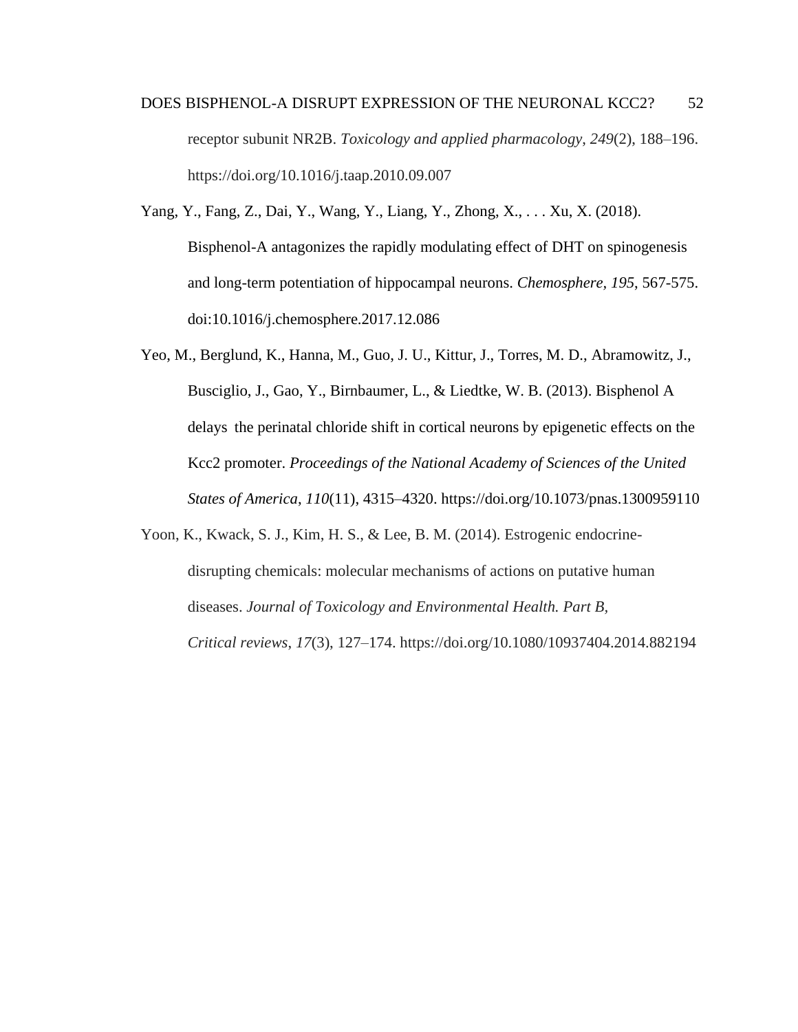receptor subunit NR2B. *Toxicology and applied pharmacology*, *249*(2), 188–196. https://doi.org/10.1016/j.taap.2010.09.007

Yang, Y., Fang, Z., Dai, Y., Wang, Y., Liang, Y., Zhong, X., . . . Xu, X. (2018). Bisphenol-A antagonizes the rapidly modulating effect of DHT on spinogenesis and long-term potentiation of hippocampal neurons. *Chemosphere, 195*, 567-575. doi:10.1016/j.chemosphere.2017.12.086

Yeo, M., Berglund, K., Hanna, M., Guo, J. U., Kittur, J., Torres, M. D., Abramowitz, J., Busciglio, J., Gao, Y., Birnbaumer, L., & Liedtke, W. B. (2013). Bisphenol A delays the perinatal chloride shift in cortical neurons by epigenetic effects on the Kcc2 promoter. *Proceedings of the National Academy of Sciences of the United States of America*, *110*(11), 4315–4320. https://doi.org/10.1073/pnas.1300959110

Yoon, K., Kwack, S. J., Kim, H. S., & Lee, B. M. (2014). Estrogenic endocrine-disrupting chemicals: molecular mechanisms of actions on putative human diseases. *Journal of Toxicology and Environmental Health. Part B, Critical reviews*, *17*(3), 127–174. https://doi.org/10.1080/10937404.2014.882194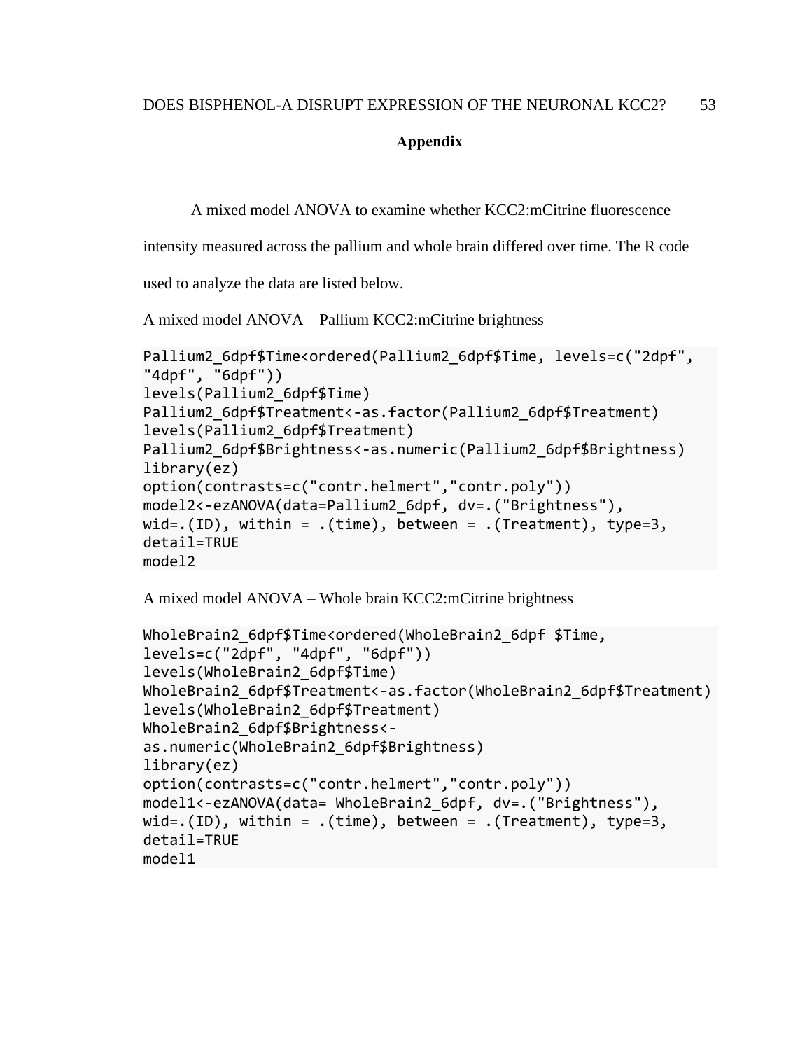## Appendix

A mixed model ANOVA to examine whether KCC2:mCitrine fluorescence intensity measured across the pallium and whole brain differed over time. The R code used to analyze the data are listed below.

A mixed model ANOVA – Pallium KCC2:mCitrine brightness

```
Pallium2_6dpf$Time<ordered(Pallium2_6dpf$Time, levels=c("2dpf",
"4dpf", "6dpf"))
levels(Pallium2_6dpf$Time)
Pallium2_6dpf$Treatment<-as.factor(Pallium2_6dpf$Treatment)
levels(Pallium2_6dpf$Treatment)
Pallium2_6dpf$Brightness<-as.numeric(Pallium2_6dpf$Brightness)
library(ez)
option(contrasts=c("contr.helmert","contr.poly"))
model2<-ezANOVA(data=Pallium2_6dpf, dv=.("Brightness"),
wid=.(ID), within = .(time), between = .(Treatment), type=3,
detail=TRUE
model2
```

A mixed model ANOVA – Whole brain KCC2:mCitrine brightness

```
WholeBrain2_6dpf$Time<ordered(WholeBrain2_6dpf $Time,
levels=c("2dpf", "4dpf", "6dpf"))
levels(WholeBrain2_6dpf$Time)
WholeBrain2_6dpf$Treatment<-as.factor(WholeBrain2_6dpf$Treatment)
levels(WholeBrain2_6dpf$Treatment)
WholeBrain2_6dpf$Brightness<-
as.numeric(WholeBrain2_6dpf$Brightness)
library(ez)
option(contrasts=c("contr.helmert","contr.poly"))
model1<-ezANOVA(data= WholeBrain2_6dpf, dv=.("Brightness"),
wid=.(ID), within = .(time), between = .(Treatment), type=3,
detail=TRUE
model1
```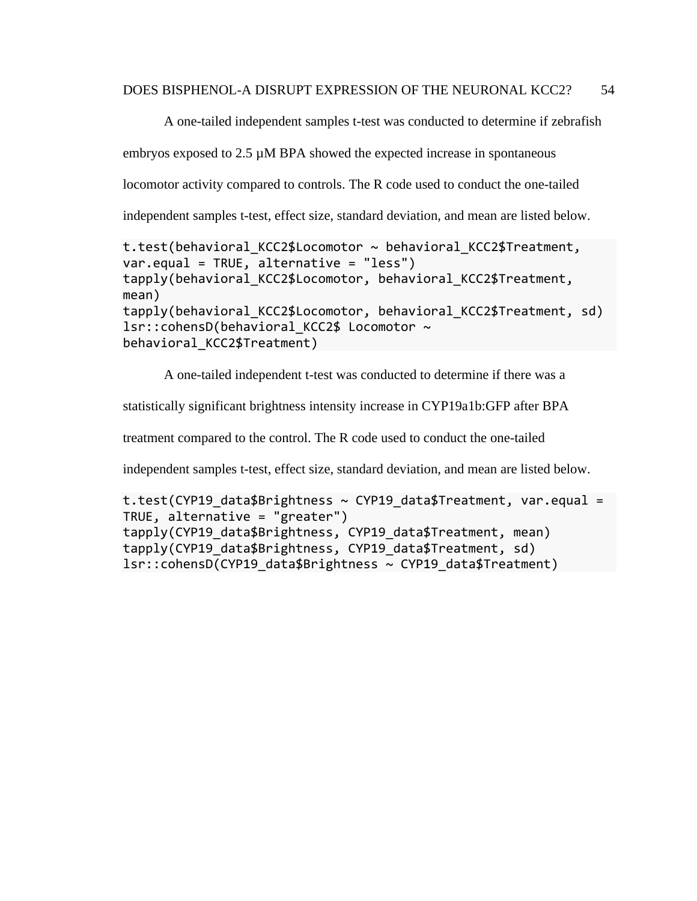A one-tailed independent samples t-test was conducted to determine if zebrafish embryos exposed to 2.5 µM BPA showed the expected increase in spontaneous locomotor activity compared to controls. The R code used to conduct the one-tailed independent samples t-test, effect size, standard deviation, and mean are listed below.

```
t.test(behavioral_KCC2$Locomotor ~ behavioral_KCC2$Treatment,
var.equal = TRUE, alternative = "less")
tapply(behavioral_KCC2$Locomotor, behavioral_KCC2$Treatment,
mean)
tapply(behavioral_KCC2$Locomotor, behavioral_KCC2$Treatment, sd)
lsr::cohensD(behavioral_KCC2$ Locomotor ~
behavioral_KCC2$Treatment)
```

A one-tailed independent t-test was conducted to determine if there was a statistically significant brightness intensity increase in CYP19a1b:GFP after BPA treatment compared to the control. The R code used to conduct the one-tailed independent samples t-test, effect size, standard deviation, and mean are listed below.

```
t.test(CYP19_data$Brightness ~ CYP19_data$Treatment, var.equal =
TRUE, alternative = "greater")
tapply(CYP19_data$Brightness, CYP19_data$Treatment, mean)
tapply(CYP19_data$Brightness, CYP19_data$Treatment, sd)
lsr::cohensD(CYP19_data$Brightness ~ CYP19_data$Treatment)
```